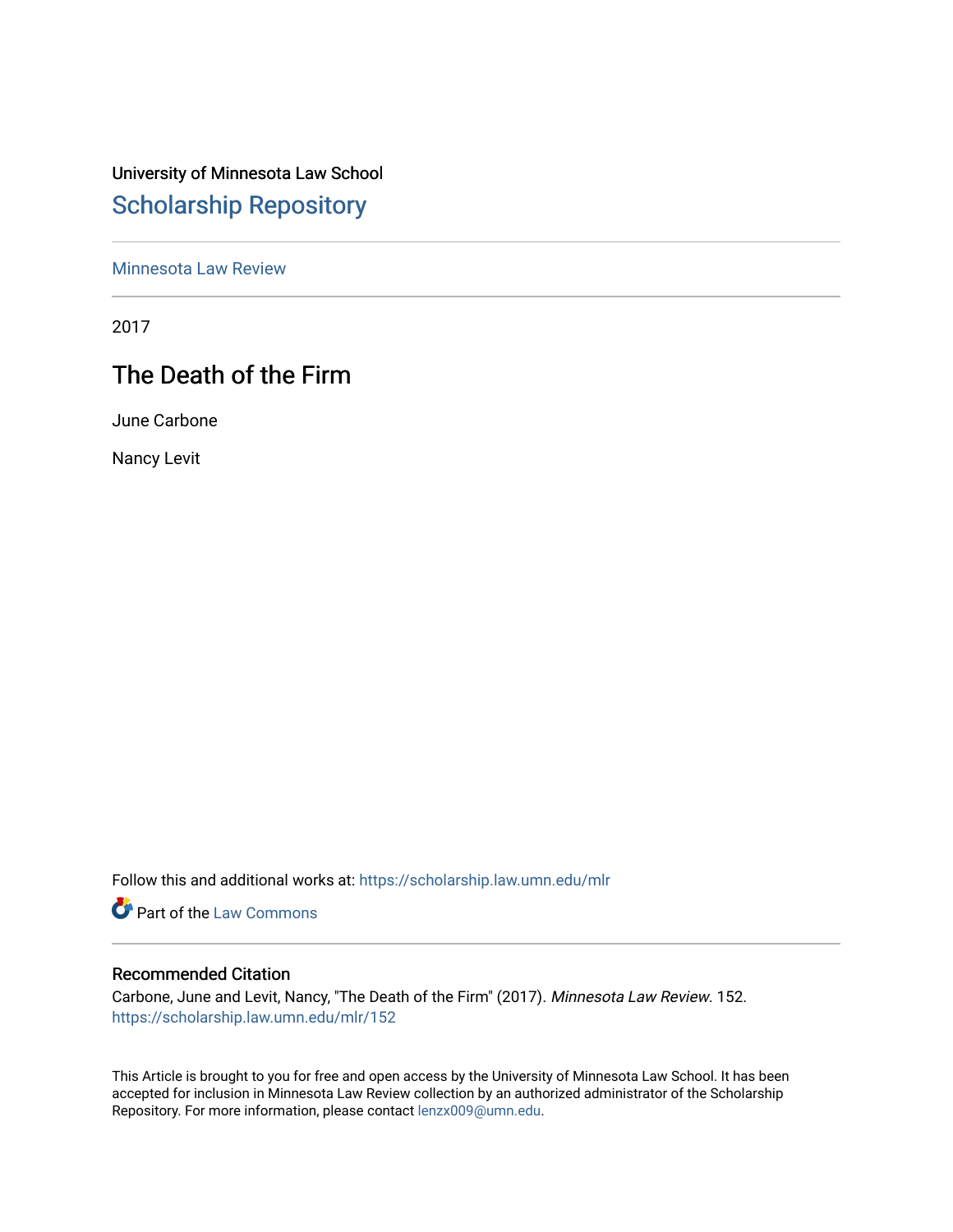University of Minnesota Law School

# Scholarship Repository

Minnesota Law Review

2017

## The Death of the Firm

June Carbone

Nancy Levit

Follow this and additional works at: https://scholarship.law.umn.edu/mlr

Part of the Law Commons

### Recommended Citation

Carbone, June and Levit, Nancy, "The Death of the Firm" (2017). *Minnesota Law Review*. 152.
https://scholarship.law.umn.edu/mlr/152

This Article is brought to you for free and open access by the University of Minnesota Law School. It has been accepted for inclusion in Minnesota Law Review collection by an authorized administrator of the Scholarship Repository. For more information, please contact lenzx009@umn.edu.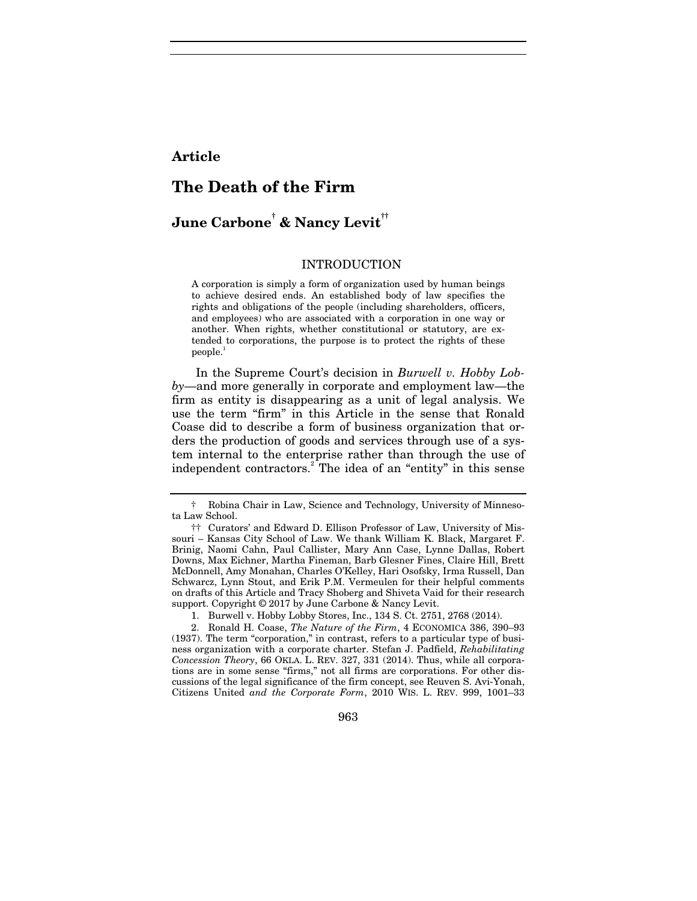**Article**

# The Death of the Firm

## June Carbone[†] & Nancy Levit[††]

### INTRODUCTION

> A corporation is simply a form of organization used by human beings to achieve desired ends. An established body of law specifies the rights and obligations of the people (including shareholders, officers, and employees) who are associated with a corporation in one way or another. When rights, whether constitutional or statutory, are extended to corporations, the purpose is to protect the rights of these people.[1]

In the Supreme Court's decision in *Burwell v. Hobby Lobby*—and more generally in corporate and employment law—the firm as entity is disappearing as a unit of legal analysis. We use the term "firm" in this Article in the sense that Ronald Coase did to describe a form of business organization that orders the production of goods and services through use of a system internal to the enterprise rather than through the use of independent contractors.[2] The idea of an "entity" in this sense

---

† Robina Chair in Law, Science and Technology, University of Minnesota Law School.

†† Curators' and Edward D. Ellison Professor of Law, University of Missouri – Kansas City School of Law. We thank William K. Black, Margaret F. Brinig, Naomi Cahn, Paul Callister, Mary Ann Case, Lynne Dallas, Robert Downs, Max Eichner, Martha Fineman, Barb Glesner Fines, Claire Hill, Brett McDonnell, Amy Monahan, Charles O'Kelley, Hari Osofsky, Irma Russell, Dan Schwarcz, Lynn Stout, and Erik P.M. Vermeulen for their helpful comments on drafts of this Article and Tracy Shoberg and Shiveta Vaid for their research support. Copyright © 2017 by June Carbone & Nancy Levit.

1. Burwell v. Hobby Lobby Stores, Inc., 134 S. Ct. 2751, 2768 (2014).

2. Ronald H. Coase, *The Nature of the Firm*, 4 ECONOMICA 386, 390–93 (1937). The term "corporation," in contrast, refers to a particular type of business organization with a corporate charter. Stefan J. Padfield, *Rehabilitating Concession Theory*, 66 OKLA. L. REV. 327, 331 (2014). Thus, while all corporations are in some sense "firms," not all firms are corporations. For other discussions of the legal significance of the firm concept, see Reuven S. Avi-Yonah, Citizens United *and the Corporate Form*, 2010 WIS. L. REV. 999, 1001–33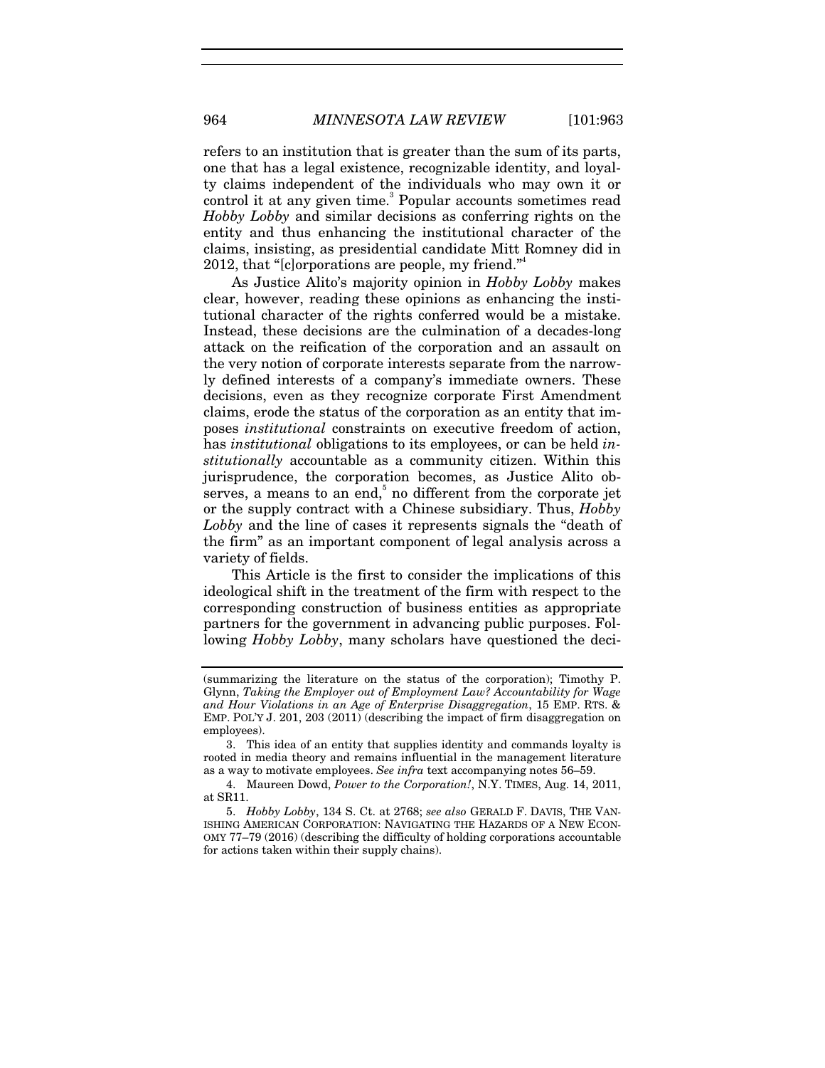refers to an institution that is greater than the sum of its parts, one that has a legal existence, recognizable identity, and loyalty claims independent of the individuals who may own it or control it at any given time.[3] Popular accounts sometimes read *Hobby Lobby* and similar decisions as conferring rights on the entity and thus enhancing the institutional character of the claims, insisting, as presidential candidate Mitt Romney did in 2012, that "[c]orporations are people, my friend."[4]

As Justice Alito's majority opinion in *Hobby Lobby* makes clear, however, reading these opinions as enhancing the institutional character of the rights conferred would be a mistake. Instead, these decisions are the culmination of a decades-long attack on the reification of the corporation and an assault on the very notion of corporate interests separate from the narrowly defined interests of a company's immediate owners. These decisions, even as they recognize corporate First Amendment claims, erode the status of the corporation as an entity that imposes *institutional* constraints on executive freedom of action, has *institutional* obligations to its employees, or can be held *institutionally* accountable as a community citizen. Within this jurisprudence, the corporation becomes, as Justice Alito observes, a means to an end,[5] no different from the corporate jet or the supply contract with a Chinese subsidiary. Thus, *Hobby Lobby* and the line of cases it represents signals the "death of the firm" as an important component of legal analysis across a variety of fields.

This Article is the first to consider the implications of this ideological shift in the treatment of the firm with respect to the corresponding construction of business entities as appropriate partners for the government in advancing public purposes. Following *Hobby Lobby*, many scholars have questioned the deci-

---

(summarizing the literature on the status of the corporation); Timothy P. Glynn, *Taking the Employer out of Employment Law? Accountability for Wage and Hour Violations in an Age of Enterprise Disaggregation*, 15 EMP. RTS. & EMP. POL'Y J. 201, 203 (2011) (describing the impact of firm disaggregation on employees).

3. This idea of an entity that supplies identity and commands loyalty is rooted in media theory and remains influential in the management literature as a way to motivate employees. *See infra* text accompanying notes 56–59.

4. Maureen Dowd, *Power to the Corporation!*, N.Y. TIMES, Aug. 14, 2011, at SR11.

5. *Hobby Lobby*, 134 S. Ct. at 2768; *see also* GERALD F. DAVIS, THE VANISHING AMERICAN CORPORATION: NAVIGATING THE HAZARDS OF A NEW ECONOMY 77–79 (2016) (describing the difficulty of holding corporations accountable for actions taken within their supply chains).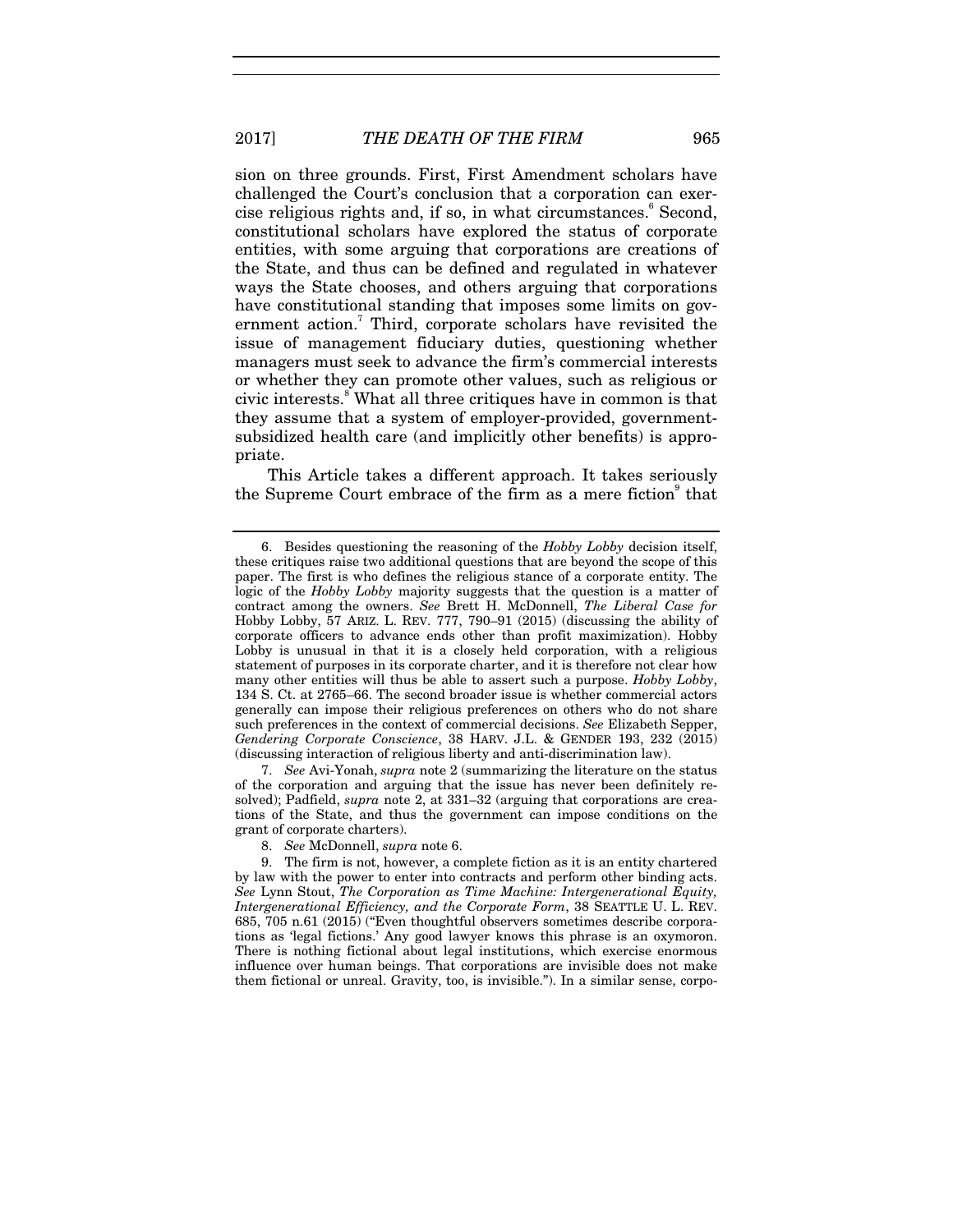sion on three grounds. First, First Amendment scholars have challenged the Court's conclusion that a corporation can exercise religious rights and, if so, in what circumstances.[6] Second, constitutional scholars have explored the status of corporate entities, with some arguing that corporations are creations of the State, and thus can be defined and regulated in whatever ways the State chooses, and others arguing that corporations have constitutional standing that imposes some limits on government action.[7] Third, corporate scholars have revisited the issue of management fiduciary duties, questioning whether managers must seek to advance the firm's commercial interests or whether they can promote other values, such as religious or civic interests.[8] What all three critiques have in common is that they assume that a system of employer-provided, government-subsidized health care (and implicitly other benefits) is appropriate.

This Article takes a different approach. It takes seriously the Supreme Court embrace of the firm as a mere fiction[9] that

---

6. Besides questioning the reasoning of the *Hobby Lobby* decision itself, these critiques raise two additional questions that are beyond the scope of this paper. The first is who defines the religious stance of a corporate entity. The logic of the *Hobby Lobby* majority suggests that the question is a matter of contract among the owners. *See* Brett H. McDonnell, *The Liberal Case for* Hobby Lobby, 57 ARIZ. L. REV. 777, 790–91 (2015) (discussing the ability of corporate officers to advance ends other than profit maximization). Hobby Lobby is unusual in that it is a closely held corporation, with a religious statement of purposes in its corporate charter, and it is therefore not clear how many other entities will thus be able to assert such a purpose. *Hobby Lobby*, 134 S. Ct. at 2765–66. The second broader issue is whether commercial actors generally can impose their religious preferences on others who do not share such preferences in the context of commercial decisions. *See* Elizabeth Sepper, *Gendering Corporate Conscience*, 38 HARV. J.L. & GENDER 193, 232 (2015) (discussing interaction of religious liberty and anti-discrimination law).

7. *See* Avi-Yonah, *supra* note 2 (summarizing the literature on the status of the corporation and arguing that the issue has never been definitely resolved); Padfield, *supra* note 2, at 331–32 (arguing that corporations are creations of the State, and thus the government can impose conditions on the grant of corporate charters).

8. *See* McDonnell, *supra* note 6.

9. The firm is not, however, a complete fiction as it is an entity chartered by law with the power to enter into contracts and perform other binding acts. *See* Lynn Stout, *The Corporation as Time Machine: Intergenerational Equity, Intergenerational Efficiency, and the Corporate Form*, 38 SEATTLE U. L. REV. 685, 705 n.61 (2015) ("Even thoughtful observers sometimes describe corporations as 'legal fictions.' Any good lawyer knows this phrase is an oxymoron. There is nothing fictional about legal institutions, which exercise enormous influence over human beings. That corporations are invisible does not make them fictional or unreal. Gravity, too, is invisible."). In a similar sense, corpo-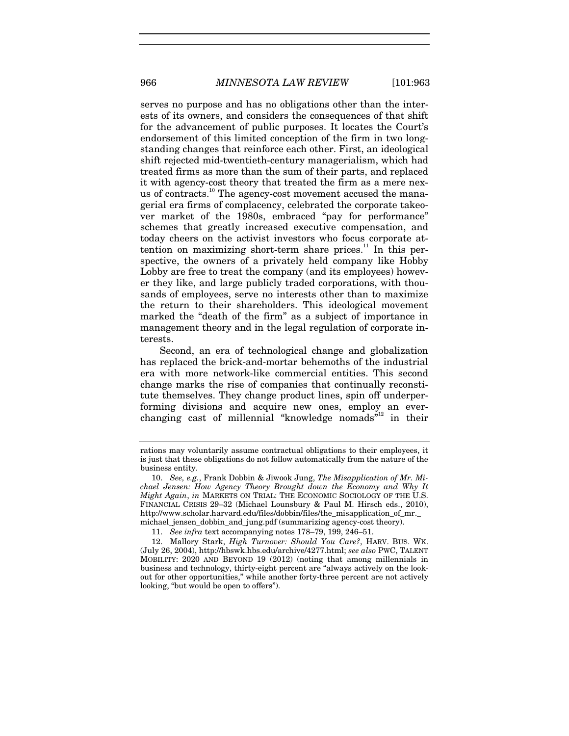serves no purpose and has no obligations other than the interests of its owners, and considers the consequences of that shift for the advancement of public purposes. It locates the Court's endorsement of this limited conception of the firm in two longstanding changes that reinforce each other. First, an ideological shift rejected mid-twentieth-century managerialism, which had treated firms as more than the sum of their parts, and replaced it with agency-cost theory that treated the firm as a mere nexus of contracts.[10] The agency-cost movement accused the managerial era firms of complacency, celebrated the corporate takeover market of the 1980s, embraced "pay for performance" schemes that greatly increased executive compensation, and today cheers on the activist investors who focus corporate attention on maximizing short-term share prices.[11] In this perspective, the owners of a privately held company like Hobby Lobby are free to treat the company (and its employees) however they like, and large publicly traded corporations, with thousands of employees, serve no interests other than to maximize the return to their shareholders. This ideological movement marked the "death of the firm" as a subject of importance in management theory and in the legal regulation of corporate interests.

Second, an era of technological change and globalization has replaced the brick-and-mortar behemoths of the industrial era with more network-like commercial entities. This second change marks the rise of companies that continually reconstitute themselves. They change product lines, spin off underperforming divisions and acquire new ones, employ an ever-changing cast of millennial "knowledge nomads"[12] in their

---

rations may voluntarily assume contractual obligations to their employees, it is just that these obligations do not follow automatically from the nature of the business entity.

10. *See, e.g.*, Frank Dobbin & Jiwook Jung, *The Misapplication of Mr. Michael Jensen: How Agency Theory Brought down the Economy and Why It Might Again*, *in* MARKETS ON TRIAL: THE ECONOMIC SOCIOLOGY OF THE U.S. FINANCIAL CRISIS 29–32 (Michael Lounsbury & Paul M. Hirsch eds., 2010), http://www.scholar.harvard.edu/files/dobbin/files/the_misapplication_of_mr._michael_jensen_dobbin_and_jung.pdf (summarizing agency-cost theory).

11. *See infra* text accompanying notes 178–79, 199, 246–51.

12. Mallory Stark, *High Turnover: Should You Care?*, HARV. BUS. WK. (July 26, 2004), http://hbswk.hbs.edu/archive/4277.html; *see also* PWC, TALENT MOBILITY: 2020 AND BEYOND 19 (2012) (noting that among millennials in business and technology, thirty-eight percent are "always actively on the lookout for other opportunities," while another forty-three percent are not actively looking, "but would be open to offers").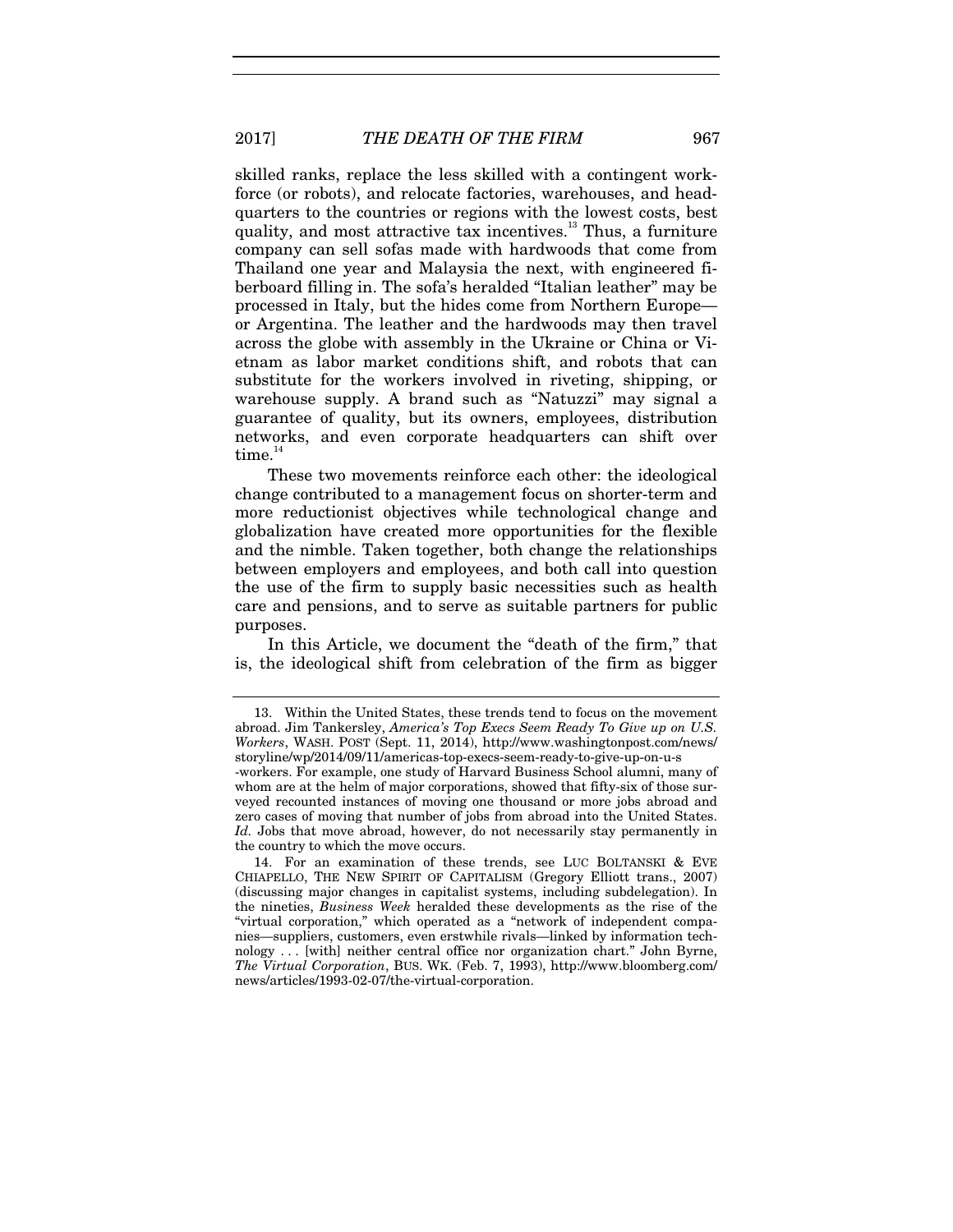skilled ranks, replace the less skilled with a contingent workforce (or robots), and relocate factories, warehouses, and headquarters to the countries or regions with the lowest costs, best quality, and most attractive tax incentives.[13] Thus, a furniture company can sell sofas made with hardwoods that come from Thailand one year and Malaysia the next, with engineered fiberboard filling in. The sofa's heralded "Italian leather" may be processed in Italy, but the hides come from Northern Europe—or Argentina. The leather and the hardwoods may then travel across the globe with assembly in the Ukraine or China or Vietnam as labor market conditions shift, and robots that can substitute for the workers involved in riveting, shipping, or warehouse supply. A brand such as "Natuzzi" may signal a guarantee of quality, but its owners, employees, distribution networks, and even corporate headquarters can shift over time.[14]

These two movements reinforce each other: the ideological change contributed to a management focus on shorter-term and more reductionist objectives while technological change and globalization have created more opportunities for the flexible and the nimble. Taken together, both change the relationships between employers and employees, and both call into question the use of the firm to supply basic necessities such as health care and pensions, and to serve as suitable partners for public purposes.

In this Article, we document the "death of the firm," that is, the ideological shift from celebration of the firm as bigger

---

13. Within the United States, these trends tend to focus on the movement abroad. Jim Tankersley, *America's Top Execs Seem Ready To Give up on U.S. Workers*, WASH. POST (Sept. 11, 2014), http://www.washingtonpost.com/news/storyline/wp/2014/09/11/americas-top-execs-seem-ready-to-give-up-on-u-s-workers. For example, one study of Harvard Business School alumni, many of whom are at the helm of major corporations, showed that fifty-six of those surveyed recounted instances of moving one thousand or more jobs abroad and zero cases of moving that number of jobs from abroad into the United States. *Id.* Jobs that move abroad, however, do not necessarily stay permanently in the country to which the move occurs.

14. For an examination of these trends, see LUC BOLTANSKI & EVE CHIAPELLO, THE NEW SPIRIT OF CAPITALISM (Gregory Elliott trans., 2007) (discussing major changes in capitalist systems, including subdelegation). In the nineties, *Business Week* heralded these developments as the rise of the "virtual corporation," which operated as a "network of independent companies—suppliers, customers, even erstwhile rivals—linked by information technology . . . [with] neither central office nor organization chart." John Byrne, *The Virtual Corporation*, BUS. WK. (Feb. 7, 1993), http://www.bloomberg.com/news/articles/1993-02-07/the-virtual-corporation.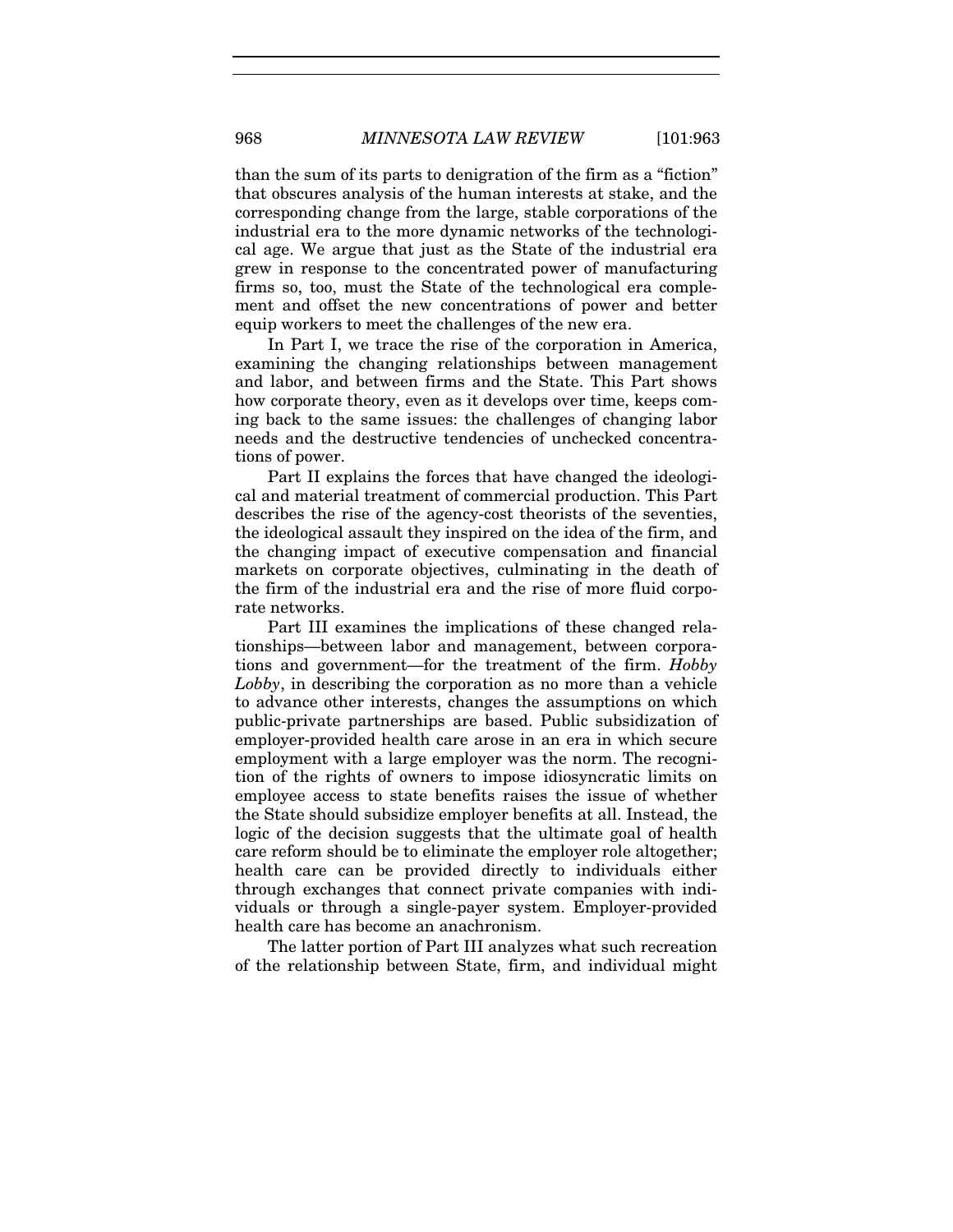than the sum of its parts to denigration of the firm as a "fiction" that obscures analysis of the human interests at stake, and the corresponding change from the large, stable corporations of the industrial era to the more dynamic networks of the technological age. We argue that just as the State of the industrial era grew in response to the concentrated power of manufacturing firms so, too, must the State of the technological era complement and offset the new concentrations of power and better equip workers to meet the challenges of the new era.

In Part I, we trace the rise of the corporation in America, examining the changing relationships between management and labor, and between firms and the State. This Part shows how corporate theory, even as it develops over time, keeps coming back to the same issues: the challenges of changing labor needs and the destructive tendencies of unchecked concentrations of power.

Part II explains the forces that have changed the ideological and material treatment of commercial production. This Part describes the rise of the agency-cost theorists of the seventies, the ideological assault they inspired on the idea of the firm, and the changing impact of executive compensation and financial markets on corporate objectives, culminating in the death of the firm of the industrial era and the rise of more fluid corporate networks.

Part III examines the implications of these changed relationships—between labor and management, between corporations and government—for the treatment of the firm. *Hobby Lobby*, in describing the corporation as no more than a vehicle to advance other interests, changes the assumptions on which public-private partnerships are based. Public subsidization of employer-provided health care arose in an era in which secure employment with a large employer was the norm. The recognition of the rights of owners to impose idiosyncratic limits on employee access to state benefits raises the issue of whether the State should subsidize employer benefits at all. Instead, the logic of the decision suggests that the ultimate goal of health care reform should be to eliminate the employer role altogether; health care can be provided directly to individuals either through exchanges that connect private companies with individuals or through a single-payer system. Employer-provided health care has become an anachronism.

The latter portion of Part III analyzes what such recreation of the relationship between State, firm, and individual might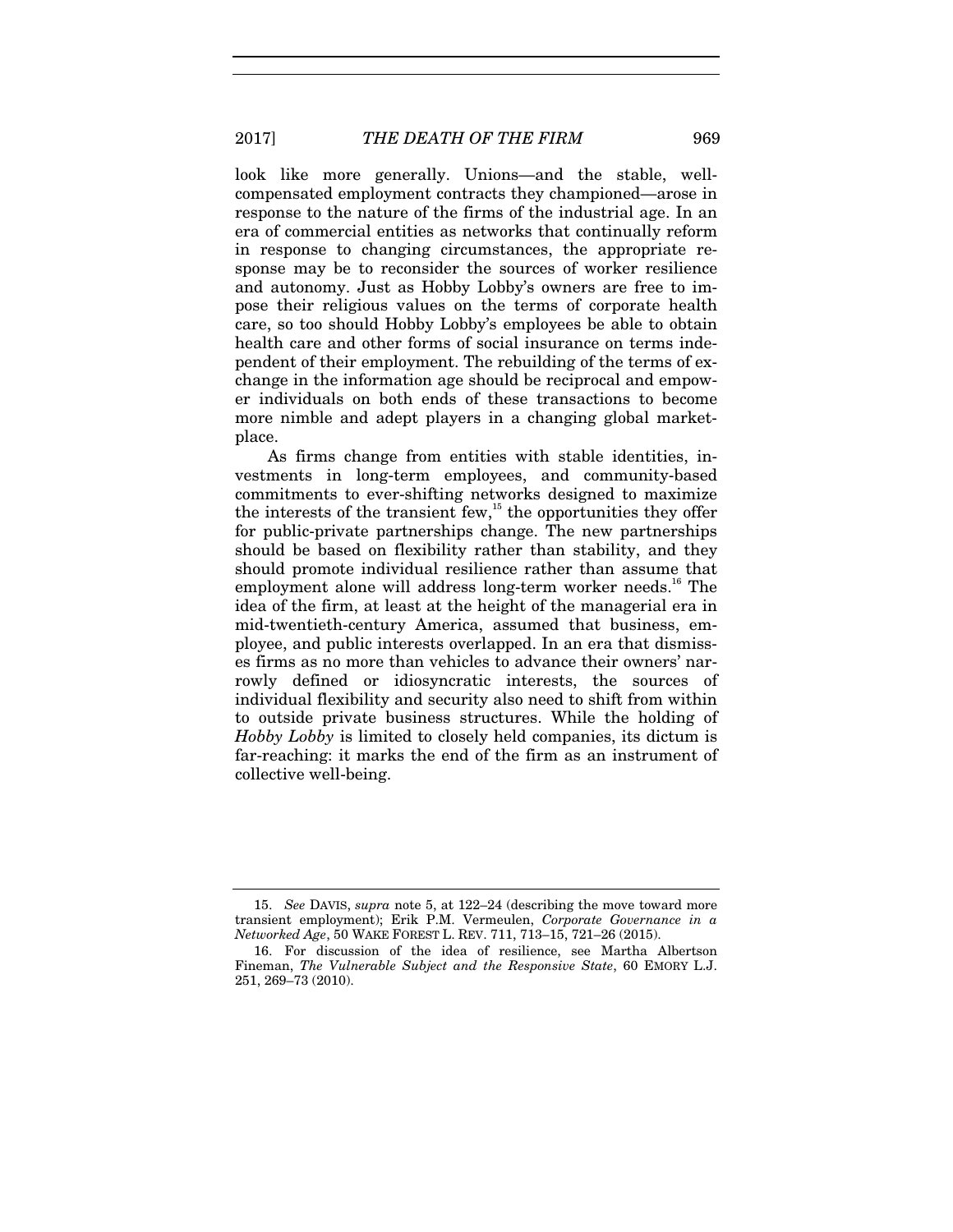look like more generally. Unions—and the stable, well-compensated employment contracts they championed—arose in response to the nature of the firms of the industrial age. In an era of commercial entities as networks that continually reform in response to changing circumstances, the appropriate response may be to reconsider the sources of worker resilience and autonomy. Just as Hobby Lobby's owners are free to impose their religious values on the terms of corporate health care, so too should Hobby Lobby's employees be able to obtain health care and other forms of social insurance on terms independent of their employment. The rebuilding of the terms of exchange in the information age should be reciprocal and empower individuals on both ends of these transactions to become more nimble and adept players in a changing global marketplace.

As firms change from entities with stable identities, investments in long-term employees, and community-based commitments to ever-shifting networks designed to maximize the interests of the transient few,[15] the opportunities they offer for public-private partnerships change. The new partnerships should be based on flexibility rather than stability, and they should promote individual resilience rather than assume that employment alone will address long-term worker needs.[16] The idea of the firm, at least at the height of the managerial era in mid-twentieth-century America, assumed that business, employee, and public interests overlapped. In an era that dismisses firms as no more than vehicles to advance their owners' narrowly defined or idiosyncratic interests, the sources of individual flexibility and security also need to shift from within to outside private business structures. While the holding of *Hobby Lobby* is limited to closely held companies, its dictum is far-reaching: it marks the end of the firm as an instrument of collective well-being.

---

15. *See* DAVIS, *supra* note 5, at 122–24 (describing the move toward more transient employment); Erik P.M. Vermeulen, *Corporate Governance in a Networked Age*, 50 WAKE FOREST L. REV. 711, 713–15, 721–26 (2015).

16. For discussion of the idea of resilience, see Martha Albertson Fineman, *The Vulnerable Subject and the Responsive State*, 60 EMORY L.J. 251, 269–73 (2010).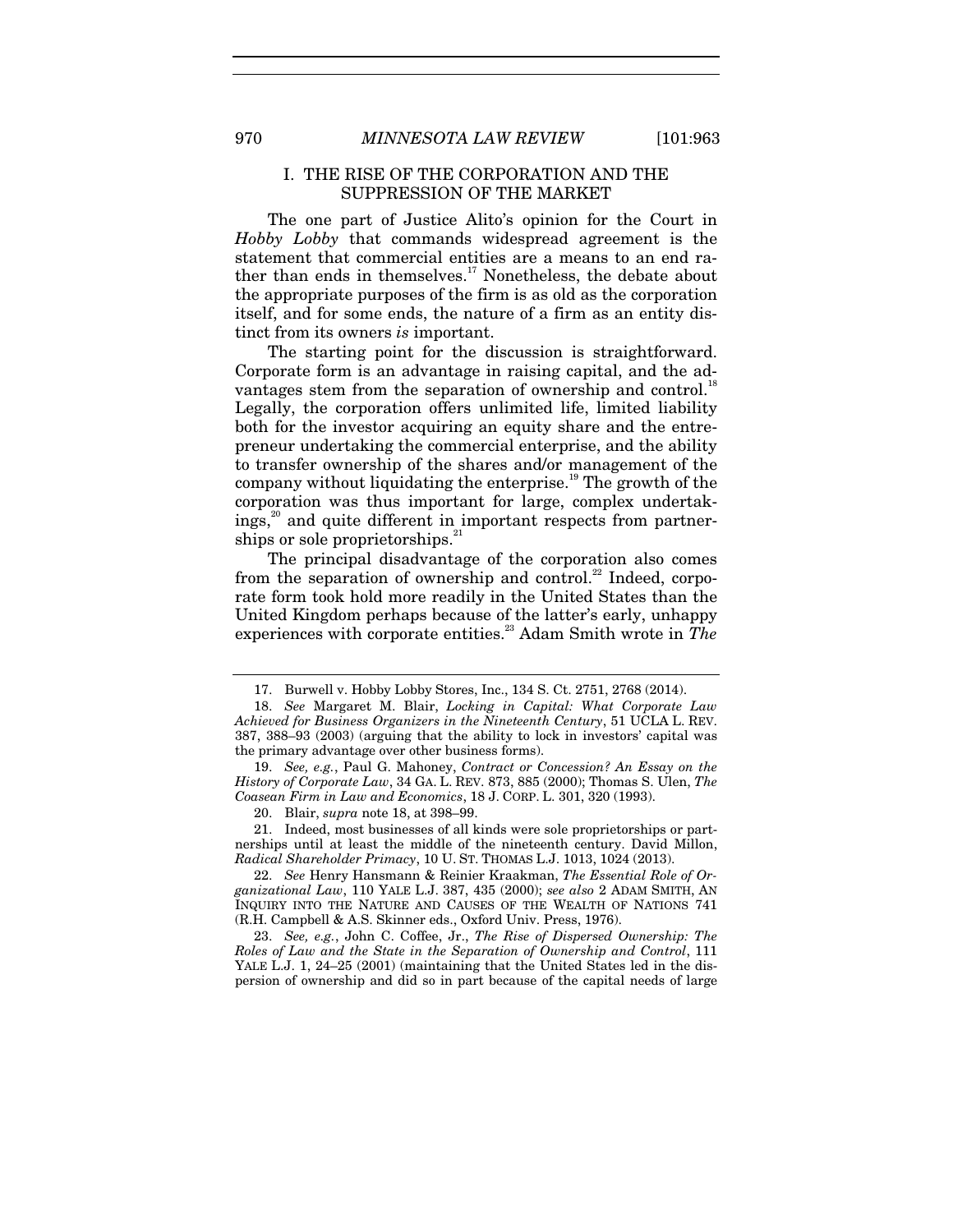## I. THE RISE OF THE CORPORATION AND THE SUPPRESSION OF THE MARKET

The one part of Justice Alito's opinion for the Court in *Hobby Lobby* that commands widespread agreement is the statement that commercial entities are a means to an end rather than ends in themselves.[17] Nonetheless, the debate about the appropriate purposes of the firm is as old as the corporation itself, and for some ends, the nature of a firm as an entity distinct from its owners *is* important.

The starting point for the discussion is straightforward. Corporate form is an advantage in raising capital, and the advantages stem from the separation of ownership and control.[18] Legally, the corporation offers unlimited life, limited liability both for the investor acquiring an equity share and the entrepreneur undertaking the commercial enterprise, and the ability to transfer ownership of the shares and/or management of the company without liquidating the enterprise.[19] The growth of the corporation was thus important for large, complex undertakings,[20] and quite different in important respects from partnerships or sole proprietorships.[21]

The principal disadvantage of the corporation also comes from the separation of ownership and control.[22] Indeed, corporate form took hold more readily in the United States than the United Kingdom perhaps because of the latter's early, unhappy experiences with corporate entities.[23] Adam Smith wrote in *The*

---

17. Burwell v. Hobby Lobby Stores, Inc., 134 S. Ct. 2751, 2768 (2014).

18. *See* Margaret M. Blair, *Locking in Capital: What Corporate Law Achieved for Business Organizers in the Nineteenth Century*, 51 UCLA L. REV. 387, 388–93 (2003) (arguing that the ability to lock in investors' capital was the primary advantage over other business forms).

19. *See, e.g.*, Paul G. Mahoney, *Contract or Concession? An Essay on the History of Corporate Law*, 34 GA. L. REV. 873, 885 (2000); Thomas S. Ulen, *The Coasean Firm in Law and Economics*, 18 J. CORP. L. 301, 320 (1993).

20. Blair, *supra* note 18, at 398–99.

21. Indeed, most businesses of all kinds were sole proprietorships or partnerships until at least the middle of the nineteenth century. David Millon, *Radical Shareholder Primacy*, 10 U. ST. THOMAS L.J. 1013, 1024 (2013).

22. *See* Henry Hansmann & Reinier Kraakman, *The Essential Role of Organizational Law*, 110 YALE L.J. 387, 435 (2000); *see also* 2 ADAM SMITH, AN INQUIRY INTO THE NATURE AND CAUSES OF THE WEALTH OF NATIONS 741 (R.H. Campbell & A.S. Skinner eds., Oxford Univ. Press, 1976).

23. *See, e.g.*, John C. Coffee, Jr., *The Rise of Dispersed Ownership: The Roles of Law and the State in the Separation of Ownership and Control*, 111 YALE L.J. 1, 24–25 (2001) (maintaining that the United States led in the dispersion of ownership and did so in part because of the capital needs of large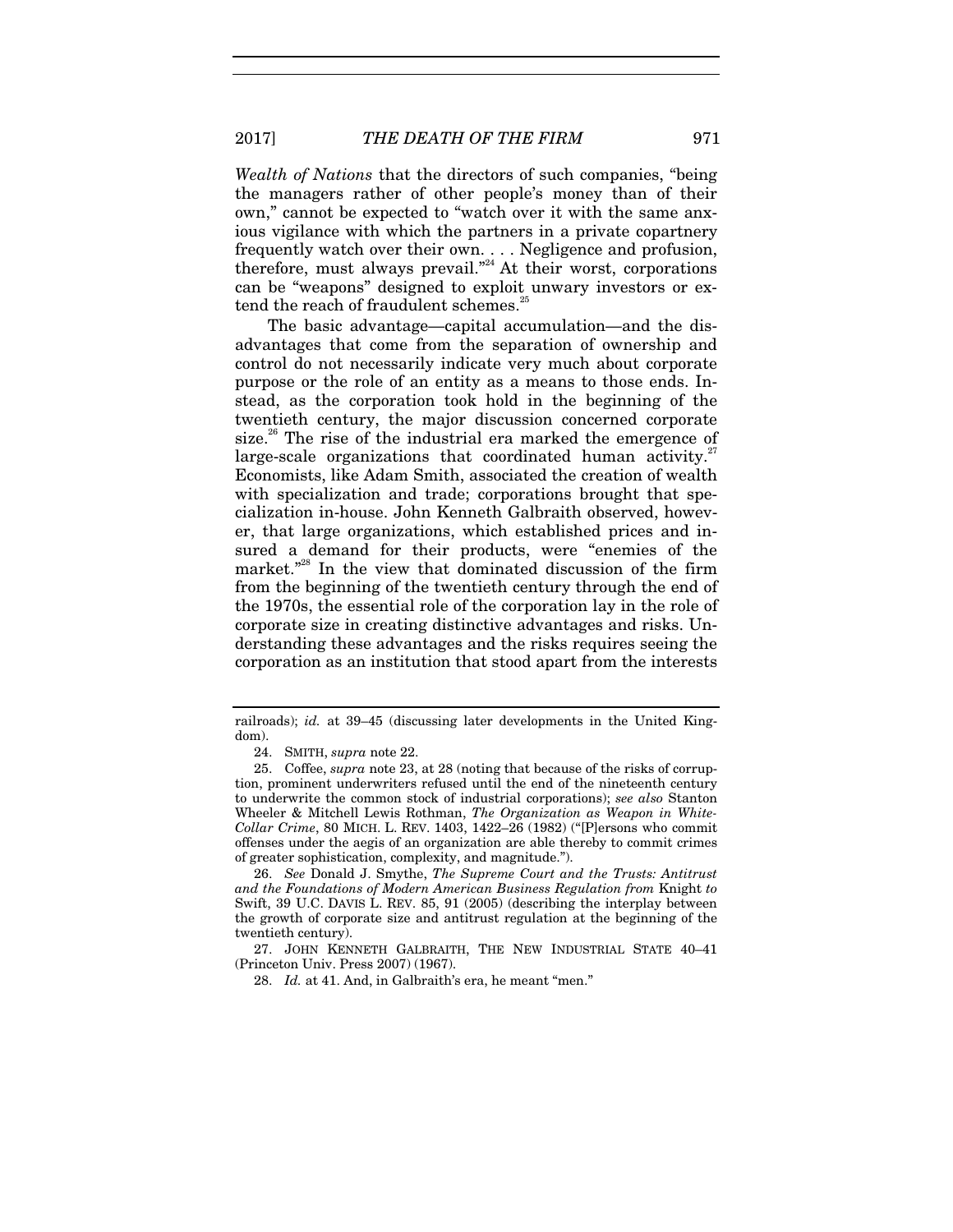*Wealth of Nations* that the directors of such companies, "being the managers rather of other people's money than of their own," cannot be expected to "watch over it with the same anxious vigilance with which the partners in a private copartnery frequently watch over their own. . . . Negligence and profusion, therefore, must always prevail."[24] At their worst, corporations can be "weapons" designed to exploit unwary investors or extend the reach of fraudulent schemes.[25]

The basic advantage—capital accumulation—and the disadvantages that come from the separation of ownership and control do not necessarily indicate very much about corporate purpose or the role of an entity as a means to those ends. Instead, as the corporation took hold in the beginning of the twentieth century, the major discussion concerned corporate size.[26] The rise of the industrial era marked the emergence of large-scale organizations that coordinated human activity.[27] Economists, like Adam Smith, associated the creation of wealth with specialization and trade; corporations brought that specialization in-house. John Kenneth Galbraith observed, however, that large organizations, which established prices and insured a demand for their products, were "enemies of the market."[28] In the view that dominated discussion of the firm from the beginning of the twentieth century through the end of the 1970s, the essential role of the corporation lay in the role of corporate size in creating distinctive advantages and risks. Understanding these advantages and the risks requires seeing the corporation as an institution that stood apart from the interests

---

railroads); *id.* at 39–45 (discussing later developments in the United Kingdom).

24. SMITH, *supra* note 22.

25. Coffee, *supra* note 23, at 28 (noting that because of the risks of corruption, prominent underwriters refused until the end of the nineteenth century to underwrite the common stock of industrial corporations); *see also* Stanton Wheeler & Mitchell Lewis Rothman, *The Organization as Weapon in White-Collar Crime*, 80 MICH. L. REV. 1403, 1422–26 (1982) ("[P]ersons who commit offenses under the aegis of an organization are able thereby to commit crimes of greater sophistication, complexity, and magnitude.").

26. *See* Donald J. Smythe, *The Supreme Court and the Trusts: Antitrust and the Foundations of Modern American Business Regulation from* Knight *to* Swift, 39 U.C. DAVIS L. REV. 85, 91 (2005) (describing the interplay between the growth of corporate size and antitrust regulation at the beginning of the twentieth century).

27. JOHN KENNETH GALBRAITH, THE NEW INDUSTRIAL STATE 40–41 (Princeton Univ. Press 2007) (1967).

28. *Id.* at 41. And, in Galbraith's era, he meant "men."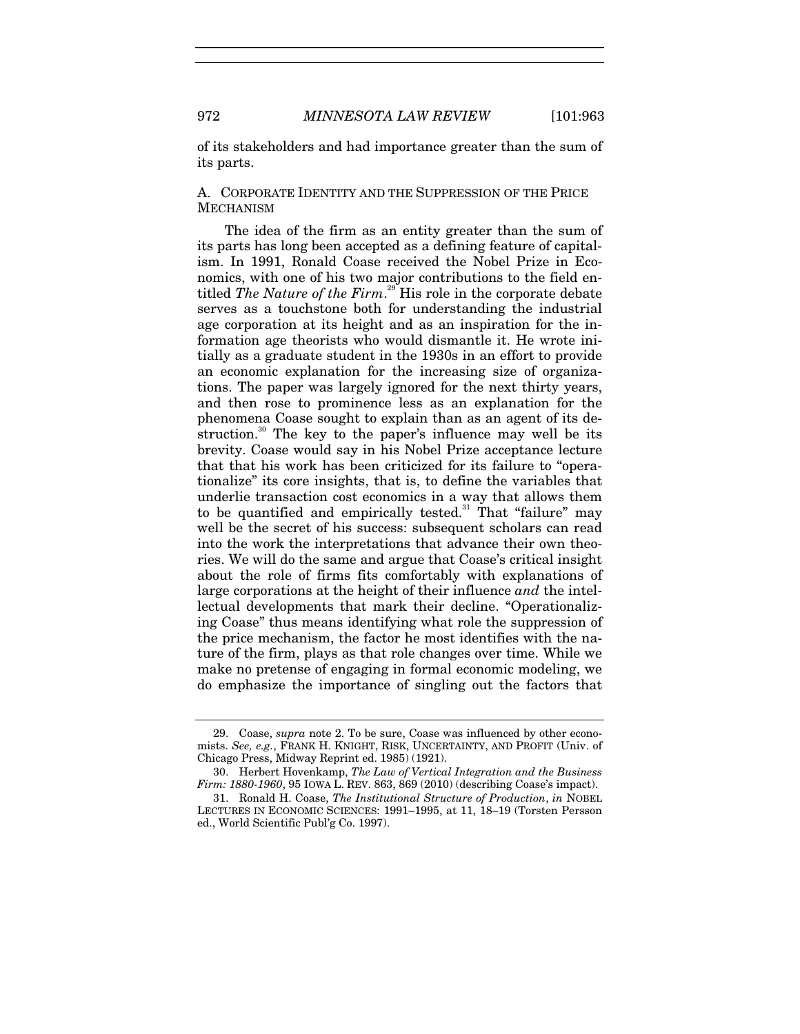of its stakeholders and had importance greater than the sum of its parts.

### A. CORPORATE IDENTITY AND THE SUPPRESSION OF THE PRICE MECHANISM

The idea of the firm as an entity greater than the sum of its parts has long been accepted as a defining feature of capitalism. In 1991, Ronald Coase received the Nobel Prize in Economics, with one of his two major contributions to the field entitled *The Nature of the Firm*.[29] His role in the corporate debate serves as a touchstone both for understanding the industrial age corporation at its height and as an inspiration for the information age theorists who would dismantle it. He wrote initially as a graduate student in the 1930s in an effort to provide an economic explanation for the increasing size of organizations. The paper was largely ignored for the next thirty years, and then rose to prominence less as an explanation for the phenomena Coase sought to explain than as an agent of its destruction.[30] The key to the paper's influence may well be its brevity. Coase would say in his Nobel Prize acceptance lecture that that his work has been criticized for its failure to "operationalize" its core insights, that is, to define the variables that underlie transaction cost economics in a way that allows them to be quantified and empirically tested.[31] That "failure" may well be the secret of his success: subsequent scholars can read into the work the interpretations that advance their own theories. We will do the same and argue that Coase's critical insight about the role of firms fits comfortably with explanations of large corporations at the height of their influence *and* the intellectual developments that mark their decline. "Operationalizing Coase" thus means identifying what role the suppression of the price mechanism, the factor he most identifies with the nature of the firm, plays as that role changes over time. While we make no pretense of engaging in formal economic modeling, we do emphasize the importance of singling out the factors that

---

29. Coase, *supra* note 2. To be sure, Coase was influenced by other economists. *See, e.g.*, FRANK H. KNIGHT, RISK, UNCERTAINTY, AND PROFIT (Univ. of Chicago Press, Midway Reprint ed. 1985) (1921).

30. Herbert Hovenkamp, *The Law of Vertical Integration and the Business Firm: 1880-1960*, 95 IOWA L. REV. 863, 869 (2010) (describing Coase's impact).

31. Ronald H. Coase, *The Institutional Structure of Production*, *in* NOBEL LECTURES IN ECONOMIC SCIENCES: 1991–1995, at 11, 18–19 (Torsten Persson ed., World Scientific Publ'g Co. 1997).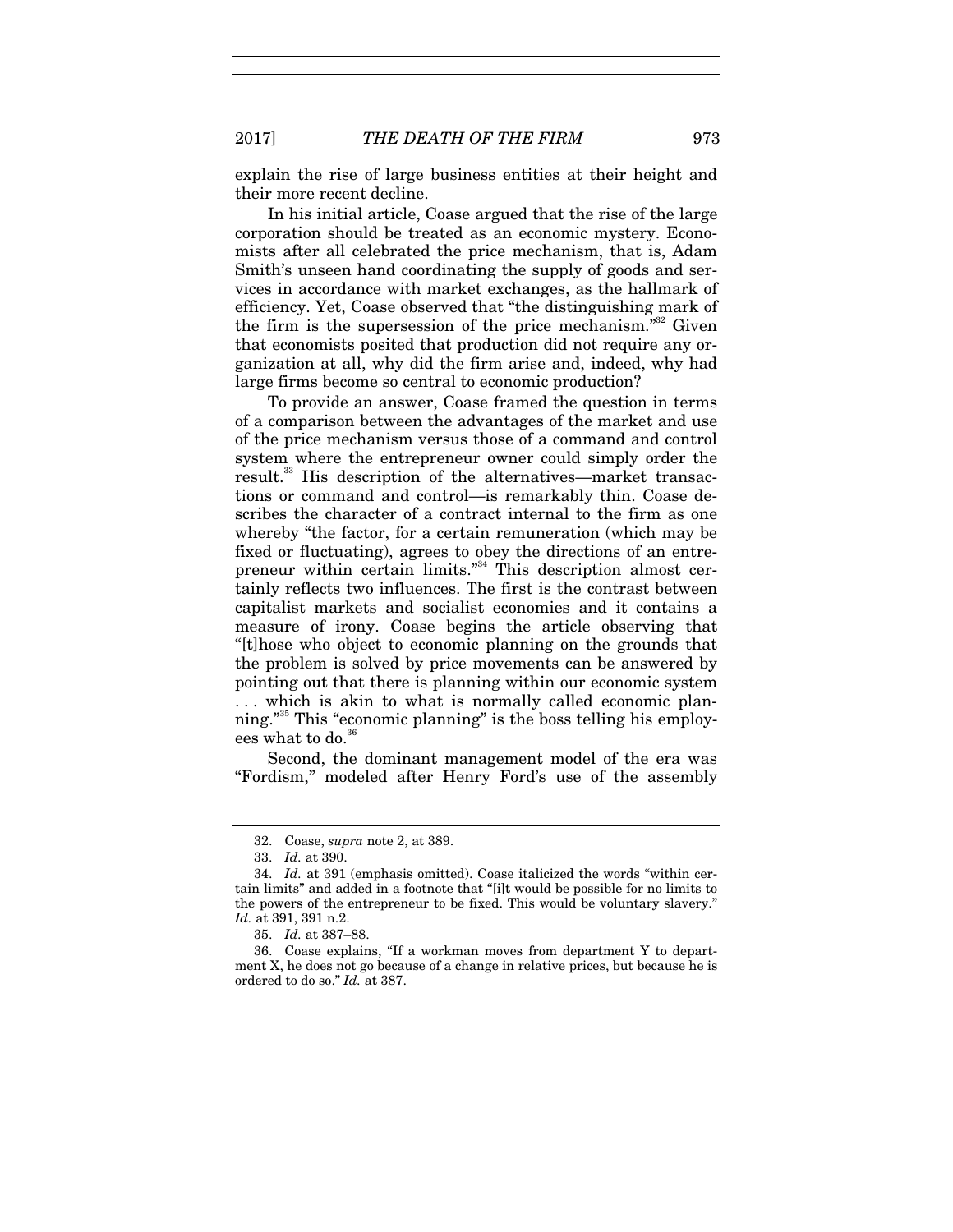explain the rise of large business entities at their height and their more recent decline.

In his initial article, Coase argued that the rise of the large corporation should be treated as an economic mystery. Economists after all celebrated the price mechanism, that is, Adam Smith's unseen hand coordinating the supply of goods and services in accordance with market exchanges, as the hallmark of efficiency. Yet, Coase observed that "the distinguishing mark of the firm is the supersession of the price mechanism."[32] Given that economists posited that production did not require any organization at all, why did the firm arise and, indeed, why had large firms become so central to economic production?

To provide an answer, Coase framed the question in terms of a comparison between the advantages of the market and use of the price mechanism versus those of a command and control system where the entrepreneur owner could simply order the result.[33] His description of the alternatives—market transactions or command and control—is remarkably thin. Coase describes the character of a contract internal to the firm as one whereby "the factor, for a certain remuneration (which may be fixed or fluctuating), agrees to obey the directions of an entrepreneur within certain limits."[34] This description almost certainly reflects two influences. The first is the contrast between capitalist markets and socialist economies and it contains a measure of irony. Coase begins the article observing that "[t]hose who object to economic planning on the grounds that the problem is solved by price movements can be answered by pointing out that there is planning within our economic system . . . which is akin to what is normally called economic planning."[35] This "economic planning" is the boss telling his employees what to do.[36]

Second, the dominant management model of the era was "Fordism," modeled after Henry Ford's use of the assembly

---

32. Coase, *supra* note 2, at 389.

33. *Id.* at 390.

34. *Id.* at 391 (emphasis omitted). Coase italicized the words "within certain limits" and added in a footnote that "[i]t would be possible for no limits to the powers of the entrepreneur to be fixed. This would be voluntary slavery." *Id.* at 391, 391 n.2.

35. *Id.* at 387–88.

36. Coase explains, "If a workman moves from department Y to department X, he does not go because of a change in relative prices, but because he is ordered to do so." *Id.* at 387.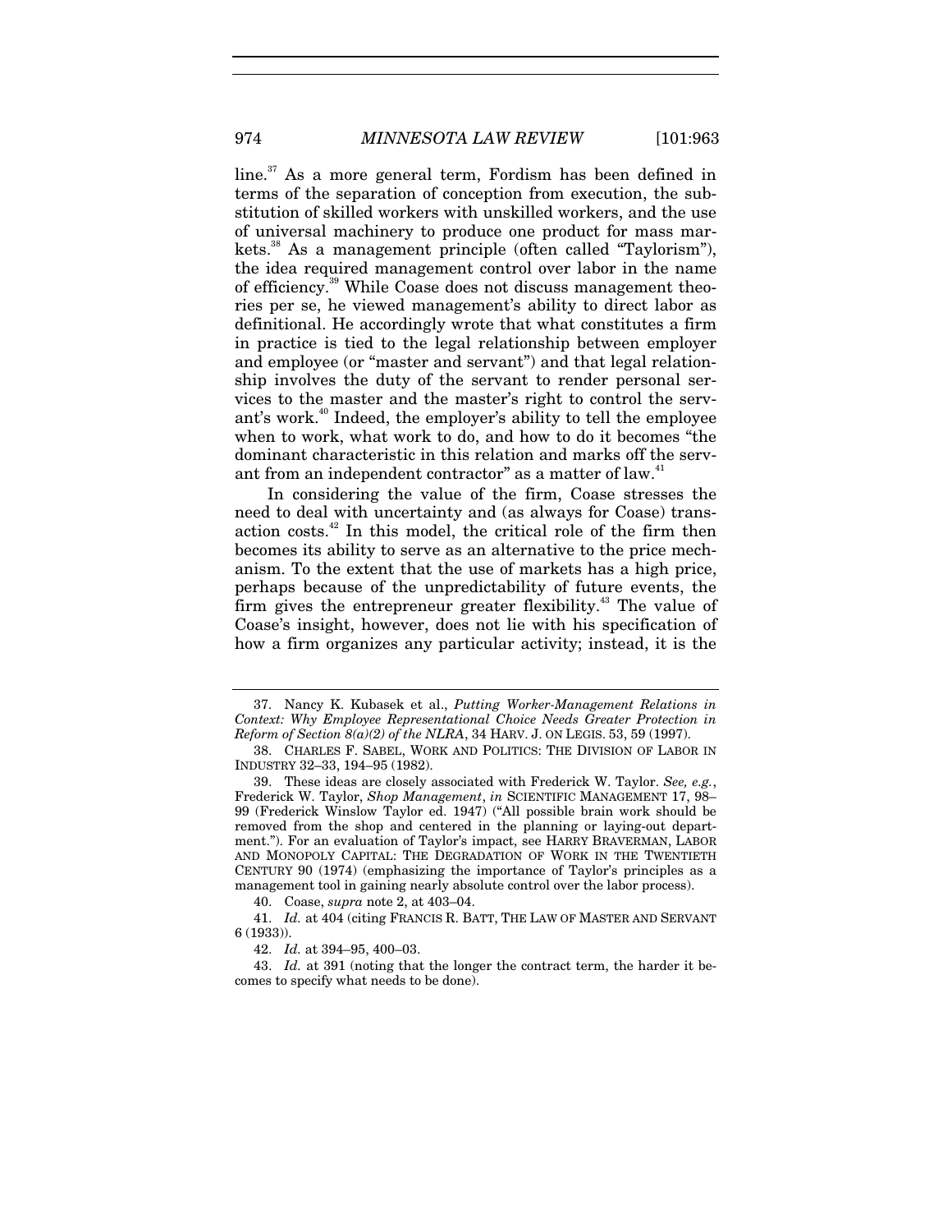line.[37] As a more general term, Fordism has been defined in terms of the separation of conception from execution, the substitution of skilled workers with unskilled workers, and the use of universal machinery to produce one product for mass markets.[38] As a management principle (often called "Taylorism"), the idea required management control over labor in the name of efficiency.[39] While Coase does not discuss management theories per se, he viewed management's ability to direct labor as definitional. He accordingly wrote that what constitutes a firm in practice is tied to the legal relationship between employer and employee (or "master and servant") and that legal relationship involves the duty of the servant to render personal services to the master and the master's right to control the servant's work.[40] Indeed, the employer's ability to tell the employee when to work, what work to do, and how to do it becomes "the dominant characteristic in this relation and marks off the servant from an independent contractor" as a matter of law.[41]

In considering the value of the firm, Coase stresses the need to deal with uncertainty and (as always for Coase) transaction costs.[42] In this model, the critical role of the firm then becomes its ability to serve as an alternative to the price mechanism. To the extent that the use of markets has a high price, perhaps because of the unpredictability of future events, the firm gives the entrepreneur greater flexibility.[43] The value of Coase's insight, however, does not lie with his specification of how a firm organizes any particular activity; instead, it is the

---

37. Nancy K. Kubasek et al., *Putting Worker-Management Relations in Context: Why Employee Representational Choice Needs Greater Protection in Reform of Section 8(a)(2) of the NLRA*, 34 HARV. J. ON LEGIS. 53, 59 (1997).

38. CHARLES F. SABEL, WORK AND POLITICS: THE DIVISION OF LABOR IN INDUSTRY 32–33, 194–95 (1982).

39. These ideas are closely associated with Frederick W. Taylor. *See, e.g.*, Frederick W. Taylor, *Shop Management*, *in* SCIENTIFIC MANAGEMENT 17, 98–99 (Frederick Winslow Taylor ed. 1947) ("All possible brain work should be removed from the shop and centered in the planning or laying-out department."). For an evaluation of Taylor's impact, see HARRY BRAVERMAN, LABOR AND MONOPOLY CAPITAL: THE DEGRADATION OF WORK IN THE TWENTIETH CENTURY 90 (1974) (emphasizing the importance of Taylor's principles as a management tool in gaining nearly absolute control over the labor process).

40. Coase, *supra* note 2, at 403–04.

41. *Id.* at 404 (citing FRANCIS R. BATT, THE LAW OF MASTER AND SERVANT 6 (1933)).

42. *Id.* at 394–95, 400–03.

43. *Id.* at 391 (noting that the longer the contract term, the harder it becomes to specify what needs to be done).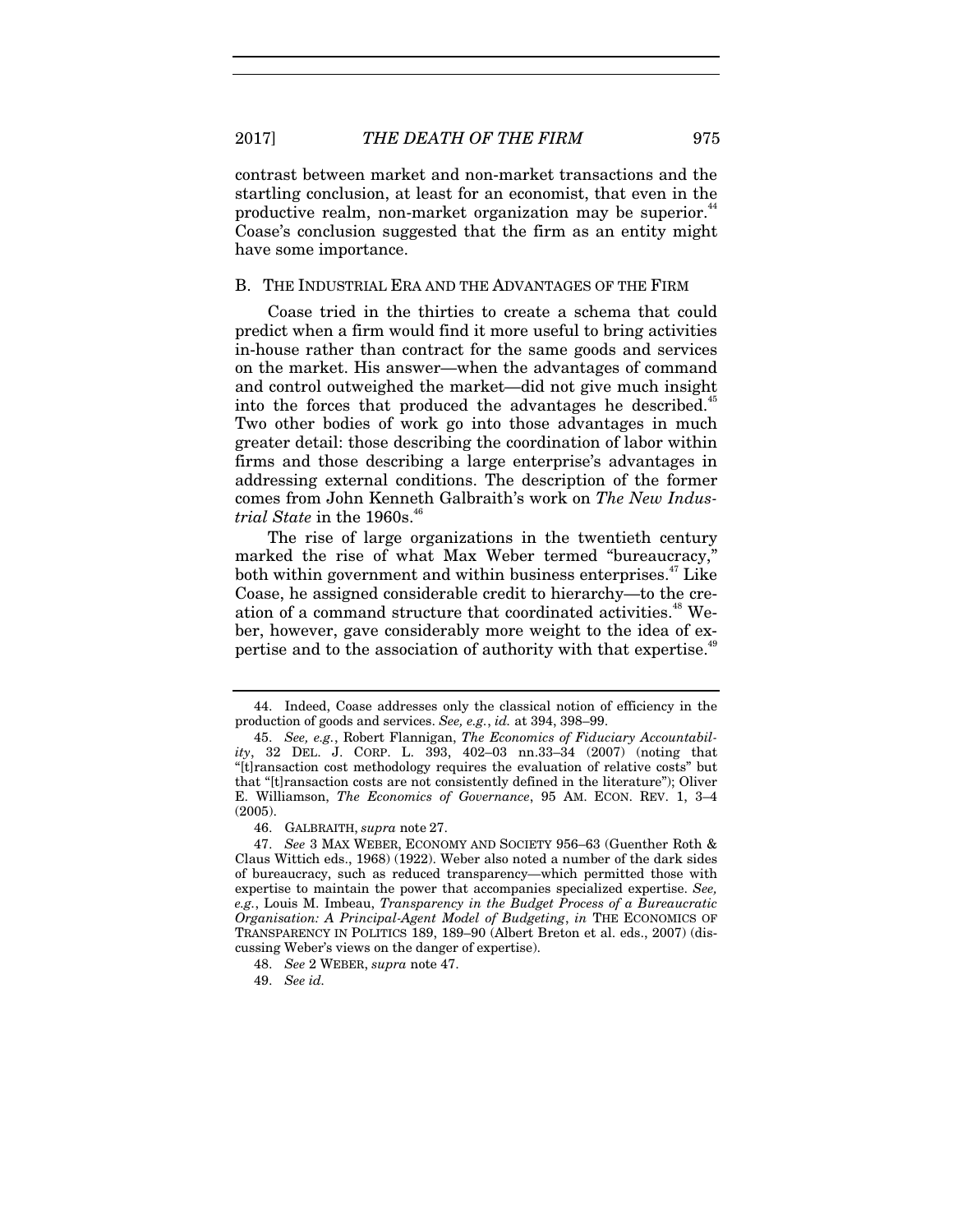contrast between market and non-market transactions and the startling conclusion, at least for an economist, that even in the productive realm, non-market organization may be superior.[44] Coase's conclusion suggested that the firm as an entity might have some importance.

## B. The Industrial Era and the Advantages of the Firm

Coase tried in the thirties to create a schema that could predict when a firm would find it more useful to bring activities in-house rather than contract for the same goods and services on the market. His answer—when the advantages of command and control outweighed the market—did not give much insight into the forces that produced the advantages he described.[45] Two other bodies of work go into those advantages in much greater detail: those describing the coordination of labor within firms and those describing a large enterprise's advantages in addressing external conditions. The description of the former comes from John Kenneth Galbraith's work on *The New Industrial State* in the 1960s.[46]

The rise of large organizations in the twentieth century marked the rise of what Max Weber termed "bureaucracy," both within government and within business enterprises.[47] Like Coase, he assigned considerable credit to hierarchy—to the creation of a command structure that coordinated activities.[48] Weber, however, gave considerably more weight to the idea of expertise and to the association of authority with that expertise.[49]

---

44. Indeed, Coase addresses only the classical notion of efficiency in the production of goods and services. *See, e.g.*, *id.* at 394, 398–99.

45. *See, e.g.*, Robert Flannigan, *The Economics of Fiduciary Accountability*, 32 DEL. J. CORP. L. 393, 402–03 nn.33–34 (2007) (noting that "[t]ransaction cost methodology requires the evaluation of relative costs" but that "[t]ransaction costs are not consistently defined in the literature"); Oliver E. Williamson, *The Economics of Governance*, 95 AM. ECON. REV. 1, 3–4 (2005).

46. GALBRAITH, *supra* note 27.

47. *See* 3 MAX WEBER, ECONOMY AND SOCIETY 956–63 (Guenther Roth & Claus Wittich eds., 1968) (1922). Weber also noted a number of the dark sides of bureaucracy, such as reduced transparency—which permitted those with expertise to maintain the power that accompanies specialized expertise. *See, e.g.*, Louis M. Imbeau, *Transparency in the Budget Process of a Bureaucratic Organisation: A Principal-Agent Model of Budgeting*, *in* THE ECONOMICS OF TRANSPARENCY IN POLITICS 189, 189–90 (Albert Breton et al. eds., 2007) (discussing Weber's views on the danger of expertise).

48. *See* 2 WEBER, *supra* note 47.

49. *See id.*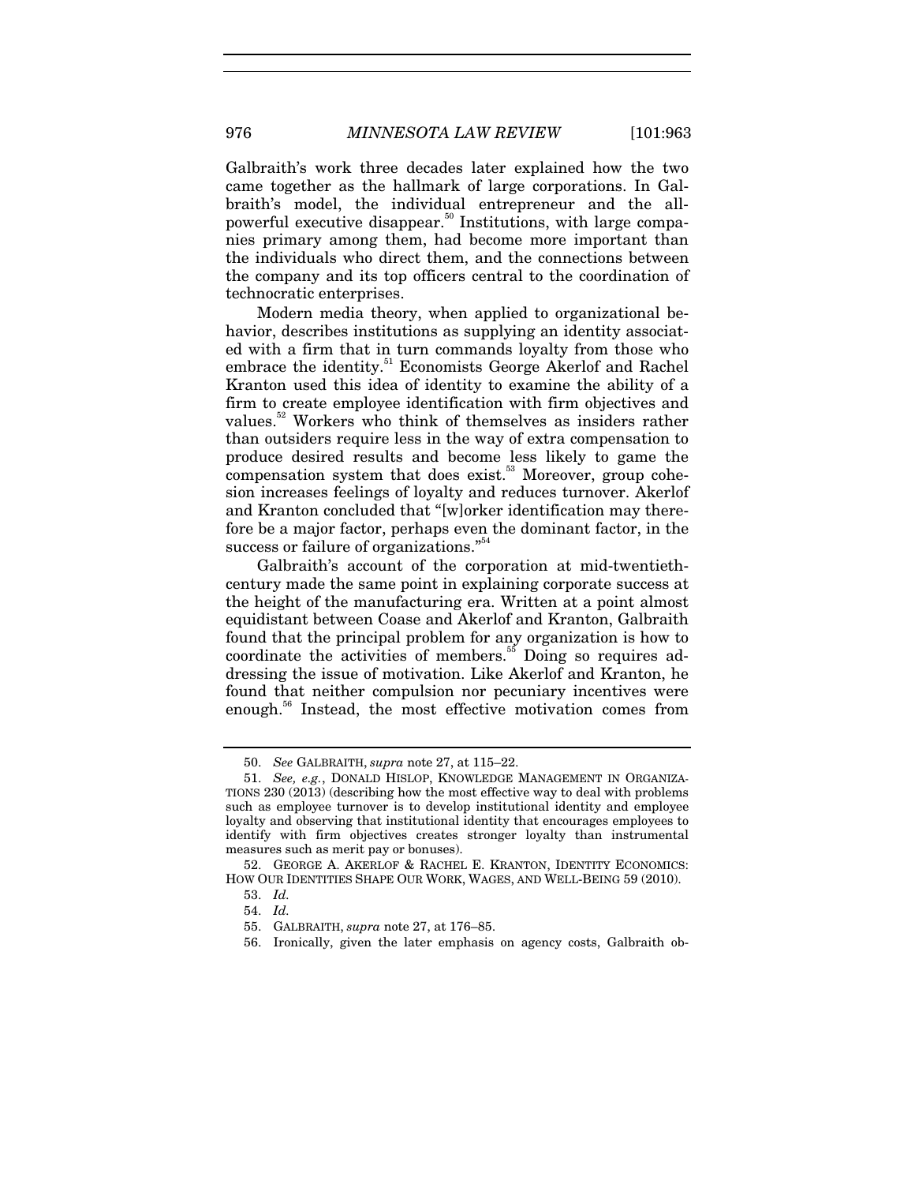Galbraith's work three decades later explained how the two came together as the hallmark of large corporations. In Galbraith's model, the individual entrepreneur and the all-powerful executive disappear.[50] Institutions, with large companies primary among them, had become more important than the individuals who direct them, and the connections between the company and its top officers central to the coordination of technocratic enterprises.

Modern media theory, when applied to organizational behavior, describes institutions as supplying an identity associated with a firm that in turn commands loyalty from those who embrace the identity.[51] Economists George Akerlof and Rachel Kranton used this idea of identity to examine the ability of a firm to create employee identification with firm objectives and values.[52] Workers who think of themselves as insiders rather than outsiders require less in the way of extra compensation to produce desired results and become less likely to game the compensation system that does exist.[53] Moreover, group cohesion increases feelings of loyalty and reduces turnover. Akerlof and Kranton concluded that "[w]orker identification may therefore be a major factor, perhaps even the dominant factor, in the success or failure of organizations."[54]

Galbraith's account of the corporation at mid-twentieth-century made the same point in explaining corporate success at the height of the manufacturing era. Written at a point almost equidistant between Coase and Akerlof and Kranton, Galbraith found that the principal problem for any organization is how to coordinate the activities of members.[55] Doing so requires addressing the issue of motivation. Like Akerlof and Kranton, he found that neither compulsion nor pecuniary incentives were enough.[56] Instead, the most effective motivation comes from

---

50. *See* GALBRAITH, *supra* note 27, at 115–22.

51. *See, e.g.*, DONALD HISLOP, KNOWLEDGE MANAGEMENT IN ORGANIZATIONS 230 (2013) (describing how the most effective way to deal with problems such as employee turnover is to develop institutional identity and employee loyalty and observing that institutional identity that encourages employees to identify with firm objectives creates stronger loyalty than instrumental measures such as merit pay or bonuses).

52. GEORGE A. AKERLOF & RACHEL E. KRANTON, IDENTITY ECONOMICS: HOW OUR IDENTITIES SHAPE OUR WORK, WAGES, AND WELL-BEING 59 (2010).

53. *Id.*

54. *Id.*

55. GALBRAITH, *supra* note 27, at 176–85.

56. Ironically, given the later emphasis on agency costs, Galbraith ob-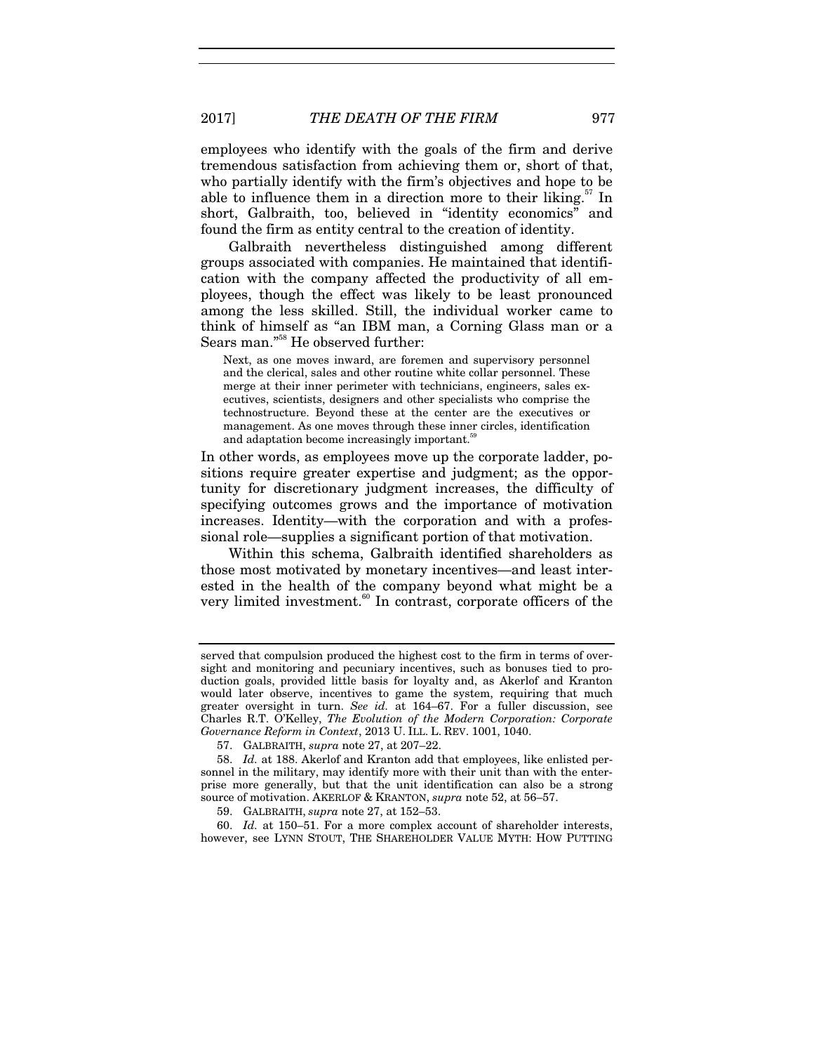employees who identify with the goals of the firm and derive tremendous satisfaction from achieving them or, short of that, who partially identify with the firm's objectives and hope to be able to influence them in a direction more to their liking.[57] In short, Galbraith, too, believed in "identity economics" and found the firm as entity central to the creation of identity.

Galbraith nevertheless distinguished among different groups associated with companies. He maintained that identification with the company affected the productivity of all employees, though the effect was likely to be least pronounced among the less skilled. Still, the individual worker came to think of himself as "an IBM man, a Corning Glass man or a Sears man."[58] He observed further:

> Next, as one moves inward, are foremen and supervisory personnel and the clerical, sales and other routine white collar personnel. These merge at their inner perimeter with technicians, engineers, sales executives, scientists, designers and other specialists who comprise the technostructure. Beyond these at the center are the executives or management. As one moves through these inner circles, identification and adaptation become increasingly important.[59]

In other words, as employees move up the corporate ladder, positions require greater expertise and judgment; as the opportunity for discretionary judgment increases, the difficulty of specifying outcomes grows and the importance of motivation increases. Identity—with the corporation and with a professional role—supplies a significant portion of that motivation.

Within this schema, Galbraith identified shareholders as those most motivated by monetary incentives—and least interested in the health of the company beyond what might be a very limited investment.[60] In contrast, corporate officers of the

---

served that compulsion produced the highest cost to the firm in terms of oversight and monitoring and pecuniary incentives, such as bonuses tied to production goals, provided little basis for loyalty and, as Akerlof and Kranton would later observe, incentives to game the system, requiring that much greater oversight in turn. *See id.* at 164–67. For a fuller discussion, see Charles R.T. O'Kelley, *The Evolution of the Modern Corporation: Corporate Governance Reform in Context*, 2013 U. ILL. L. REV. 1001, 1040.

57. GALBRAITH, *supra* note 27, at 207–22.

58. *Id.* at 188. Akerlof and Kranton add that employees, like enlisted personnel in the military, may identify more with their unit than with the enterprise more generally, but that the unit identification can also be a strong source of motivation. AKERLOF & KRANTON, *supra* note 52, at 56–57.

59. GALBRAITH, *supra* note 27, at 152–53.

60. *Id.* at 150–51. For a more complex account of shareholder interests, however, see LYNN STOUT, THE SHAREHOLDER VALUE MYTH: HOW PUTTING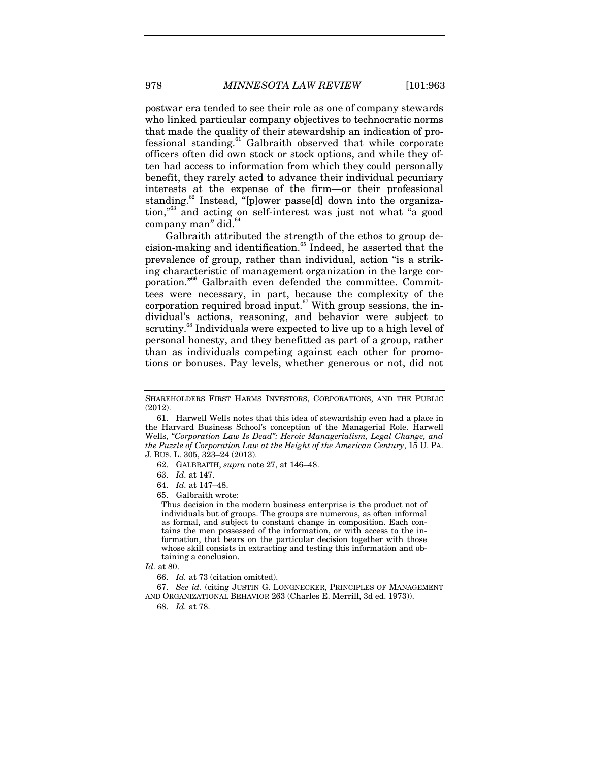postwar era tended to see their role as one of company stewards who linked particular company objectives to technocratic norms that made the quality of their stewardship an indication of professional standing.[61] Galbraith observed that while corporate officers often did own stock or stock options, and while they often had access to information from which they could personally benefit, they rarely acted to advance their individual pecuniary interests at the expense of the firm—or their professional standing.[62] Instead, "[p]ower passe[d] down into the organization,"[63] and acting on self-interest was just not what "a good company man" did.[64]

Galbraith attributed the strength of the ethos to group decision-making and identification.[65] Indeed, he asserted that the prevalence of group, rather than individual, action "is a striking characteristic of management organization in the large corporation."[66] Galbraith even defended the committee. Committees were necessary, in part, because the complexity of the corporation required broad input.[67] With group sessions, the individual's actions, reasoning, and behavior were subject to scrutiny.[68] Individuals were expected to live up to a high level of personal honesty, and they benefitted as part of a group, rather than as individuals competing against each other for promotions or bonuses. Pay levels, whether generous or not, did not

---

SHAREHOLDERS FIRST HARMS INVESTORS, CORPORATIONS, AND THE PUBLIC (2012).

61. Harwell Wells notes that this idea of stewardship even had a place in the Harvard Business School's conception of the Managerial Role. Harwell Wells, *"Corporation Law Is Dead": Heroic Managerialism, Legal Change, and the Puzzle of Corporation Law at the Height of the American Century*, 15 U. PA. J. BUS. L. 305, 323–24 (2013).

62. GALBRAITH, *supra* note 27, at 146–48.

63. *Id.* at 147.

64. *Id.* at 147–48.

65. Galbraith wrote:

> Thus decision in the modern business enterprise is the product not of individuals but of groups. The groups are numerous, as often informal as formal, and subject to constant change in composition. Each contains the men possessed of the information, or with access to the information, that bears on the particular decision together with those whose skill consists in extracting and testing this information and obtaining a conclusion.

*Id.* at 80.

66. *Id.* at 73 (citation omitted).

67. *See id.* (citing JUSTIN G. LONGNECKER, PRINCIPLES OF MANAGEMENT AND ORGANIZATIONAL BEHAVIOR 263 (Charles E. Merrill, 3d ed. 1973)).

68. *Id.* at 78.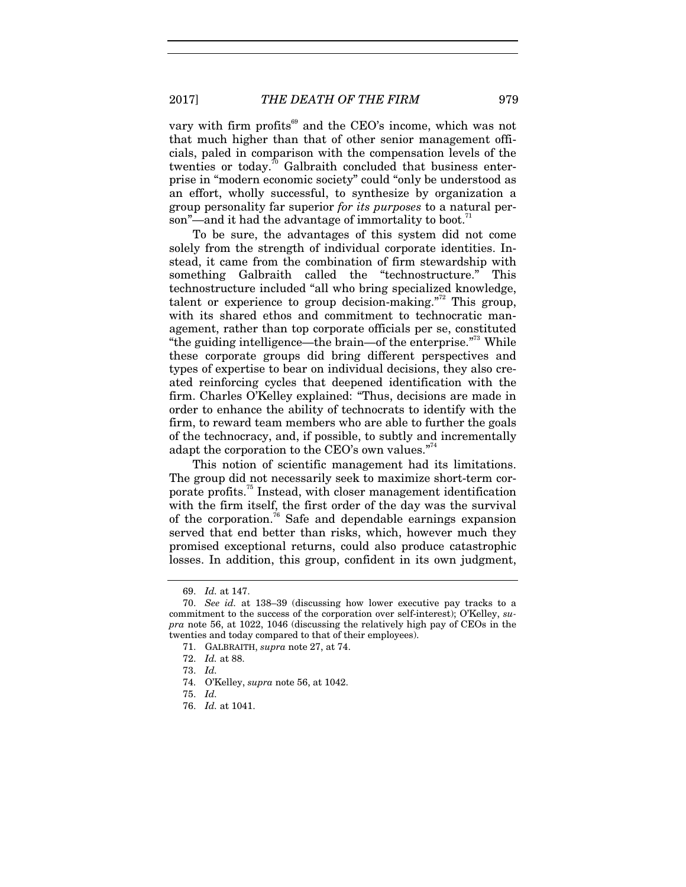vary with firm profits[69] and the CEO's income, which was not that much higher than that of other senior management officials, paled in comparison with the compensation levels of the twenties or today.[70] Galbraith concluded that business enterprise in "modern economic society" could "only be understood as an effort, wholly successful, to synthesize by organization a group personality far superior *for its purposes* to a natural person"—and it had the advantage of immortality to boot.[71]

To be sure, the advantages of this system did not come solely from the strength of individual corporate identities. Instead, it came from the combination of firm stewardship with something Galbraith called the "technostructure." This technostructure included "all who bring specialized knowledge, talent or experience to group decision-making."[72] This group, with its shared ethos and commitment to technocratic management, rather than top corporate officials per se, constituted "the guiding intelligence—the brain—of the enterprise."[73] While these corporate groups did bring different perspectives and types of expertise to bear on individual decisions, they also created reinforcing cycles that deepened identification with the firm. Charles O'Kelley explained: "Thus, decisions are made in order to enhance the ability of technocrats to identify with the firm, to reward team members who are able to further the goals of the technocracy, and, if possible, to subtly and incrementally adapt the corporation to the CEO's own values."[74]

This notion of scientific management had its limitations. The group did not necessarily seek to maximize short-term corporate profits.[75] Instead, with closer management identification with the firm itself, the first order of the day was the survival of the corporation.[76] Safe and dependable earnings expansion served that end better than risks, which, however much they promised exceptional returns, could also produce catastrophic losses. In addition, this group, confident in its own judgment,

---

69. *Id.* at 147.

70. *See id.* at 138–39 (discussing how lower executive pay tracks to a commitment to the success of the corporation over self-interest); O'Kelley, *supra* note 56, at 1022, 1046 (discussing the relatively high pay of CEOs in the twenties and today compared to that of their employees).

71. GALBRAITH, *supra* note 27, at 74.

72. *Id.* at 88.

73. *Id.*

74. O'Kelley, *supra* note 56, at 1042.

75. *Id.*

76. *Id.* at 1041.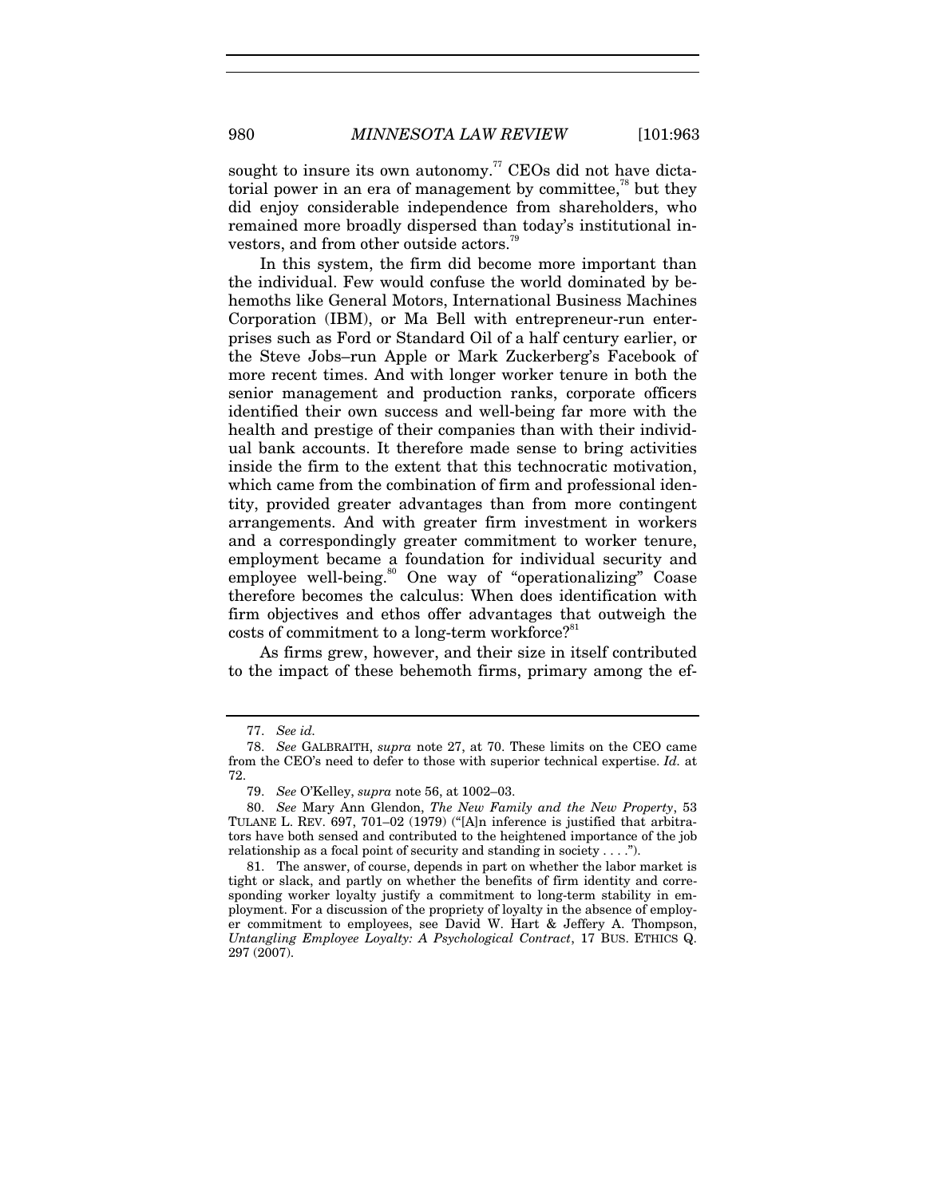sought to insure its own autonomy.[77] CEOs did not have dictatorial power in an era of management by committee,[78] but they did enjoy considerable independence from shareholders, who remained more broadly dispersed than today's institutional investors, and from other outside actors.[79]

In this system, the firm did become more important than the individual. Few would confuse the world dominated by behemoths like General Motors, International Business Machines Corporation (IBM), or Ma Bell with entrepreneur-run enterprises such as Ford or Standard Oil of a half century earlier, or the Steve Jobs–run Apple or Mark Zuckerberg's Facebook of more recent times. And with longer worker tenure in both the senior management and production ranks, corporate officers identified their own success and well-being far more with the health and prestige of their companies than with their individual bank accounts. It therefore made sense to bring activities inside the firm to the extent that this technocratic motivation, which came from the combination of firm and professional identity, provided greater advantages than from more contingent arrangements. And with greater firm investment in workers and a correspondingly greater commitment to worker tenure, employment became a foundation for individual security and employee well-being.[80] One way of "operationalizing" Coase therefore becomes the calculus: When does identification with firm objectives and ethos offer advantages that outweigh the costs of commitment to a long-term workforce?[81]

As firms grew, however, and their size in itself contributed to the impact of these behemoth firms, primary among the ef-

---

77. *See id.*

78. *See* GALBRAITH, *supra* note 27, at 70. These limits on the CEO came from the CEO's need to defer to those with superior technical expertise. *Id.* at 72.

79. *See* O'Kelley, *supra* note 56, at 1002–03.

80. *See* Mary Ann Glendon, *The New Family and the New Property*, 53 TULANE L. REV. 697, 701–02 (1979) ("[A]n inference is justified that arbitrators have both sensed and contributed to the heightened importance of the job relationship as a focal point of security and standing in society . . . .").

81. The answer, of course, depends in part on whether the labor market is tight or slack, and partly on whether the benefits of firm identity and corresponding worker loyalty justify a commitment to long-term stability in employment. For a discussion of the propriety of loyalty in the absence of employer commitment to employees, see David W. Hart & Jeffery A. Thompson, *Untangling Employee Loyalty: A Psychological Contract*, 17 BUS. ETHICS Q. 297 (2007).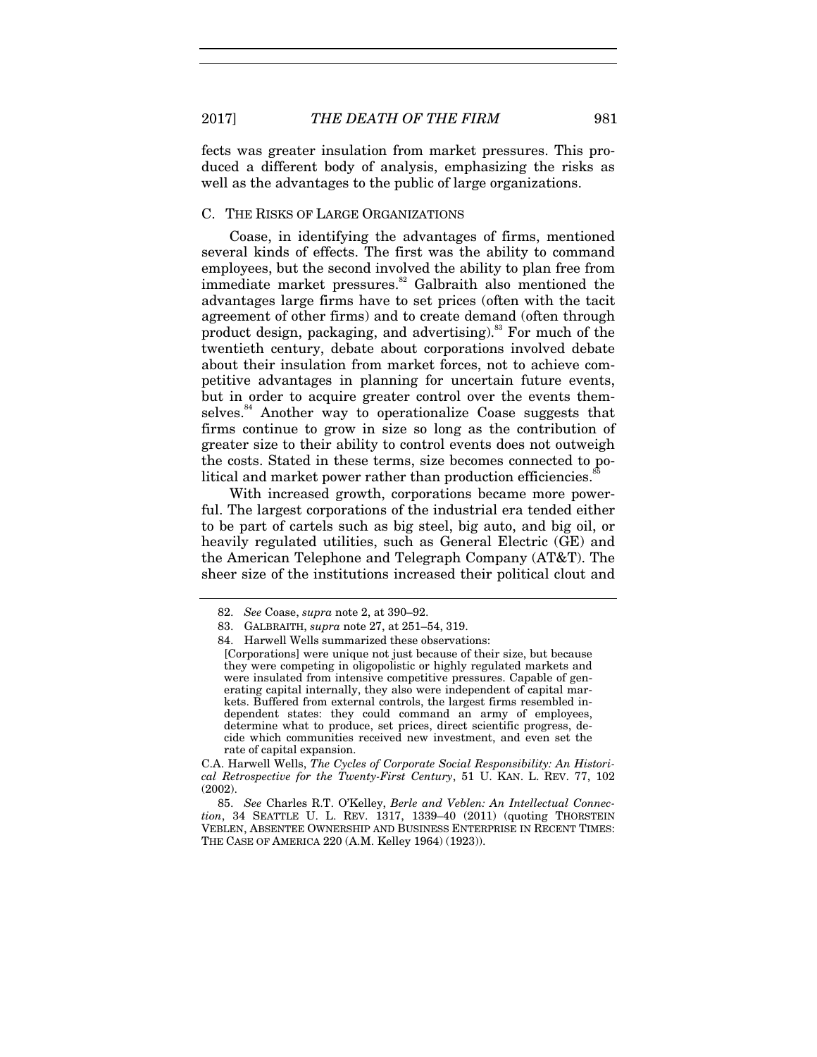fects was greater insulation from market pressures. This produced a different body of analysis, emphasizing the risks as well as the advantages to the public of large organizations.

### C. THE RISKS OF LARGE ORGANIZATIONS

Coase, in identifying the advantages of firms, mentioned several kinds of effects. The first was the ability to command employees, but the second involved the ability to plan free from immediate market pressures.[82] Galbraith also mentioned the advantages large firms have to set prices (often with the tacit agreement of other firms) and to create demand (often through product design, packaging, and advertising).[83] For much of the twentieth century, debate about corporations involved debate about their insulation from market forces, not to achieve competitive advantages in planning for uncertain future events, but in order to acquire greater control over the events themselves.[84] Another way to operationalize Coase suggests that firms continue to grow in size so long as the contribution of greater size to their ability to control events does not outweigh the costs. Stated in these terms, size becomes connected to political and market power rather than production efficiencies.[85]

With increased growth, corporations became more powerful. The largest corporations of the industrial era tended either to be part of cartels such as big steel, big auto, and big oil, or heavily regulated utilities, such as General Electric (GE) and the American Telephone and Telegraph Company (AT&T). The sheer size of the institutions increased their political clout and

---

82. *See* Coase, *supra* note 2, at 390–92.

83. GALBRAITH, *supra* note 27, at 251–54, 319.

84. Harwell Wells summarized these observations:

> [Corporations] were unique not just because of their size, but because they were competing in oligopolistic or highly regulated markets and were insulated from intensive competitive pressures. Capable of generating capital internally, they also were independent of capital markets. Buffered from external controls, the largest firms resembled independent states: they could command an army of employees, determine what to produce, set prices, direct scientific progress, decide which communities received new investment, and even set the rate of capital expansion.

C.A. Harwell Wells, *The Cycles of Corporate Social Responsibility: An Historical Retrospective for the Twenty-First Century*, 51 U. KAN. L. REV. 77, 102 (2002).

85. *See* Charles R.T. O'Kelley, *Berle and Veblen: An Intellectual Connection*, 34 SEATTLE U. L. REV. 1317, 1339–40 (2011) (quoting THORSTEIN VEBLEN, ABSENTEE OWNERSHIP AND BUSINESS ENTERPRISE IN RECENT TIMES: THE CASE OF AMERICA 220 (A.M. Kelley 1964) (1923)).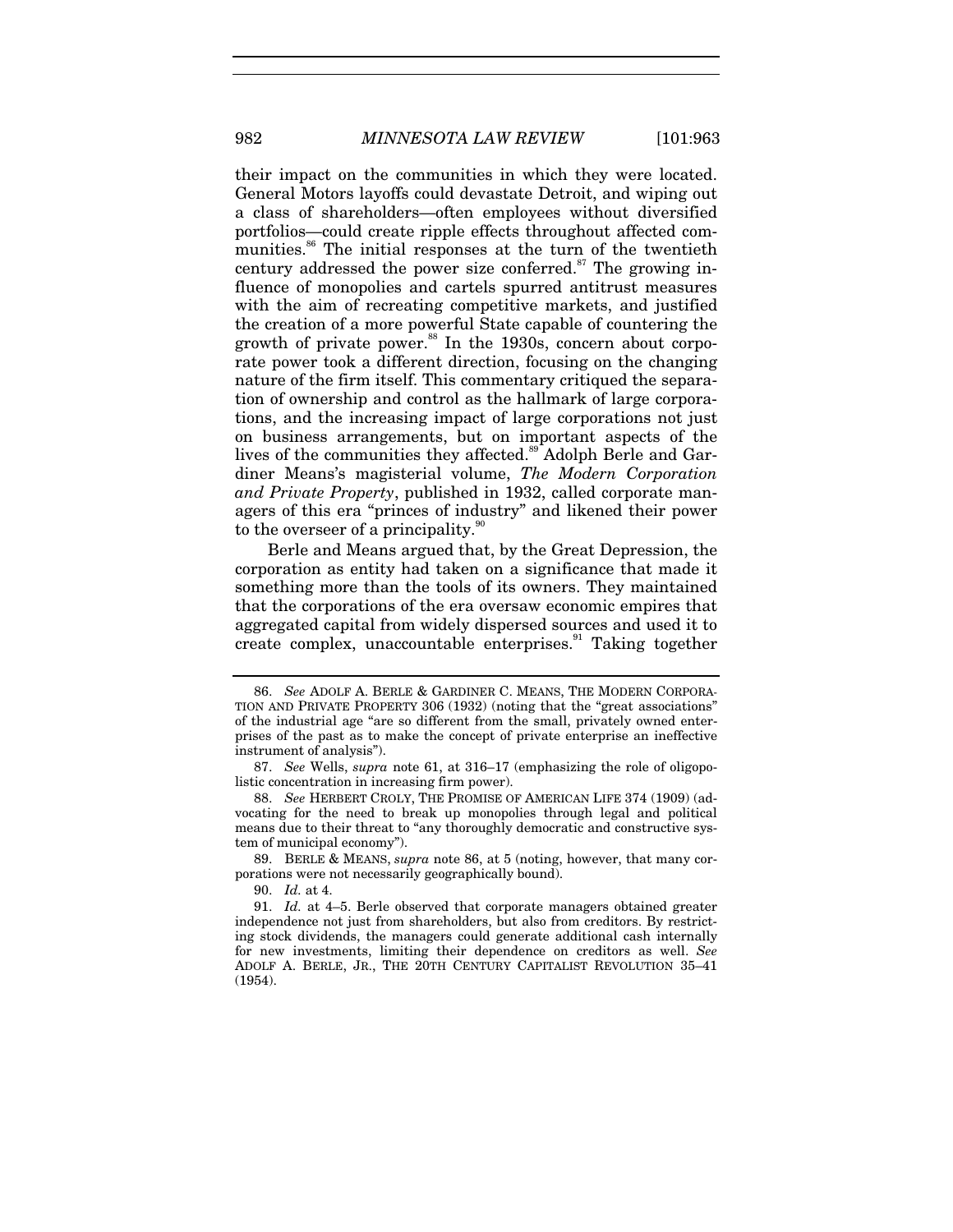their impact on the communities in which they were located. General Motors layoffs could devastate Detroit, and wiping out a class of shareholders—often employees without diversified portfolios—could create ripple effects throughout affected communities.[86] The initial responses at the turn of the twentieth century addressed the power size conferred.[87] The growing influence of monopolies and cartels spurred antitrust measures with the aim of recreating competitive markets, and justified the creation of a more powerful State capable of countering the growth of private power.[88] In the 1930s, concern about corporate power took a different direction, focusing on the changing nature of the firm itself. This commentary critiqued the separation of ownership and control as the hallmark of large corporations, and the increasing impact of large corporations not just on business arrangements, but on important aspects of the lives of the communities they affected.[89] Adolph Berle and Gardiner Means's magisterial volume, *The Modern Corporation and Private Property*, published in 1932, called corporate managers of this era "princes of industry" and likened their power to the overseer of a principality.[90]

Berle and Means argued that, by the Great Depression, the corporation as entity had taken on a significance that made it something more than the tools of its owners. They maintained that the corporations of the era oversaw economic empires that aggregated capital from widely dispersed sources and used it to create complex, unaccountable enterprises.[91] Taking together

---

86. *See* ADOLF A. BERLE & GARDINER C. MEANS, THE MODERN CORPORATION AND PRIVATE PROPERTY 306 (1932) (noting that the "great associations" of the industrial age "are so different from the small, privately owned enterprises of the past as to make the concept of private enterprise an ineffective instrument of analysis").

87. *See* Wells, *supra* note 61, at 316–17 (emphasizing the role of oligopolistic concentration in increasing firm power).

88. *See* HERBERT CROLY, THE PROMISE OF AMERICAN LIFE 374 (1909) (advocating for the need to break up monopolies through legal and political means due to their threat to "any thoroughly democratic and constructive system of municipal economy").

89. BERLE & MEANS, *supra* note 86, at 5 (noting, however, that many corporations were not necessarily geographically bound).

90. *Id.* at 4.

91. *Id.* at 4–5. Berle observed that corporate managers obtained greater independence not just from shareholders, but also from creditors. By restricting stock dividends, the managers could generate additional cash internally for new investments, limiting their dependence on creditors as well. *See* ADOLF A. BERLE, JR., THE 20TH CENTURY CAPITALIST REVOLUTION 35–41 (1954).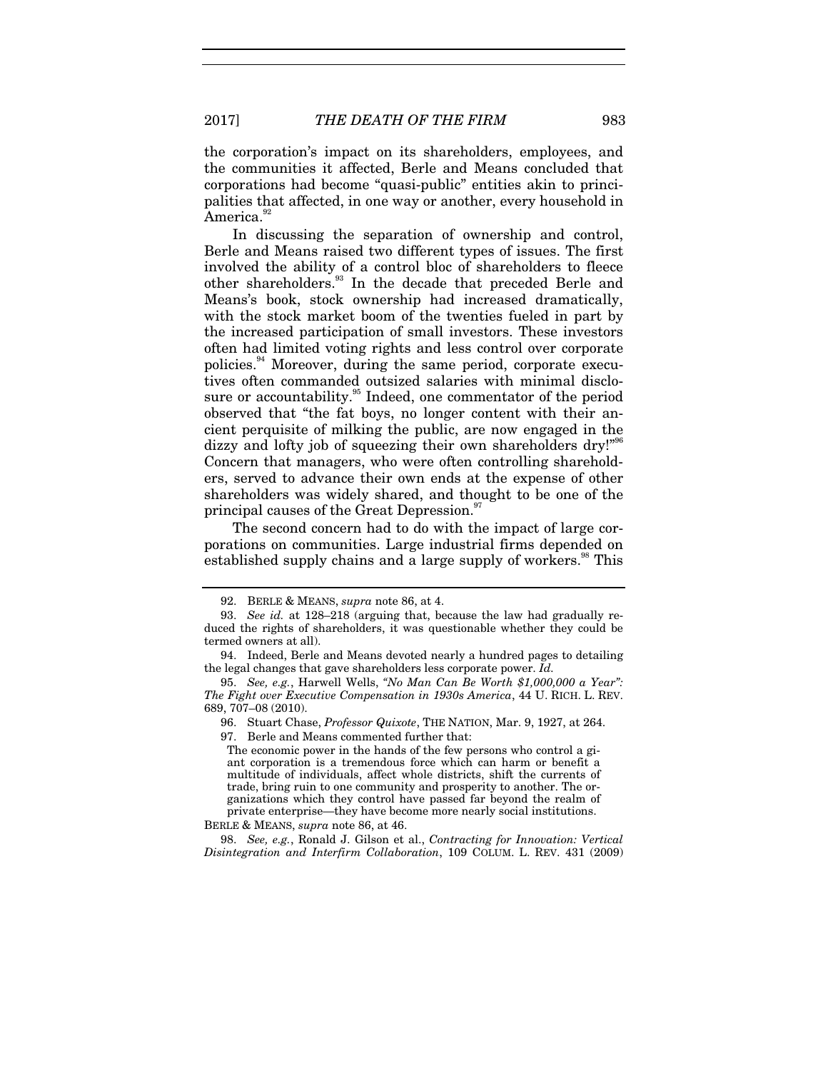the corporation's impact on its shareholders, employees, and the communities it affected, Berle and Means concluded that corporations had become "quasi-public" entities akin to principalities that affected, in one way or another, every household in America.[92]

In discussing the separation of ownership and control, Berle and Means raised two different types of issues. The first involved the ability of a control bloc of shareholders to fleece other shareholders.[93] In the decade that preceded Berle and Means's book, stock ownership had increased dramatically, with the stock market boom of the twenties fueled in part by the increased participation of small investors. These investors often had limited voting rights and less control over corporate policies.[94] Moreover, during the same period, corporate executives often commanded outsized salaries with minimal disclosure or accountability.[95] Indeed, one commentator of the period observed that "the fat boys, no longer content with their ancient perquisite of milking the public, are now engaged in the dizzy and lofty job of squeezing their own shareholders dry!"[96] Concern that managers, who were often controlling shareholders, served to advance their own ends at the expense of other shareholders was widely shared, and thought to be one of the principal causes of the Great Depression.[97]

The second concern had to do with the impact of large corporations on communities. Large industrial firms depended on established supply chains and a large supply of workers.[98] This

---

92. BERLE & MEANS, *supra* note 86, at 4.

93. *See id.* at 128–218 (arguing that, because the law had gradually reduced the rights of shareholders, it was questionable whether they could be termed owners at all).

94. Indeed, Berle and Means devoted nearly a hundred pages to detailing the legal changes that gave shareholders less corporate power. *Id.*

95. *See, e.g.*, Harwell Wells, *"No Man Can Be Worth $1,000,000 a Year": The Fight over Executive Compensation in 1930s America*, 44 U. RICH. L. REV. 689, 707–08 (2010).

96. Stuart Chase, *Professor Quixote*, THE NATION, Mar. 9, 1927, at 264.

97. Berle and Means commented further that:

> The economic power in the hands of the few persons who control a giant corporation is a tremendous force which can harm or benefit a multitude of individuals, affect whole districts, shift the currents of trade, bring ruin to one community and prosperity to another. The organizations which they control have passed far beyond the realm of private enterprise—they have become more nearly social institutions.

BERLE & MEANS, *supra* note 86, at 46.

98. *See, e.g.*, Ronald J. Gilson et al., *Contracting for Innovation: Vertical Disintegration and Interfirm Collaboration*, 109 COLUM. L. REV. 431 (2009)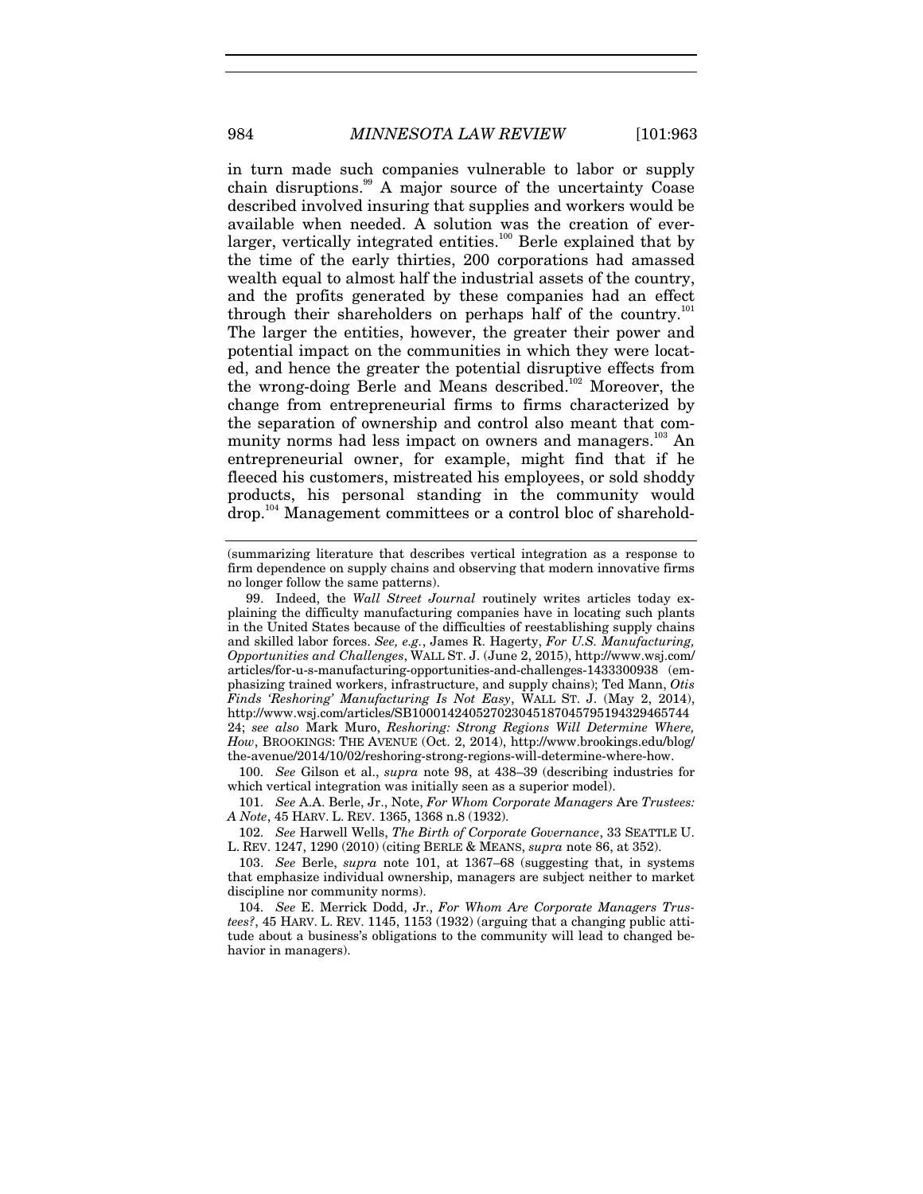in turn made such companies vulnerable to labor or supply chain disruptions.[99] A major source of the uncertainty Coase described involved insuring that supplies and workers would be available when needed. A solution was the creation of ever-larger, vertically integrated entities.[100] Berle explained that by the time of the early thirties, 200 corporations had amassed wealth equal to almost half the industrial assets of the country, and the profits generated by these companies had an effect through their shareholders on perhaps half of the country.[101] The larger the entities, however, the greater their power and potential impact on the communities in which they were located, and hence the greater the potential disruptive effects from the wrong-doing Berle and Means described.[102] Moreover, the change from entrepreneurial firms to firms characterized by the separation of ownership and control also meant that community norms had less impact on owners and managers.[103] An entrepreneurial owner, for example, might find that if he fleeced his customers, mistreated his employees, or sold shoddy products, his personal standing in the community would drop.[104] Management committees or a control bloc of sharehold-

---

(summarizing literature that describes vertical integration as a response to firm dependence on supply chains and observing that modern innovative firms no longer follow the same patterns).

99. Indeed, the *Wall Street Journal* routinely writes articles today explaining the difficulty manufacturing companies have in locating such plants in the United States because of the difficulties of reestablishing supply chains and skilled labor forces. *See, e.g.*, James R. Hagerty, *For U.S. Manufacturing, Opportunities and Challenges*, WALL ST. J. (June 2, 2015), http://www.wsj.com/articles/for-u-s-manufacturing-opportunities-and-challenges-1433300938 (emphasizing trained workers, infrastructure, and supply chains); Ted Mann, *Otis Finds 'Reshoring' Manufacturing Is Not Easy*, WALL ST. J. (May 2, 2014), http://www.wsj.com/articles/SB10001424052702304518704579519432946574424; *see also* Mark Muro, *Reshoring: Strong Regions Will Determine Where, How*, BROOKINGS: THE AVENUE (Oct. 2, 2014), http://www.brookings.edu/blog/the-avenue/2014/10/02/reshoring-strong-regions-will-determine-where-how.

100. *See* Gilson et al., *supra* note 98, at 438–39 (describing industries for which vertical integration was initially seen as a superior model).

101. *See* A.A. Berle, Jr., Note, *For Whom Corporate Managers* Are *Trustees: A Note*, 45 HARV. L. REV. 1365, 1368 n.8 (1932).

102. *See* Harwell Wells, *The Birth of Corporate Governance*, 33 SEATTLE U. L. REV. 1247, 1290 (2010) (citing BERLE & MEANS, *supra* note 86, at 352).

103. *See* Berle, *supra* note 101, at 1367–68 (suggesting that, in systems that emphasize individual ownership, managers are subject neither to market discipline nor community norms).

104. *See* E. Merrick Dodd, Jr., *For Whom Are Corporate Managers Trustees?*, 45 HARV. L. REV. 1145, 1153 (1932) (arguing that a changing public attitude about a business's obligations to the community will lead to changed behavior in managers).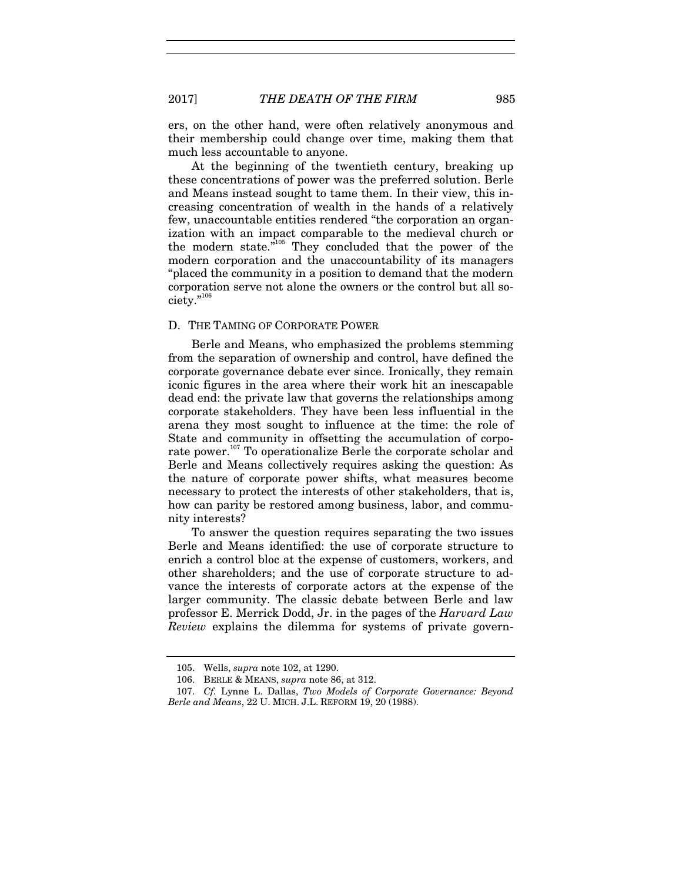ers, on the other hand, were often relatively anonymous and their membership could change over time, making them that much less accountable to anyone.

At the beginning of the twentieth century, breaking up these concentrations of power was the preferred solution. Berle and Means instead sought to tame them. In their view, this increasing concentration of wealth in the hands of a relatively few, unaccountable entities rendered "the corporation an organization with an impact comparable to the medieval church or the modern state."[105] They concluded that the power of the modern corporation and the unaccountability of its managers "placed the community in a position to demand that the modern corporation serve not alone the owners or the control but all society."[106]

### D. THE TAMING OF CORPORATE POWER

Berle and Means, who emphasized the problems stemming from the separation of ownership and control, have defined the corporate governance debate ever since. Ironically, they remain iconic figures in the area where their work hit an inescapable dead end: the private law that governs the relationships among corporate stakeholders. They have been less influential in the arena they most sought to influence at the time: the role of State and community in offsetting the accumulation of corporate power.[107] To operationalize Berle the corporate scholar and Berle and Means collectively requires asking the question: As the nature of corporate power shifts, what measures become necessary to protect the interests of other stakeholders, that is, how can parity be restored among business, labor, and community interests?

To answer the question requires separating the two issues Berle and Means identified: the use of corporate structure to enrich a control bloc at the expense of customers, workers, and other shareholders; and the use of corporate structure to advance the interests of corporate actors at the expense of the larger community. The classic debate between Berle and law professor E. Merrick Dodd, Jr. in the pages of the *Harvard Law Review* explains the dilemma for systems of private govern-

---

105. Wells, *supra* note 102, at 1290.

106. BERLE & MEANS, *supra* note 86, at 312.

107. *Cf.* Lynne L. Dallas, *Two Models of Corporate Governance: Beyond Berle and Means*, 22 U. MICH. J.L. REFORM 19, 20 (1988).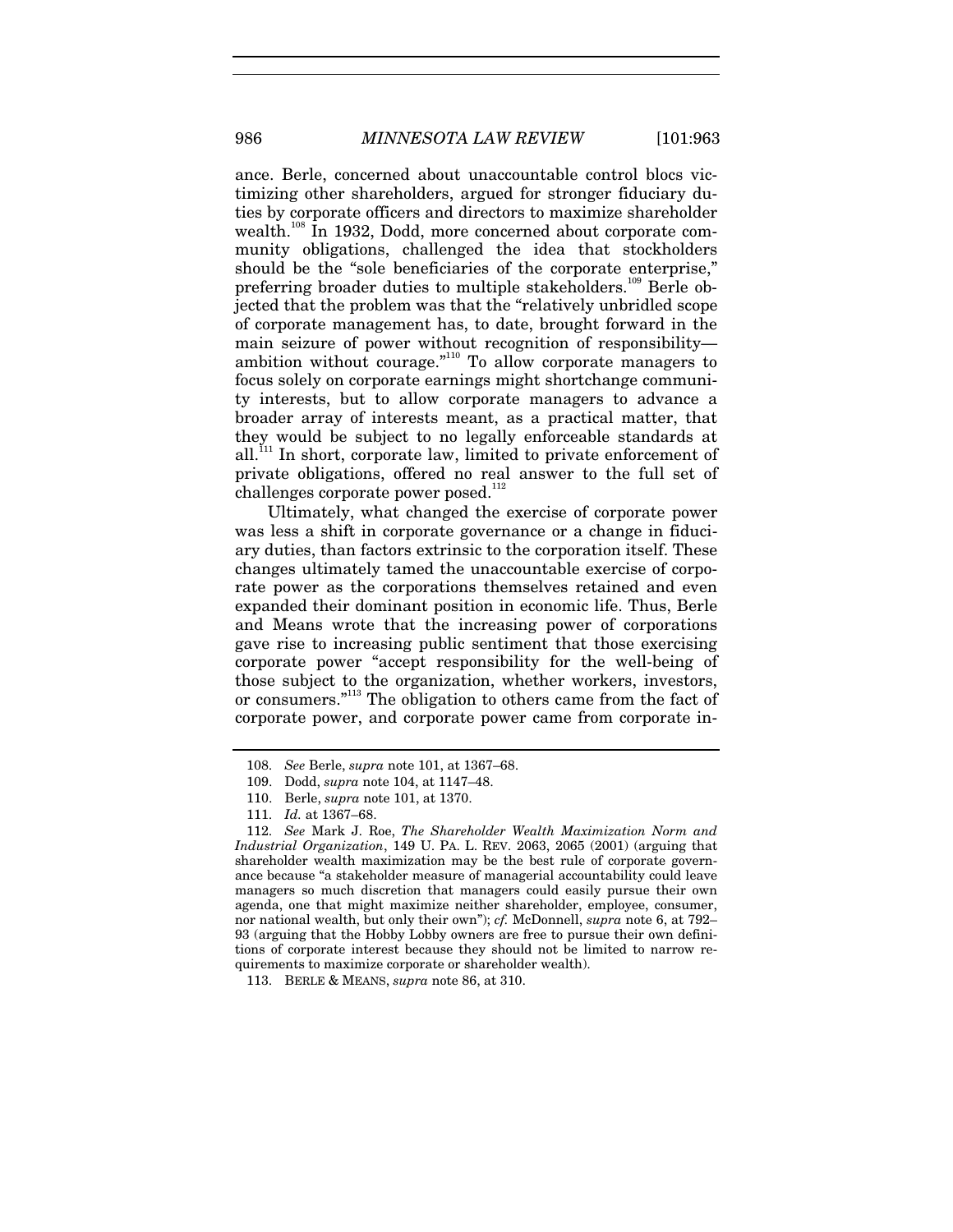ance. Berle, concerned about unaccountable control blocs victimizing other shareholders, argued for stronger fiduciary duties by corporate officers and directors to maximize shareholder wealth.[108] In 1932, Dodd, more concerned about corporate community obligations, challenged the idea that stockholders should be the "sole beneficiaries of the corporate enterprise," preferring broader duties to multiple stakeholders.[109] Berle objected that the problem was that the "relatively unbridled scope of corporate management has, to date, brought forward in the main seizure of power without recognition of responsibility—ambition without courage."[110] To allow corporate managers to focus solely on corporate earnings might shortchange community interests, but to allow corporate managers to advance a broader array of interests meant, as a practical matter, that they would be subject to no legally enforceable standards at all.[111] In short, corporate law, limited to private enforcement of private obligations, offered no real answer to the full set of challenges corporate power posed.[112]

Ultimately, what changed the exercise of corporate power was less a shift in corporate governance or a change in fiduciary duties, than factors extrinsic to the corporation itself. These changes ultimately tamed the unaccountable exercise of corporate power as the corporations themselves retained and even expanded their dominant position in economic life. Thus, Berle and Means wrote that the increasing power of corporations gave rise to increasing public sentiment that those exercising corporate power "accept responsibility for the well-being of those subject to the organization, whether workers, investors, or consumers."[113] The obligation to others came from the fact of corporate power, and corporate power came from corporate in-

---

108. *See* Berle, *supra* note 101, at 1367–68.

109. Dodd, *supra* note 104, at 1147–48.

110. Berle, *supra* note 101, at 1370.

111. *Id.* at 1367–68.

112. *See* Mark J. Roe, *The Shareholder Wealth Maximization Norm and Industrial Organization*, 149 U. PA. L. REV. 2063, 2065 (2001) (arguing that shareholder wealth maximization may be the best rule of corporate governance because "a stakeholder measure of managerial accountability could leave managers so much discretion that managers could easily pursue their own agenda, one that might maximize neither shareholder, employee, consumer, nor national wealth, but only their own"); *cf.* McDonnell, *supra* note 6, at 792–93 (arguing that the Hobby Lobby owners are free to pursue their own definitions of corporate interest because they should not be limited to narrow requirements to maximize corporate or shareholder wealth).

113. BERLE & MEANS, *supra* note 86, at 310.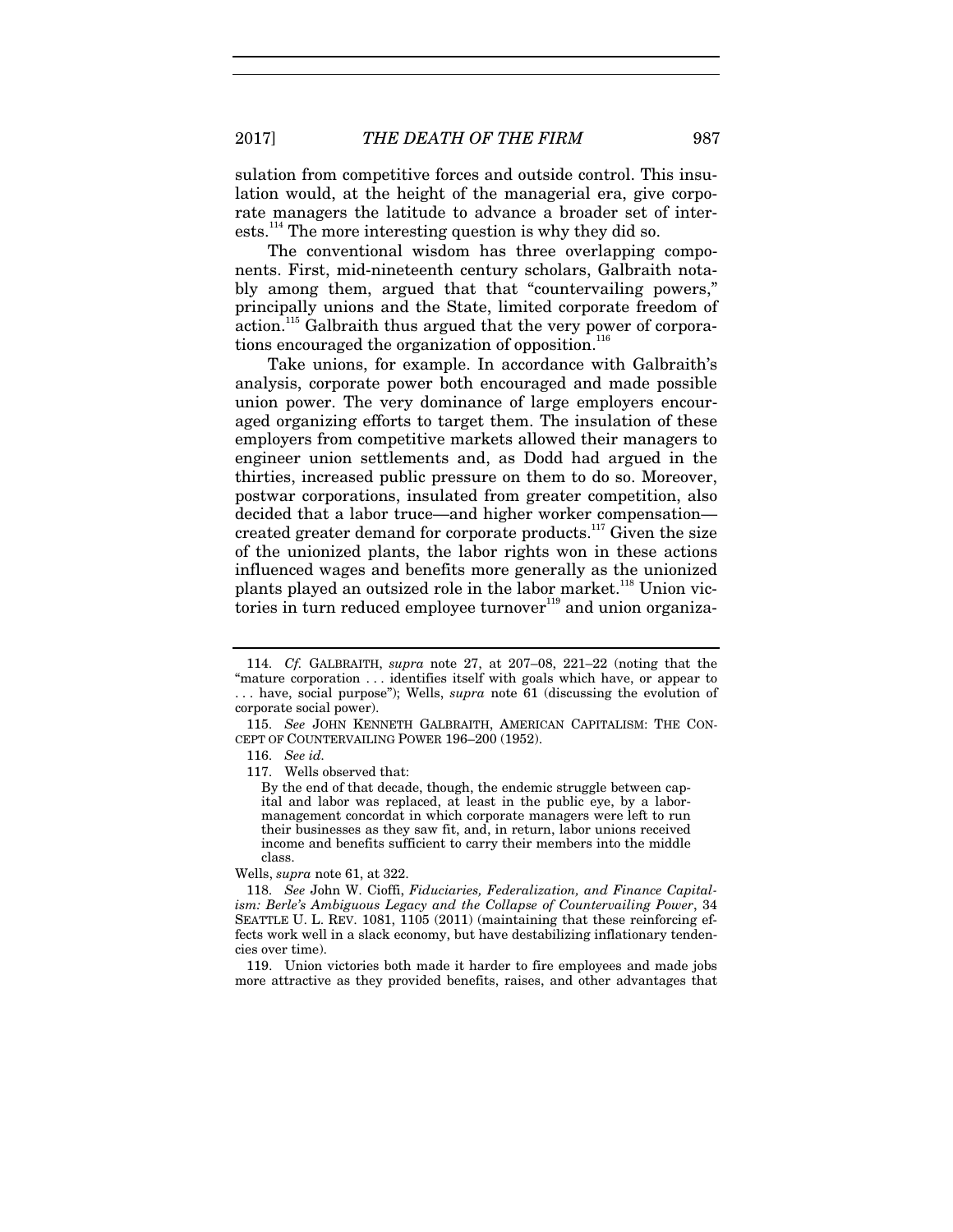sulation from competitive forces and outside control. This insulation would, at the height of the managerial era, give corporate managers the latitude to advance a broader set of interests.[114] The more interesting question is why they did so.

The conventional wisdom has three overlapping components. First, mid-nineteenth century scholars, Galbraith notably among them, argued that that "countervailing powers," principally unions and the State, limited corporate freedom of action.[115] Galbraith thus argued that the very power of corporations encouraged the organization of opposition.[116]

Take unions, for example. In accordance with Galbraith's analysis, corporate power both encouraged and made possible union power. The very dominance of large employers encouraged organizing efforts to target them. The insulation of these employers from competitive markets allowed their managers to engineer union settlements and, as Dodd had argued in the thirties, increased public pressure on them to do so. Moreover, postwar corporations, insulated from greater competition, also decided that a labor truce—and higher worker compensation—created greater demand for corporate products.[117] Given the size of the unionized plants, the labor rights won in these actions influenced wages and benefits more generally as the unionized plants played an outsized role in the labor market.[118] Union victories in turn reduced employee turnover[119] and union organiza-

---

114. *Cf.* GALBRAITH, *supra* note 27, at 207–08, 221–22 (noting that the "mature corporation . . . identifies itself with goals which have, or appear to . . . have, social purpose"); Wells, *supra* note 61 (discussing the evolution of corporate social power).

115. *See* JOHN KENNETH GALBRAITH, AMERICAN CAPITALISM: THE CONCEPT OF COUNTERVAILING POWER 196–200 (1952).

116. *See id.*

117. Wells observed that:

> By the end of that decade, though, the endemic struggle between capital and labor was replaced, at least in the public eye, by a labor-management concordat in which corporate managers were left to run their businesses as they saw fit, and, in return, labor unions received income and benefits sufficient to carry their members into the middle class.

Wells, *supra* note 61, at 322.

118. *See* John W. Cioffi, *Fiduciaries, Federalization, and Finance Capitalism: Berle's Ambiguous Legacy and the Collapse of Countervailing Power*, 34 SEATTLE U. L. REV. 1081, 1105 (2011) (maintaining that these reinforcing effects work well in a slack economy, but have destabilizing inflationary tendencies over time).

119. Union victories both made it harder to fire employees and made jobs more attractive as they provided benefits, raises, and other advantages that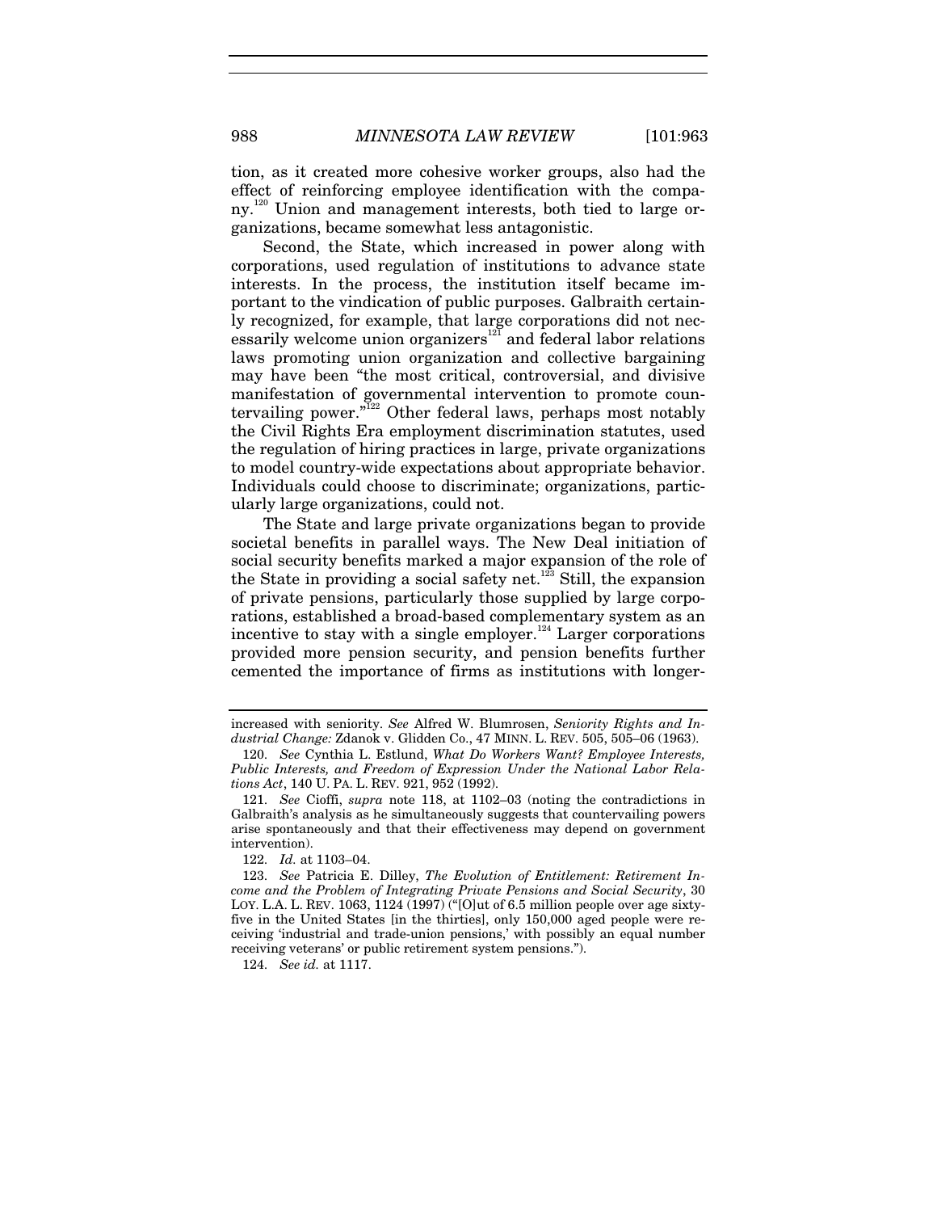tion, as it created more cohesive worker groups, also had the effect of reinforcing employee identification with the company.[120] Union and management interests, both tied to large organizations, became somewhat less antagonistic.

Second, the State, which increased in power along with corporations, used regulation of institutions to advance state interests. In the process, the institution itself became important to the vindication of public purposes. Galbraith certainly recognized, for example, that large corporations did not necessarily welcome union organizers[121] and federal labor relations laws promoting union organization and collective bargaining may have been "the most critical, controversial, and divisive manifestation of governmental intervention to promote countervailing power."[122] Other federal laws, perhaps most notably the Civil Rights Era employment discrimination statutes, used the regulation of hiring practices in large, private organizations to model country-wide expectations about appropriate behavior. Individuals could choose to discriminate; organizations, particularly large organizations, could not.

The State and large private organizations began to provide societal benefits in parallel ways. The New Deal initiation of social security benefits marked a major expansion of the role of the State in providing a social safety net.[123] Still, the expansion of private pensions, particularly those supplied by large corporations, established a broad-based complementary system as an incentive to stay with a single employer.[124] Larger corporations provided more pension security, and pension benefits further cemented the importance of firms as institutions with longer-

---

increased with seniority. *See* Alfred W. Blumrosen, *Seniority Rights and Industrial Change:* Zdanok v. Glidden Co., 47 MINN. L. REV. 505, 505–06 (1963).

120. *See* Cynthia L. Estlund, *What Do Workers Want? Employee Interests, Public Interests, and Freedom of Expression Under the National Labor Relations Act*, 140 U. PA. L. REV. 921, 952 (1992).

121. *See* Cioffi, *supra* note 118, at 1102–03 (noting the contradictions in Galbraith's analysis as he simultaneously suggests that countervailing powers arise spontaneously and that their effectiveness may depend on government intervention).

122. *Id.* at 1103–04.

123. *See* Patricia E. Dilley, *The Evolution of Entitlement: Retirement Income and the Problem of Integrating Private Pensions and Social Security*, 30 LOY. L.A. L. REV. 1063, 1124 (1997) ("[O]ut of 6.5 million people over age sixty-five in the United States [in the thirties], only 150,000 aged people were receiving 'industrial and trade-union pensions,' with possibly an equal number receiving veterans' or public retirement system pensions.").

124. *See id.* at 1117.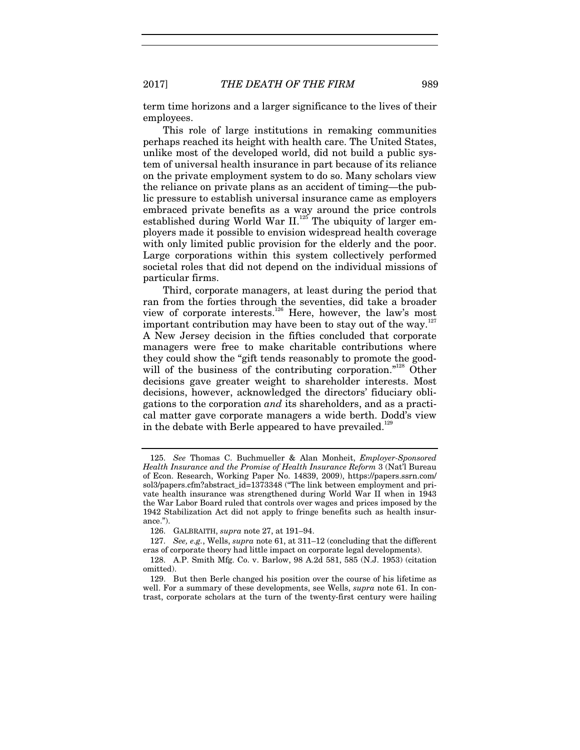term time horizons and a larger significance to the lives of their employees.

This role of large institutions in remaking communities perhaps reached its height with health care. The United States, unlike most of the developed world, did not build a public system of universal health insurance in part because of its reliance on the private employment system to do so. Many scholars view the reliance on private plans as an accident of timing—the public pressure to establish universal insurance came as employers embraced private benefits as a way around the price controls established during World War II.[125] The ubiquity of larger employers made it possible to envision widespread health coverage with only limited public provision for the elderly and the poor. Large corporations within this system collectively performed societal roles that did not depend on the individual missions of particular firms.

Third, corporate managers, at least during the period that ran from the forties through the seventies, did take a broader view of corporate interests.[126] Here, however, the law's most important contribution may have been to stay out of the way.[127] A New Jersey decision in the fifties concluded that corporate managers were free to make charitable contributions where they could show the "gift tends reasonably to promote the goodwill of the business of the contributing corporation."[128] Other decisions gave greater weight to shareholder interests. Most decisions, however, acknowledged the directors' fiduciary obligations to the corporation *and* its shareholders, and as a practical matter gave corporate managers a wide berth. Dodd's view in the debate with Berle appeared to have prevailed.[129]

---

125. *See* Thomas C. Buchmueller & Alan Monheit, *Employer-Sponsored Health Insurance and the Promise of Health Insurance Reform* 3 (Nat'l Bureau of Econ. Research, Working Paper No. 14839, 2009), https://papers.ssrn.com/sol3/papers.cfm?abstract_id=1373348 ("The link between employment and private health insurance was strengthened during World War II when in 1943 the War Labor Board ruled that controls over wages and prices imposed by the 1942 Stabilization Act did not apply to fringe benefits such as health insurance.").

126. GALBRAITH, *supra* note 27, at 191–94.

127. *See, e.g.*, Wells, *supra* note 61, at 311–12 (concluding that the different eras of corporate theory had little impact on corporate legal developments).

128. A.P. Smith Mfg. Co. v. Barlow, 98 A.2d 581, 585 (N.J. 1953) (citation omitted).

129. But then Berle changed his position over the course of his lifetime as well. For a summary of these developments, see Wells, *supra* note 61. In contrast, corporate scholars at the turn of the twenty-first century were hailing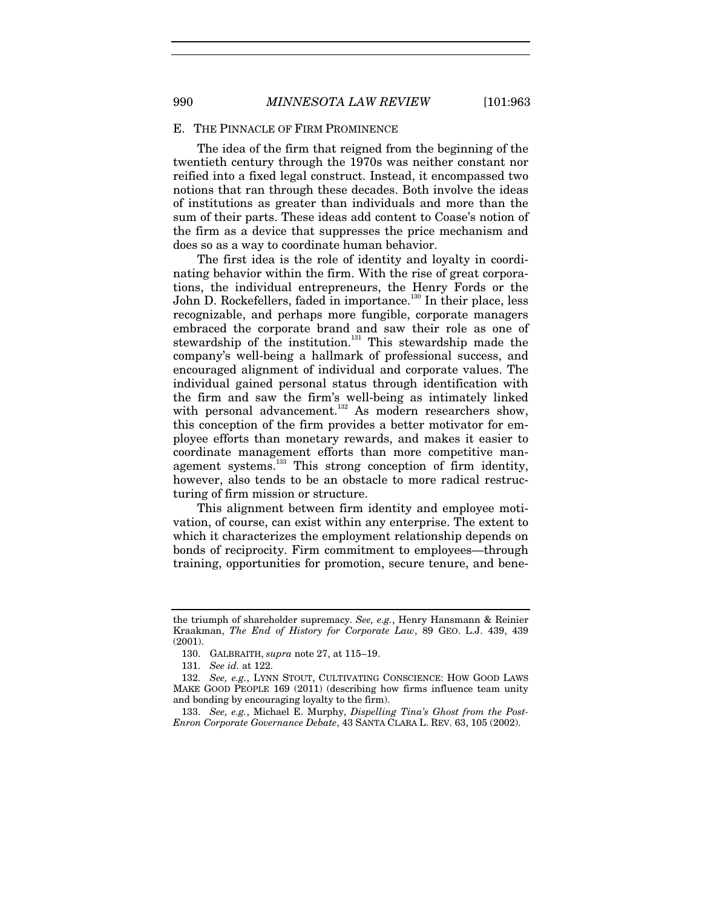## E. THE PINNACLE OF FIRM PROMINENCE

The idea of the firm that reigned from the beginning of the twentieth century through the 1970s was neither constant nor reified into a fixed legal construct. Instead, it encompassed two notions that ran through these decades. Both involve the ideas of institutions as greater than individuals and more than the sum of their parts. These ideas add content to Coase's notion of the firm as a device that suppresses the price mechanism and does so as a way to coordinate human behavior.

The first idea is the role of identity and loyalty in coordinating behavior within the firm. With the rise of great corporations, the individual entrepreneurs, the Henry Fords or the John D. Rockefellers, faded in importance.[130] In their place, less recognizable, and perhaps more fungible, corporate managers embraced the corporate brand and saw their role as one of stewardship of the institution.[131] This stewardship made the company's well-being a hallmark of professional success, and encouraged alignment of individual and corporate values. The individual gained personal status through identification with the firm and saw the firm's well-being as intimately linked with personal advancement.[132] As modern researchers show, this conception of the firm provides a better motivator for employee efforts than monetary rewards, and makes it easier to coordinate management efforts than more competitive management systems.[133] This strong conception of firm identity, however, also tends to be an obstacle to more radical restructuring of firm mission or structure.

This alignment between firm identity and employee motivation, of course, can exist within any enterprise. The extent to which it characterizes the employment relationship depends on bonds of reciprocity. Firm commitment to employees—through training, opportunities for promotion, secure tenure, and bene-

---

the triumph of shareholder supremacy. *See, e.g.*, Henry Hansmann & Reinier Kraakman, *The End of History for Corporate Law*, 89 GEO. L.J. 439, 439 (2001).

130. GALBRAITH, *supra* note 27, at 115–19.

131. *See id.* at 122.

132. *See, e.g.*, LYNN STOUT, CULTIVATING CONSCIENCE: HOW GOOD LAWS MAKE GOOD PEOPLE 169 (2011) (describing how firms influence team unity and bonding by encouraging loyalty to the firm).

133. *See, e.g.*, Michael E. Murphy, *Dispelling Tina's Ghost from the Post-Enron Corporate Governance Debate*, 43 SANTA CLARA L. REV. 63, 105 (2002).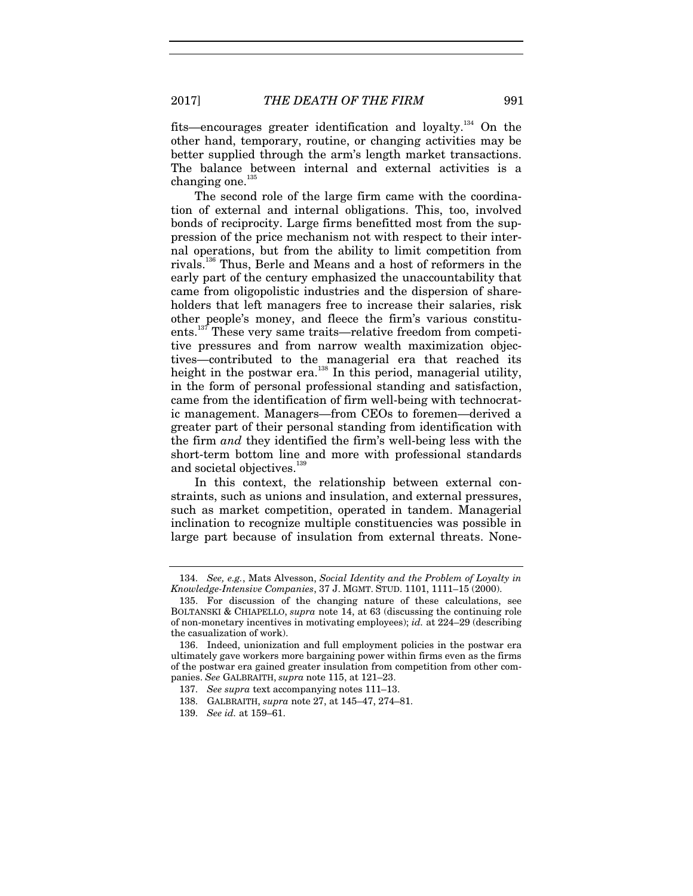fits—encourages greater identification and loyalty.[134] On the other hand, temporary, routine, or changing activities may be better supplied through the arm's length market transactions. The balance between internal and external activities is a changing one.[135]

The second role of the large firm came with the coordination of external and internal obligations. This, too, involved bonds of reciprocity. Large firms benefitted most from the suppression of the price mechanism not with respect to their internal operations, but from the ability to limit competition from rivals.[136] Thus, Berle and Means and a host of reformers in the early part of the century emphasized the unaccountability that came from oligopolistic industries and the dispersion of shareholders that left managers free to increase their salaries, risk other people's money, and fleece the firm's various constituents.[137] These very same traits—relative freedom from competitive pressures and from narrow wealth maximization objectives—contributed to the managerial era that reached its height in the postwar era.[138] In this period, managerial utility, in the form of personal professional standing and satisfaction, came from the identification of firm well-being with technocratic management. Managers—from CEOs to foremen—derived a greater part of their personal standing from identification with the firm *and* they identified the firm's well-being less with the short-term bottom line and more with professional standards and societal objectives.[139]

In this context, the relationship between external constraints, such as unions and insulation, and external pressures, such as market competition, operated in tandem. Managerial inclination to recognize multiple constituencies was possible in large part because of insulation from external threats. None-

---

134. *See, e.g.*, Mats Alvesson, *Social Identity and the Problem of Loyalty in Knowledge-Intensive Companies*, 37 J. MGMT. STUD. 1101, 1111–15 (2000).

135. For discussion of the changing nature of these calculations, see BOLTANSKI & CHIAPELLO, *supra* note 14, at 63 (discussing the continuing role of non-monetary incentives in motivating employees); *id.* at 224–29 (describing the casualization of work).

136. Indeed, unionization and full employment policies in the postwar era ultimately gave workers more bargaining power within firms even as the firms of the postwar era gained greater insulation from competition from other companies. *See* GALBRAITH, *supra* note 115, at 121–23.

137. *See supra* text accompanying notes 111–13.

138. GALBRAITH, *supra* note 27, at 145–47, 274–81.

139. *See id.* at 159–61.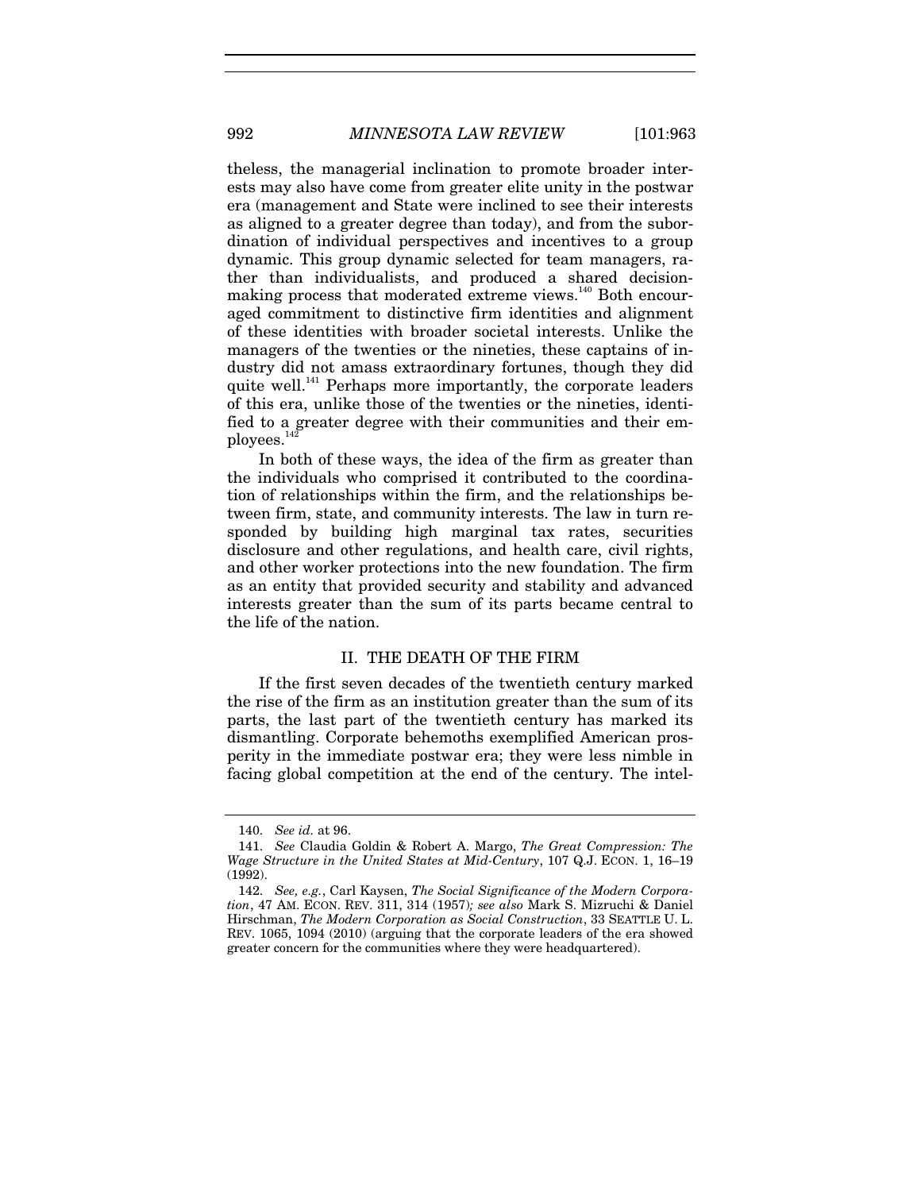theless, the managerial inclination to promote broader interests may also have come from greater elite unity in the postwar era (management and State were inclined to see their interests as aligned to a greater degree than today), and from the subordination of individual perspectives and incentives to a group dynamic. This group dynamic selected for team managers, rather than individualists, and produced a shared decision-making process that moderated extreme views.[140] Both encouraged commitment to distinctive firm identities and alignment of these identities with broader societal interests. Unlike the managers of the twenties or the nineties, these captains of industry did not amass extraordinary fortunes, though they did quite well.[141] Perhaps more importantly, the corporate leaders of this era, unlike those of the twenties or the nineties, identified to a greater degree with their communities and their employees.[142]

In both of these ways, the idea of the firm as greater than the individuals who comprised it contributed to the coordination of relationships within the firm, and the relationships between firm, state, and community interests. The law in turn responded by building high marginal tax rates, securities disclosure and other regulations, and health care, civil rights, and other worker protections into the new foundation. The firm as an entity that provided security and stability and advanced interests greater than the sum of its parts became central to the life of the nation.

## II. THE DEATH OF THE FIRM

If the first seven decades of the twentieth century marked the rise of the firm as an institution greater than the sum of its parts, the last part of the twentieth century has marked its dismantling. Corporate behemoths exemplified American prosperity in the immediate postwar era; they were less nimble in facing global competition at the end of the century. The intel-

140. *See id.* at 96.

141. *See* Claudia Goldin & Robert A. Margo, *The Great Compression: The Wage Structure in the United States at Mid-Century*, 107 Q.J. ECON. 1, 16–19 (1992).

142. *See, e.g.*, Carl Kaysen, *The Social Significance of the Modern Corporation*, 47 AM. ECON. REV. 311, 314 (1957)*; see also* Mark S. Mizruchi & Daniel Hirschman, *The Modern Corporation as Social Construction*, 33 SEATTLE U. L. REV. 1065, 1094 (2010) (arguing that the corporate leaders of the era showed greater concern for the communities where they were headquartered).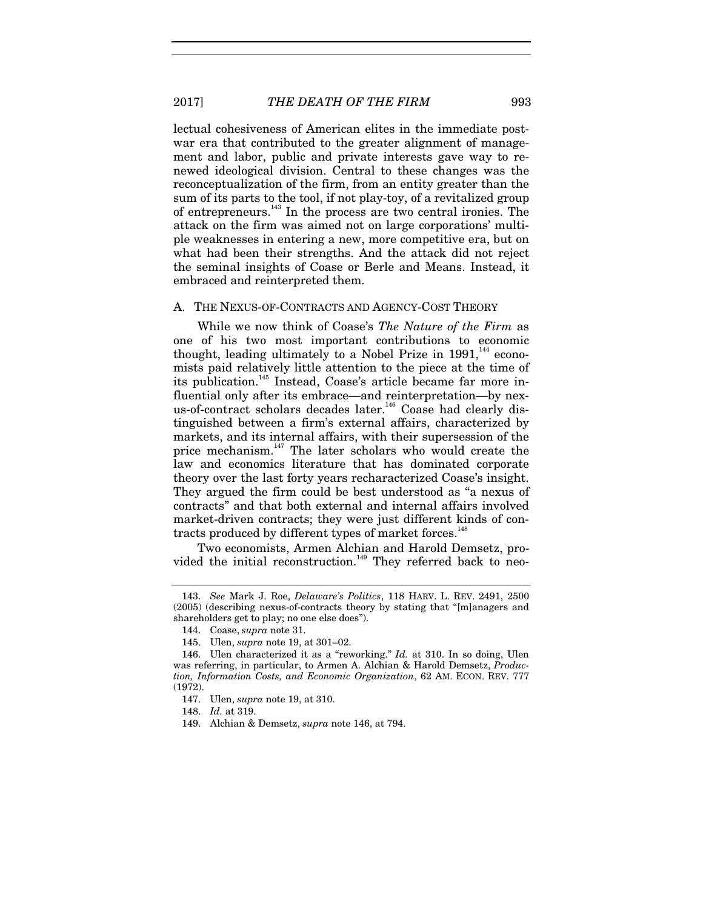lectual cohesiveness of American elites in the immediate postwar era that contributed to the greater alignment of management and labor, public and private interests gave way to renewed ideological division. Central to these changes was the reconceptualization of the firm, from an entity greater than the sum of its parts to the tool, if not play-toy, of a revitalized group of entrepreneurs.[143] In the process are two central ironies. The attack on the firm was aimed not on large corporations' multiple weaknesses in entering a new, more competitive era, but on what had been their strengths. And the attack did not reject the seminal insights of Coase or Berle and Means. Instead, it embraced and reinterpreted them.

### A. THE NEXUS-OF-CONTRACTS AND AGENCY-COST THEORY

While we now think of Coase's *The Nature of the Firm* as one of his two most important contributions to economic thought, leading ultimately to a Nobel Prize in 1991,[144] economists paid relatively little attention to the piece at the time of its publication.[145] Instead, Coase's article became far more influential only after its embrace—and reinterpretation—by nexus-of-contract scholars decades later.[146] Coase had clearly distinguished between a firm's external affairs, characterized by markets, and its internal affairs, with their supersession of the price mechanism.[147] The later scholars who would create the law and economics literature that has dominated corporate theory over the last forty years recharacterized Coase's insight. They argued the firm could be best understood as "a nexus of contracts" and that both external and internal affairs involved market-driven contracts; they were just different kinds of contracts produced by different types of market forces.[148]

Two economists, Armen Alchian and Harold Demsetz, provided the initial reconstruction.[149] They referred back to neo-

---

143. *See* Mark J. Roe, *Delaware's Politics*, 118 HARV. L. REV. 2491, 2500 (2005) (describing nexus-of-contracts theory by stating that "[m]anagers and shareholders get to play; no one else does").

144. Coase, *supra* note 31.

145. Ulen, *supra* note 19, at 301–02.

146. Ulen characterized it as a "reworking." *Id.* at 310. In so doing, Ulen was referring, in particular, to Armen A. Alchian & Harold Demsetz, *Production, Information Costs, and Economic Organization*, 62 AM. ECON. REV. 777 (1972).

147. Ulen, *supra* note 19, at 310.

148. *Id.* at 319.

149. Alchian & Demsetz, *supra* note 146, at 794.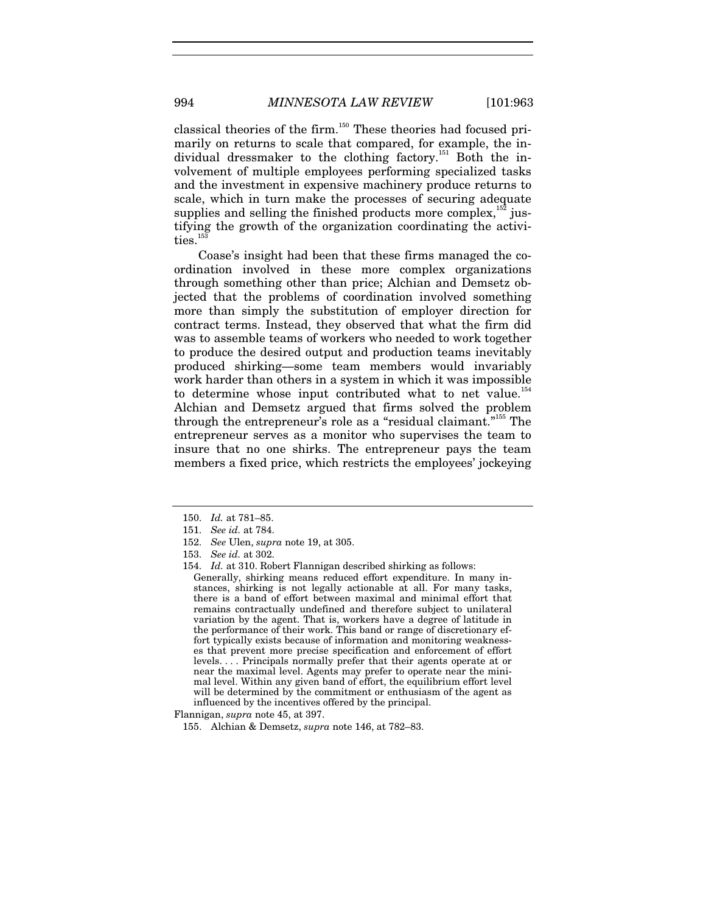classical theories of the firm.[150] These theories had focused primarily on returns to scale that compared, for example, the individual dressmaker to the clothing factory.[151] Both the involvement of multiple employees performing specialized tasks and the investment in expensive machinery produce returns to scale, which in turn make the processes of securing adequate supplies and selling the finished products more complex,[152] justifying the growth of the organization coordinating the activities.[153]

Coase's insight had been that these firms managed the coordination involved in these more complex organizations through something other than price; Alchian and Demsetz objected that the problems of coordination involved something more than simply the substitution of employer direction for contract terms. Instead, they observed that what the firm did was to assemble teams of workers who needed to work together to produce the desired output and production teams inevitably produced shirking—some team members would invariably work harder than others in a system in which it was impossible to determine whose input contributed what to net value.[154] Alchian and Demsetz argued that firms solved the problem through the entrepreneur's role as a "residual claimant."[155] The entrepreneur serves as a monitor who supervises the team to insure that no one shirks. The entrepreneur pays the team members a fixed price, which restricts the employees' jockeying

---

150. *Id.* at 781–85.

151. *See id.* at 784.

152. *See* Ulen, *supra* note 19, at 305.

153. *See id.* at 302.

154. *Id.* at 310. Robert Flannigan described shirking as follows:

> Generally, shirking means reduced effort expenditure. In many instances, shirking is not legally actionable at all. For many tasks, there is a band of effort between maximal and minimal effort that remains contractually undefined and therefore subject to unilateral variation by the agent. That is, workers have a degree of latitude in the performance of their work. This band or range of discretionary effort typically exists because of information and monitoring weaknesses that prevent more precise specification and enforcement of effort levels. . . . Principals normally prefer that their agents operate at or near the maximal level. Agents may prefer to operate near the minimal level. Within any given band of effort, the equilibrium effort level will be determined by the commitment or enthusiasm of the agent as influenced by the incentives offered by the principal.

Flannigan, *supra* note 45, at 397.

155. Alchian & Demsetz, *supra* note 146, at 782–83.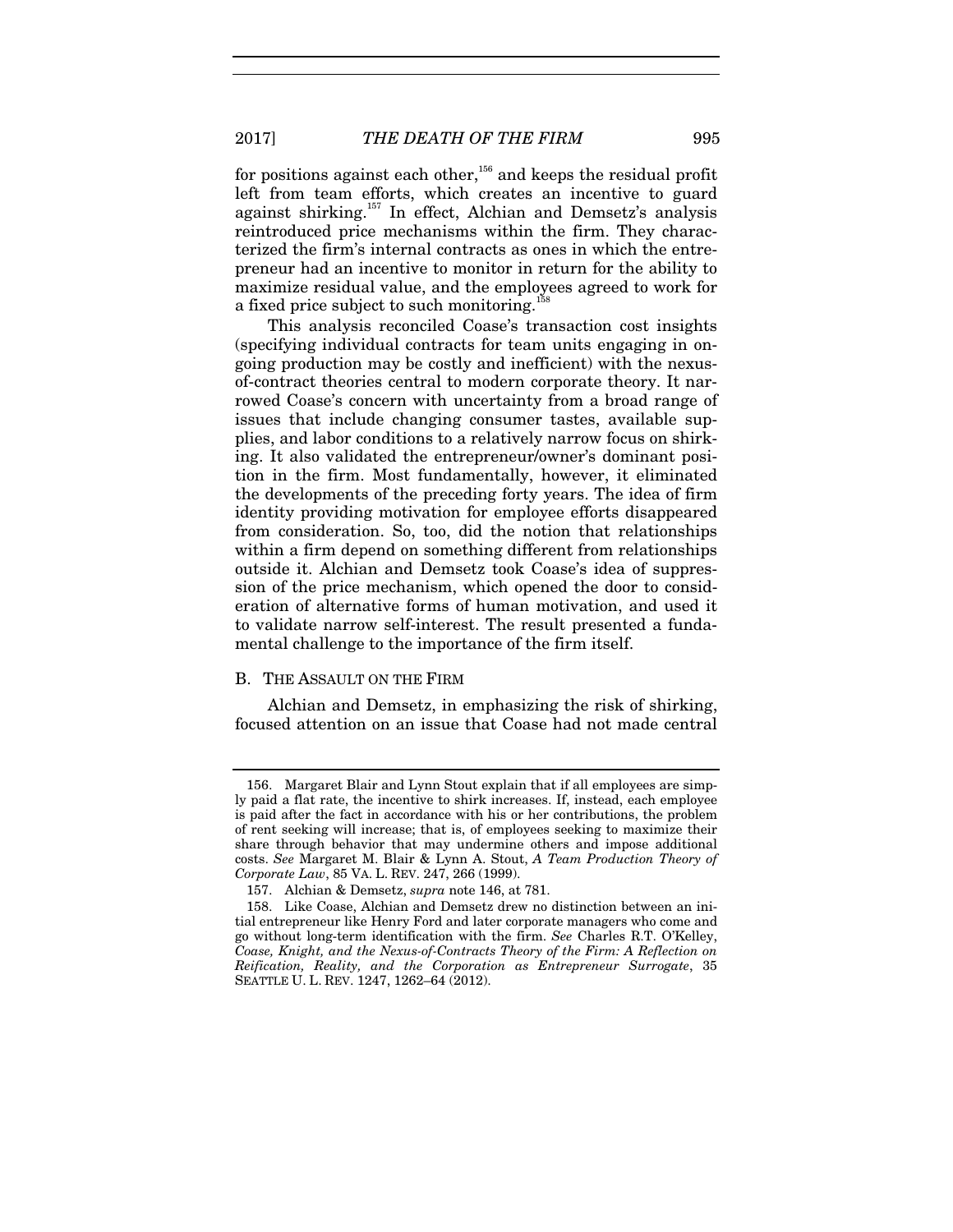for positions against each other,[156] and keeps the residual profit left from team efforts, which creates an incentive to guard against shirking.[157] In effect, Alchian and Demsetz's analysis reintroduced price mechanisms within the firm. They characterized the firm's internal contracts as ones in which the entrepreneur had an incentive to monitor in return for the ability to maximize residual value, and the employees agreed to work for a fixed price subject to such monitoring.[158]

This analysis reconciled Coase's transaction cost insights (specifying individual contracts for team units engaging in ongoing production may be costly and inefficient) with the nexus-of-contract theories central to modern corporate theory. It narrowed Coase's concern with uncertainty from a broad range of issues that include changing consumer tastes, available supplies, and labor conditions to a relatively narrow focus on shirking. It also validated the entrepreneur/owner's dominant position in the firm. Most fundamentally, however, it eliminated the developments of the preceding forty years. The idea of firm identity providing motivation for employee efforts disappeared from consideration. So, too, did the notion that relationships within a firm depend on something different from relationships outside it. Alchian and Demsetz took Coase's idea of suppression of the price mechanism, which opened the door to consideration of alternative forms of human motivation, and used it to validate narrow self-interest. The result presented a fundamental challenge to the importance of the firm itself.

## B. THE ASSAULT ON THE FIRM

Alchian and Demsetz, in emphasizing the risk of shirking, focused attention on an issue that Coase had not made central

---

156. Margaret Blair and Lynn Stout explain that if all employees are simply paid a flat rate, the incentive to shirk increases. If, instead, each employee is paid after the fact in accordance with his or her contributions, the problem of rent seeking will increase; that is, of employees seeking to maximize their share through behavior that may undermine others and impose additional costs. *See* Margaret M. Blair & Lynn A. Stout, *A Team Production Theory of Corporate Law*, 85 VA. L. REV. 247, 266 (1999).

157. Alchian & Demsetz, *supra* note 146, at 781.

158. Like Coase, Alchian and Demsetz drew no distinction between an initial entrepreneur like Henry Ford and later corporate managers who come and go without long-term identification with the firm. *See* Charles R.T. O'Kelley, *Coase, Knight, and the Nexus-of-Contracts Theory of the Firm: A Reflection on Reification, Reality, and the Corporation as Entrepreneur Surrogate*, 35 SEATTLE U. L. REV. 1247, 1262–64 (2012).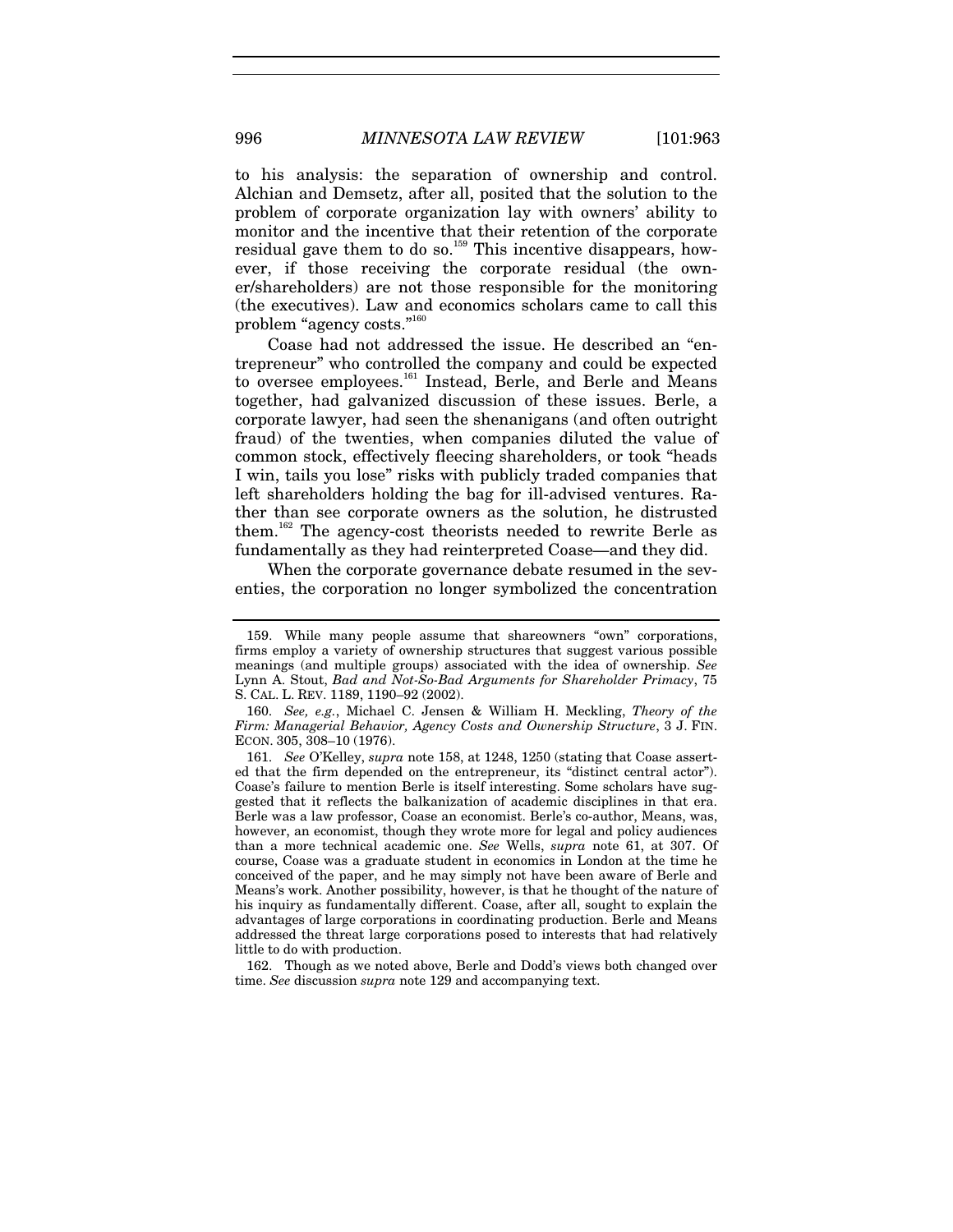to his analysis: the separation of ownership and control. Alchian and Demsetz, after all, posited that the solution to the problem of corporate organization lay with owners' ability to monitor and the incentive that their retention of the corporate residual gave them to do so.[159] This incentive disappears, however, if those receiving the corporate residual (the owner/shareholders) are not those responsible for the monitoring (the executives). Law and economics scholars came to call this problem "agency costs."[160]

Coase had not addressed the issue. He described an "entrepreneur" who controlled the company and could be expected to oversee employees.[161] Instead, Berle, and Berle and Means together, had galvanized discussion of these issues. Berle, a corporate lawyer, had seen the shenanigans (and often outright fraud) of the twenties, when companies diluted the value of common stock, effectively fleecing shareholders, or took "heads I win, tails you lose" risks with publicly traded companies that left shareholders holding the bag for ill-advised ventures. Rather than see corporate owners as the solution, he distrusted them.[162] The agency-cost theorists needed to rewrite Berle as fundamentally as they had reinterpreted Coase—and they did.

When the corporate governance debate resumed in the seventies, the corporation no longer symbolized the concentration

---

159. While many people assume that shareowners "own" corporations, firms employ a variety of ownership structures that suggest various possible meanings (and multiple groups) associated with the idea of ownership. *See* Lynn A. Stout, *Bad and Not-So-Bad Arguments for Shareholder Primacy*, 75 S. CAL. L. REV. 1189, 1190–92 (2002).

160. *See, e.g.*, Michael C. Jensen & William H. Meckling, *Theory of the Firm: Managerial Behavior, Agency Costs and Ownership Structure*, 3 J. FIN. ECON. 305, 308–10 (1976).

161. *See* O'Kelley, *supra* note 158, at 1248, 1250 (stating that Coase asserted that the firm depended on the entrepreneur, its "distinct central actor"). Coase's failure to mention Berle is itself interesting. Some scholars have suggested that it reflects the balkanization of academic disciplines in that era. Berle was a law professor, Coase an economist. Berle's co-author, Means, was, however, an economist, though they wrote more for legal and policy audiences than a more technical academic one. *See* Wells, *supra* note 61, at 307. Of course, Coase was a graduate student in economics in London at the time he conceived of the paper, and he may simply not have been aware of Berle and Means's work. Another possibility, however, is that he thought of the nature of his inquiry as fundamentally different. Coase, after all, sought to explain the advantages of large corporations in coordinating production. Berle and Means addressed the threat large corporations posed to interests that had relatively little to do with production.

162. Though as we noted above, Berle and Dodd's views both changed over time. *See* discussion *supra* note 129 and accompanying text.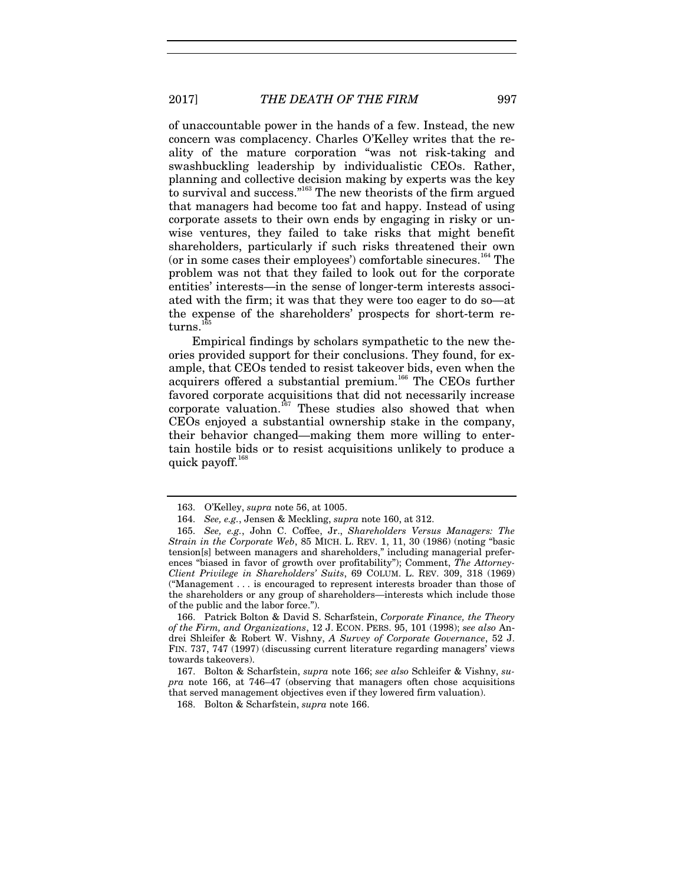of unaccountable power in the hands of a few. Instead, the new concern was complacency. Charles O'Kelley writes that the reality of the mature corporation "was not risk-taking and swashbuckling leadership by individualistic CEOs. Rather, planning and collective decision making by experts was the key to survival and success."[163] The new theorists of the firm argued that managers had become too fat and happy. Instead of using corporate assets to their own ends by engaging in risky or unwise ventures, they failed to take risks that might benefit shareholders, particularly if such risks threatened their own (or in some cases their employees') comfortable sinecures.[164] The problem was not that they failed to look out for the corporate entities' interests—in the sense of longer-term interests associated with the firm; it was that they were too eager to do so—at the expense of the shareholders' prospects for short-term returns.[165]

Empirical findings by scholars sympathetic to the new theories provided support for their conclusions. They found, for example, that CEOs tended to resist takeover bids, even when the acquirers offered a substantial premium.[166] The CEOs further favored corporate acquisitions that did not necessarily increase corporate valuation.[167] These studies also showed that when CEOs enjoyed a substantial ownership stake in the company, their behavior changed—making them more willing to entertain hostile bids or to resist acquisitions unlikely to produce a quick payoff.[168]

---

163. O'Kelley, *supra* note 56, at 1005.

164. *See, e.g.*, Jensen & Meckling, *supra* note 160, at 312.

165. *See, e.g.*, John C. Coffee, Jr., *Shareholders Versus Managers: The Strain in the Corporate Web*, 85 MICH. L. REV. 1, 11, 30 (1986) (noting "basic tension[s] between managers and shareholders," including managerial preferences "biased in favor of growth over profitability"); Comment, *The Attorney-Client Privilege in Shareholders' Suits*, 69 COLUM. L. REV. 309, 318 (1969) ("Management . . . is encouraged to represent interests broader than those of the shareholders or any group of shareholders—interests which include those of the public and the labor force.").

166. Patrick Bolton & David S. Scharfstein, *Corporate Finance, the Theory of the Firm, and Organizations*, 12 J. ECON. PERS. 95, 101 (1998); *see also* Andrei Shleifer & Robert W. Vishny, *A Survey of Corporate Governance*, 52 J. FIN. 737, 747 (1997) (discussing current literature regarding managers' views towards takeovers).

167. Bolton & Scharfstein, *supra* note 166; *see also* Schleifer & Vishny, *supra* note 166, at 746–47 (observing that managers often chose acquisitions that served management objectives even if they lowered firm valuation).

168. Bolton & Scharfstein, *supra* note 166.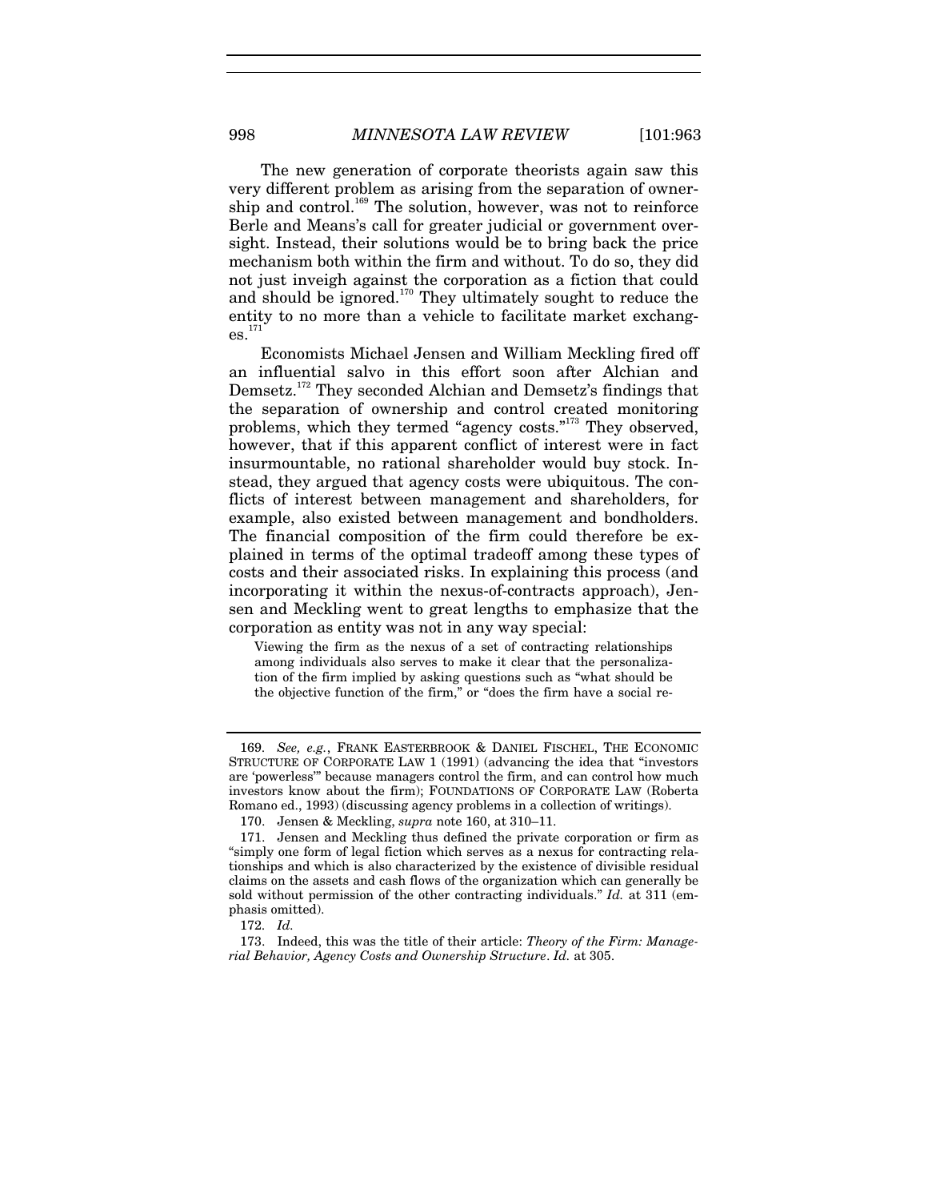The new generation of corporate theorists again saw this very different problem as arising from the separation of ownership and control.[169] The solution, however, was not to reinforce Berle and Means's call for greater judicial or government oversight. Instead, their solutions would be to bring back the price mechanism both within the firm and without. To do so, they did not just inveigh against the corporation as a fiction that could and should be ignored.[170] They ultimately sought to reduce the entity to no more than a vehicle to facilitate market exchanges.[171]

Economists Michael Jensen and William Meckling fired off an influential salvo in this effort soon after Alchian and Demsetz.[172] They seconded Alchian and Demsetz's findings that the separation of ownership and control created monitoring problems, which they termed "agency costs."[173] They observed, however, that if this apparent conflict of interest were in fact insurmountable, no rational shareholder would buy stock. Instead, they argued that agency costs were ubiquitous. The conflicts of interest between management and shareholders, for example, also existed between management and bondholders. The financial composition of the firm could therefore be explained in terms of the optimal tradeoff among these types of costs and their associated risks. In explaining this process (and incorporating it within the nexus-of-contracts approach), Jensen and Meckling went to great lengths to emphasize that the corporation as entity was not in any way special:

> Viewing the firm as the nexus of a set of contracting relationships among individuals also serves to make it clear that the personalization of the firm implied by asking questions such as "what should be the objective function of the firm," or "does the firm have a social re-

---

169. *See, e.g.*, FRANK EASTERBROOK & DANIEL FISCHEL, THE ECONOMIC STRUCTURE OF CORPORATE LAW 1 (1991) (advancing the idea that "investors are 'powerless'" because managers control the firm, and can control how much investors know about the firm); FOUNDATIONS OF CORPORATE LAW (Roberta Romano ed., 1993) (discussing agency problems in a collection of writings).

170. Jensen & Meckling, *supra* note 160, at 310–11.

171. Jensen and Meckling thus defined the private corporation or firm as "simply one form of legal fiction which serves as a nexus for contracting relationships and which is also characterized by the existence of divisible residual claims on the assets and cash flows of the organization which can generally be sold without permission of the other contracting individuals." *Id.* at 311 (emphasis omitted).

172. *Id.*

173. Indeed, this was the title of their article: *Theory of the Firm: Managerial Behavior, Agency Costs and Ownership Structure*. *Id.* at 305.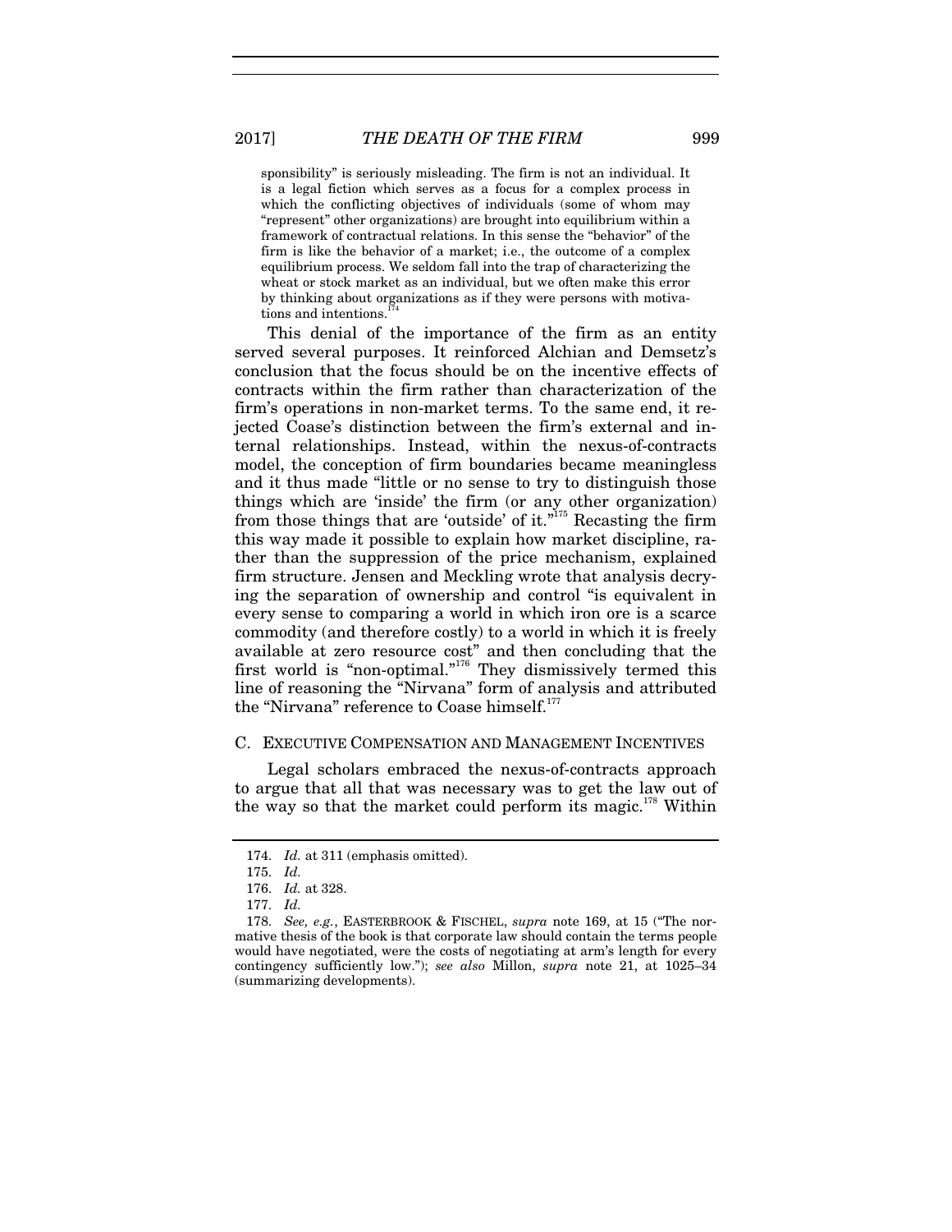> sponsibility" is seriously misleading. The firm is not an individual. It is a legal fiction which serves as a focus for a complex process in which the conflicting objectives of individuals (some of whom may "represent" other organizations) are brought into equilibrium within a framework of contractual relations. In this sense the "behavior" of the firm is like the behavior of a market; i.e., the outcome of a complex equilibrium process. We seldom fall into the trap of characterizing the wheat or stock market as an individual, but we often make this error by thinking about organizations as if they were persons with motivations and intentions.[174]

This denial of the importance of the firm as an entity served several purposes. It reinforced Alchian and Demsetz's conclusion that the focus should be on the incentive effects of contracts within the firm rather than characterization of the firm's operations in non-market terms. To the same end, it rejected Coase's distinction between the firm's external and internal relationships. Instead, within the nexus-of-contracts model, the conception of firm boundaries became meaningless and it thus made "little or no sense to try to distinguish those things which are 'inside' the firm (or any other organization) from those things that are 'outside' of it."[175] Recasting the firm this way made it possible to explain how market discipline, rather than the suppression of the price mechanism, explained firm structure. Jensen and Meckling wrote that analysis decrying the separation of ownership and control "is equivalent in every sense to comparing a world in which iron ore is a scarce commodity (and therefore costly) to a world in which it is freely available at zero resource cost" and then concluding that the first world is "non-optimal."[176] They dismissively termed this line of reasoning the "Nirvana" form of analysis and attributed the "Nirvana" reference to Coase himself.[177]

### C. Executive Compensation and Management Incentives

Legal scholars embraced the nexus-of-contracts approach to argue that all that was necessary was to get the law out of the way so that the market could perform its magic.[178] Within

---

174. *Id.* at 311 (emphasis omitted).

175. *Id.*

176. *Id.* at 328.

177. *Id.*

178. *See, e.g.*, EASTERBROOK & FISCHEL, *supra* note 169, at 15 ("The normative thesis of the book is that corporate law should contain the terms people would have negotiated, were the costs of negotiating at arm's length for every contingency sufficiently low."); *see also* Millon, *supra* note 21, at 1025–34 (summarizing developments).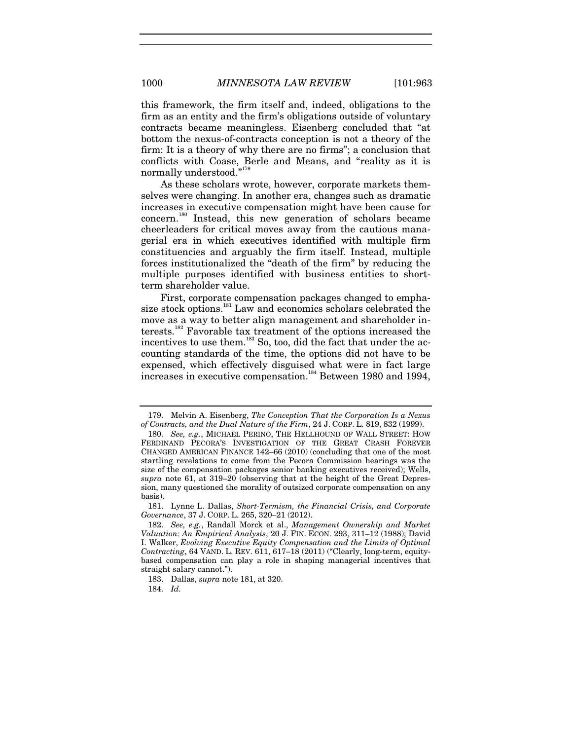this framework, the firm itself and, indeed, obligations to the firm as an entity and the firm's obligations outside of voluntary contracts became meaningless. Eisenberg concluded that "at bottom the nexus-of-contracts conception is not a theory of the firm: It is a theory of why there are no firms"; a conclusion that conflicts with Coase, Berle and Means, and "reality as it is normally understood."[179]

As these scholars wrote, however, corporate markets themselves were changing. In another era, changes such as dramatic increases in executive compensation might have been cause for concern.[180] Instead, this new generation of scholars became cheerleaders for critical moves away from the cautious managerial era in which executives identified with multiple firm constituencies and arguably the firm itself. Instead, multiple forces institutionalized the "death of the firm" by reducing the multiple purposes identified with business entities to short-term shareholder value.

First, corporate compensation packages changed to emphasize stock options.[181] Law and economics scholars celebrated the move as a way to better align management and shareholder interests.[182] Favorable tax treatment of the options increased the incentives to use them.[183] So, too, did the fact that under the accounting standards of the time, the options did not have to be expensed, which effectively disguised what were in fact large increases in executive compensation.[184] Between 1980 and 1994,

---

179. Melvin A. Eisenberg, *The Conception That the Corporation Is a Nexus of Contracts, and the Dual Nature of the Firm*, 24 J. CORP. L. 819, 832 (1999).

180. *See, e.g.*, MICHAEL PERINO, THE HELLHOUND OF WALL STREET: HOW FERDINAND PECORA'S INVESTIGATION OF THE GREAT CRASH FOREVER CHANGED AMERICAN FINANCE 142–66 (2010) (concluding that one of the most startling revelations to come from the Pecora Commission hearings was the size of the compensation packages senior banking executives received); Wells, *supra* note 61, at 319–20 (observing that at the height of the Great Depression, many questioned the morality of outsized corporate compensation on any basis).

181. Lynne L. Dallas, *Short-Termism, the Financial Crisis, and Corporate Governance*, 37 J. CORP. L. 265, 320–21 (2012).

182. *See, e.g.*, Randall Morck et al., *Management Ownership and Market Valuation: An Empirical Analysis*, 20 J. FIN. ECON. 293, 311–12 (1988); David I. Walker, *Evolving Executive Equity Compensation and the Limits of Optimal Contracting*, 64 VAND. L. REV. 611, 617–18 (2011) ("Clearly, long-term, equity-based compensation can play a role in shaping managerial incentives that straight salary cannot.").

183. Dallas, *supra* note 181, at 320.

184. *Id.*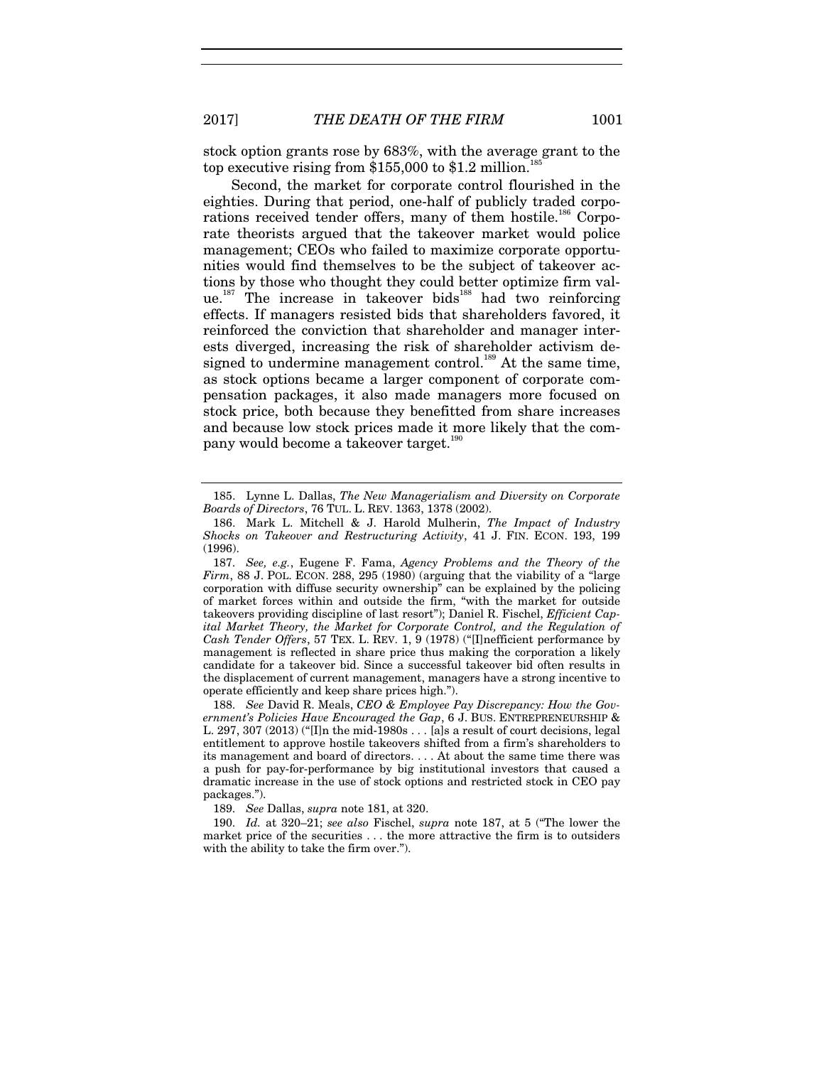stock option grants rose by 683%, with the average grant to the top executive rising from $155,000 to $1.2 million.[185]

Second, the market for corporate control flourished in the eighties. During that period, one-half of publicly traded corporations received tender offers, many of them hostile.[186] Corporate theorists argued that the takeover market would police management; CEOs who failed to maximize corporate opportunities would find themselves to be the subject of takeover actions by those who thought they could better optimize firm value.[187] The increase in takeover bids[188] had two reinforcing effects. If managers resisted bids that shareholders favored, it reinforced the conviction that shareholder and manager interests diverged, increasing the risk of shareholder activism designed to undermine management control.[189] At the same time, as stock options became a larger component of corporate compensation packages, it also made managers more focused on stock price, both because they benefitted from share increases and because low stock prices made it more likely that the company would become a takeover target.[190]

---

185. Lynne L. Dallas, *The New Managerialism and Diversity on Corporate Boards of Directors*, 76 TUL. L. REV. 1363, 1378 (2002).

186. Mark L. Mitchell & J. Harold Mulherin, *The Impact of Industry Shocks on Takeover and Restructuring Activity*, 41 J. FIN. ECON. 193, 199 (1996).

187. *See, e.g.*, Eugene F. Fama, *Agency Problems and the Theory of the Firm*, 88 J. POL. ECON. 288, 295 (1980) (arguing that the viability of a "large corporation with diffuse security ownership" can be explained by the policing of market forces within and outside the firm, "with the market for outside takeovers providing discipline of last resort"); Daniel R. Fischel, *Efficient Capital Market Theory, the Market for Corporate Control, and the Regulation of Cash Tender Offers*, 57 TEX. L. REV. 1, 9 (1978) ("[I]nefficient performance by management is reflected in share price thus making the corporation a likely candidate for a takeover bid. Since a successful takeover bid often results in the displacement of current management, managers have a strong incentive to operate efficiently and keep share prices high.").

188. *See* David R. Meals, *CEO & Employee Pay Discrepancy: How the Government's Policies Have Encouraged the Gap*, 6 J. BUS. ENTREPRENEURSHIP & L. 297, 307 (2013) ("[I]n the mid-1980s . . . [a]s a result of court decisions, legal entitlement to approve hostile takeovers shifted from a firm's shareholders to its management and board of directors. . . . At about the same time there was a push for pay-for-performance by big institutional investors that caused a dramatic increase in the use of stock options and restricted stock in CEO pay packages.").

189. *See* Dallas, *supra* note 181, at 320.

190. *Id.* at 320–21; *see also* Fischel, *supra* note 187, at 5 ("The lower the market price of the securities . . . the more attractive the firm is to outsiders with the ability to take the firm over.").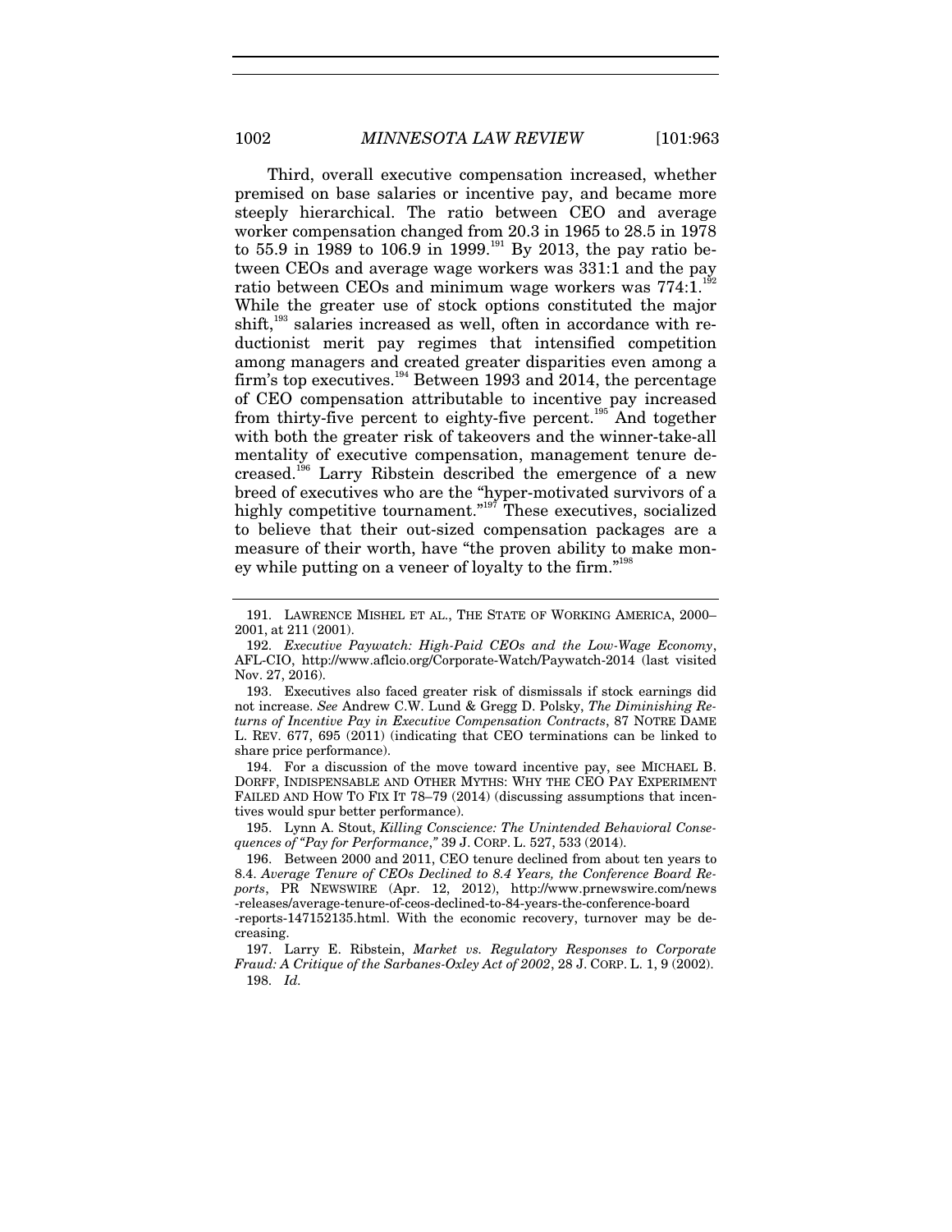Third, overall executive compensation increased, whether premised on base salaries or incentive pay, and became more steeply hierarchical. The ratio between CEO and average worker compensation changed from 20.3 in 1965 to 28.5 in 1978 to 55.9 in 1989 to 106.9 in 1999.[191] By 2013, the pay ratio between CEOs and average wage workers was 331:1 and the pay ratio between CEOs and minimum wage workers was 774:1.[192] While the greater use of stock options constituted the major shift,[193] salaries increased as well, often in accordance with reductionist merit pay regimes that intensified competition among managers and created greater disparities even among a firm's top executives.[194] Between 1993 and 2014, the percentage of CEO compensation attributable to incentive pay increased from thirty-five percent to eighty-five percent.[195] And together with both the greater risk of takeovers and the winner-take-all mentality of executive compensation, management tenure decreased.[196] Larry Ribstein described the emergence of a new breed of executives who are the "hyper-motivated survivors of a highly competitive tournament."[197] These executives, socialized to believe that their out-sized compensation packages are a measure of their worth, have "the proven ability to make money while putting on a veneer of loyalty to the firm."[198]

---

191. LAWRENCE MISHEL ET AL., THE STATE OF WORKING AMERICA, 2000–2001, at 211 (2001).

192. *Executive Paywatch: High-Paid CEOs and the Low-Wage Economy*, AFL-CIO, http://www.aflcio.org/Corporate-Watch/Paywatch-2014 (last visited Nov. 27, 2016).

193. Executives also faced greater risk of dismissals if stock earnings did not increase. *See* Andrew C.W. Lund & Gregg D. Polsky, *The Diminishing Returns of Incentive Pay in Executive Compensation Contracts*, 87 NOTRE DAME L. REV. 677, 695 (2011) (indicating that CEO terminations can be linked to share price performance).

194. For a discussion of the move toward incentive pay, see MICHAEL B. DORFF, INDISPENSABLE AND OTHER MYTHS: WHY THE CEO PAY EXPERIMENT FAILED AND HOW TO FIX IT 78–79 (2014) (discussing assumptions that incentives would spur better performance).

195. Lynn A. Stout, *Killing Conscience: The Unintended Behavioral Consequences of "Pay for Performance*,*"* 39 J. CORP. L. 527, 533 (2014).

196. Between 2000 and 2011, CEO tenure declined from about ten years to 8.4. *Average Tenure of CEOs Declined to 8.4 Years, the Conference Board Reports*, PR NEWSWIRE (Apr. 12, 2012), http://www.prnewswire.com/news-releases/average-tenure-of-ceos-declined-to-84-years-the-conference-board-reports-147152135.html. With the economic recovery, turnover may be decreasing.

197. Larry E. Ribstein, *Market vs. Regulatory Responses to Corporate Fraud: A Critique of the Sarbanes-Oxley Act of 2002*, 28 J. CORP. L. 1, 9 (2002).

198. *Id.*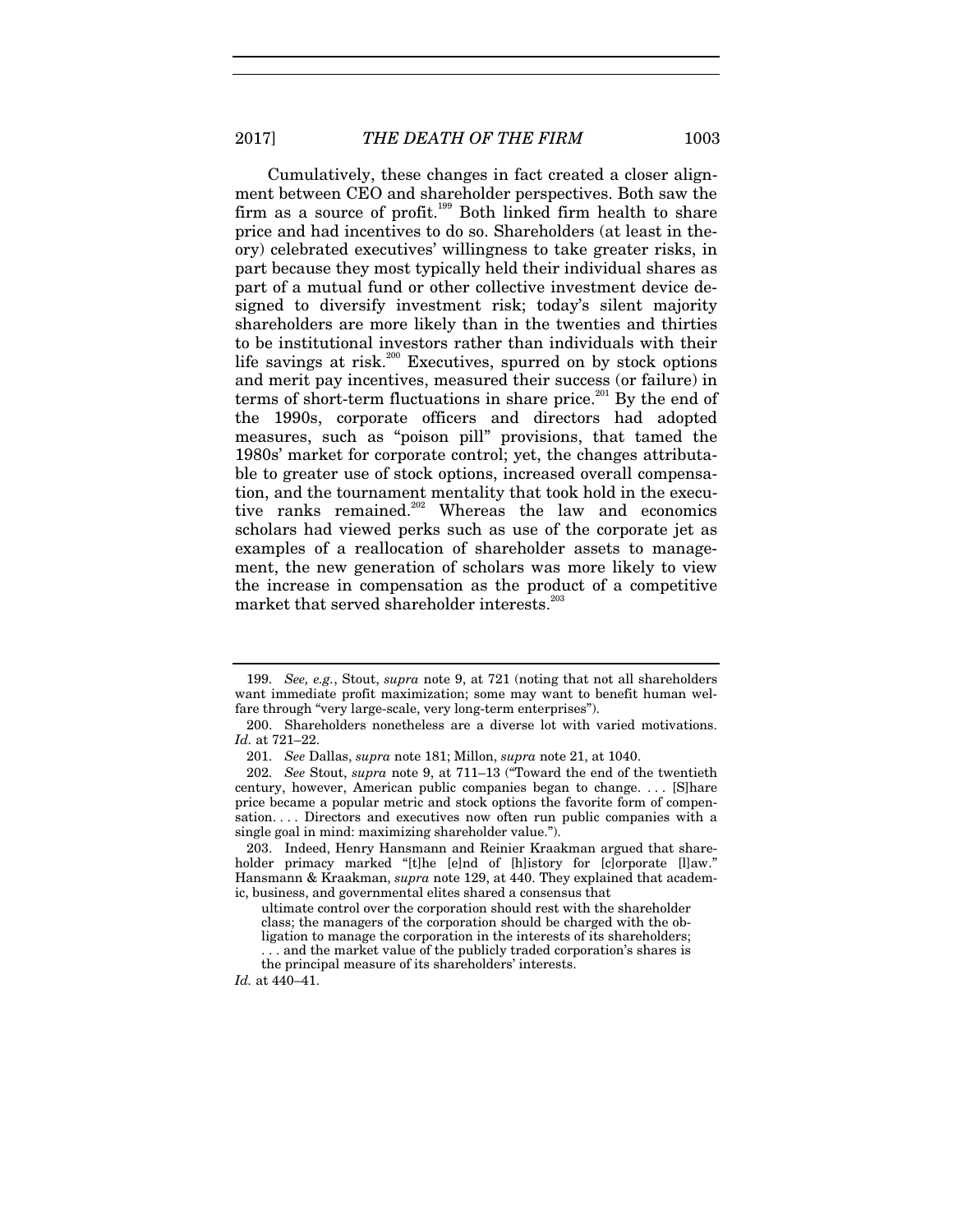Cumulatively, these changes in fact created a closer alignment between CEO and shareholder perspectives. Both saw the firm as a source of profit.[199] Both linked firm health to share price and had incentives to do so. Shareholders (at least in theory) celebrated executives' willingness to take greater risks, in part because they most typically held their individual shares as part of a mutual fund or other collective investment device designed to diversify investment risk; today's silent majority shareholders are more likely than in the twenties and thirties to be institutional investors rather than individuals with their life savings at risk.[200] Executives, spurred on by stock options and merit pay incentives, measured their success (or failure) in terms of short-term fluctuations in share price.[201] By the end of the 1990s, corporate officers and directors had adopted measures, such as "poison pill" provisions, that tamed the 1980s' market for corporate control; yet, the changes attributable to greater use of stock options, increased overall compensation, and the tournament mentality that took hold in the executive ranks remained.[202] Whereas the law and economics scholars had viewed perks such as use of the corporate jet as examples of a reallocation of shareholder assets to management, the new generation of scholars was more likely to view the increase in compensation as the product of a competitive market that served shareholder interests.[203]

---

199. *See, e.g.*, Stout, *supra* note 9, at 721 (noting that not all shareholders want immediate profit maximization; some may want to benefit human welfare through "very large-scale, very long-term enterprises").

200. Shareholders nonetheless are a diverse lot with varied motivations. *Id.* at 721–22.

201. *See* Dallas, *supra* note 181; Millon, *supra* note 21, at 1040.

202. *See* Stout, *supra* note 9, at 711–13 ("Toward the end of the twentieth century, however, American public companies began to change. . . . [S]hare price became a popular metric and stock options the favorite form of compensation. . . . Directors and executives now often run public companies with a single goal in mind: maximizing shareholder value.").

203. Indeed, Henry Hansmann and Reinier Kraakman argued that shareholder primacy marked "[t]he [e]nd of [h]istory for [c]orporate [l]aw." Hansmann & Kraakman, *supra* note 129, at 440. They explained that academic, business, and governmental elites shared a consensus that

> ultimate control over the corporation should rest with the shareholder class; the managers of the corporation should be charged with the obligation to manage the corporation in the interests of its shareholders; . . . and the market value of the publicly traded corporation's shares is the principal measure of its shareholders' interests.

*Id.* at 440–41.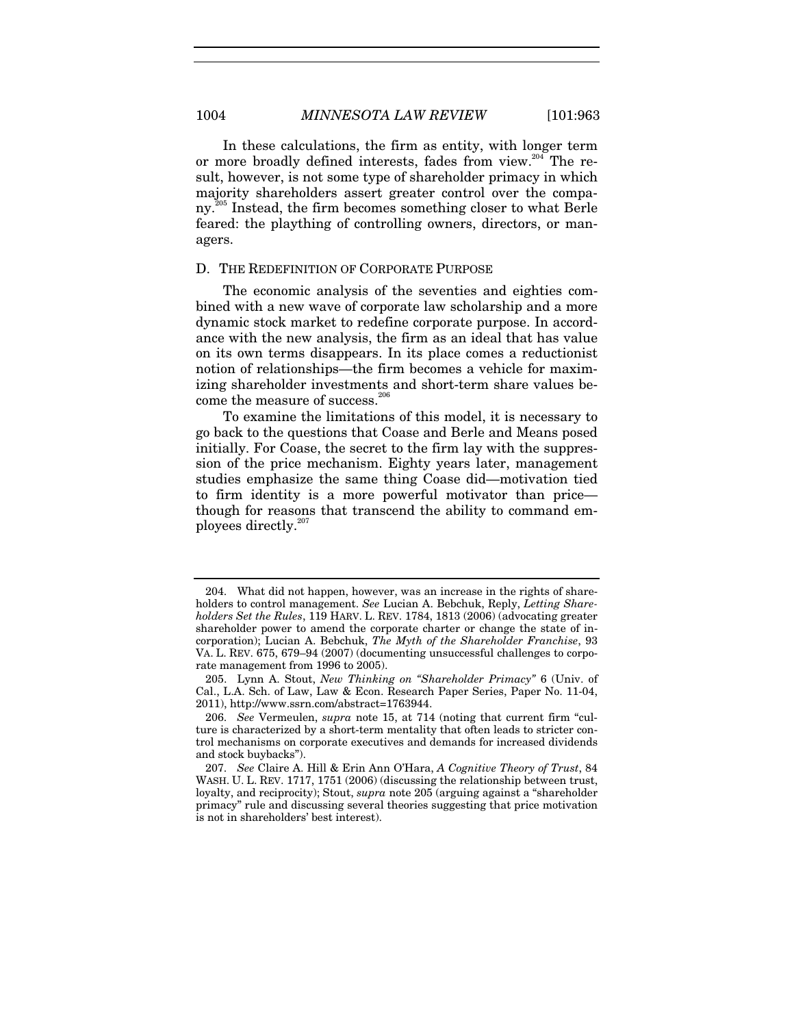In these calculations, the firm as entity, with longer term or more broadly defined interests, fades from view.[204] The result, however, is not some type of shareholder primacy in which majority shareholders assert greater control over the company.[205] Instead, the firm becomes something closer to what Berle feared: the plaything of controlling owners, directors, or managers.

### D. THE REDEFINITION OF CORPORATE PURPOSE

The economic analysis of the seventies and eighties combined with a new wave of corporate law scholarship and a more dynamic stock market to redefine corporate purpose. In accordance with the new analysis, the firm as an ideal that has value on its own terms disappears. In its place comes a reductionist notion of relationships—the firm becomes a vehicle for maximizing shareholder investments and short-term share values become the measure of success.[206]

To examine the limitations of this model, it is necessary to go back to the questions that Coase and Berle and Means posed initially. For Coase, the secret to the firm lay with the suppression of the price mechanism. Eighty years later, management studies emphasize the same thing Coase did—motivation tied to firm identity is a more powerful motivator than price—though for reasons that transcend the ability to command employees directly.[207]

---

204. What did not happen, however, was an increase in the rights of shareholders to control management. *See* Lucian A. Bebchuk, Reply, *Letting Shareholders Set the Rules*, 119 HARV. L. REV. 1784, 1813 (2006) (advocating greater shareholder power to amend the corporate charter or change the state of incorporation); Lucian A. Bebchuk, *The Myth of the Shareholder Franchise*, 93 VA. L. REV. 675, 679–94 (2007) (documenting unsuccessful challenges to corporate management from 1996 to 2005).

205. Lynn A. Stout, *New Thinking on "Shareholder Primacy"* 6 (Univ. of Cal., L.A. Sch. of Law, Law & Econ. Research Paper Series, Paper No. 11-04, 2011), http://www.ssrn.com/abstract=1763944.

206. *See* Vermeulen, *supra* note 15, at 714 (noting that current firm "culture is characterized by a short-term mentality that often leads to stricter control mechanisms on corporate executives and demands for increased dividends and stock buybacks").

207. *See* Claire A. Hill & Erin Ann O'Hara, *A Cognitive Theory of Trust*, 84 WASH. U. L. REV. 1717, 1751 (2006) (discussing the relationship between trust, loyalty, and reciprocity); Stout, *supra* note 205 (arguing against a "shareholder primacy" rule and discussing several theories suggesting that price motivation is not in shareholders' best interest).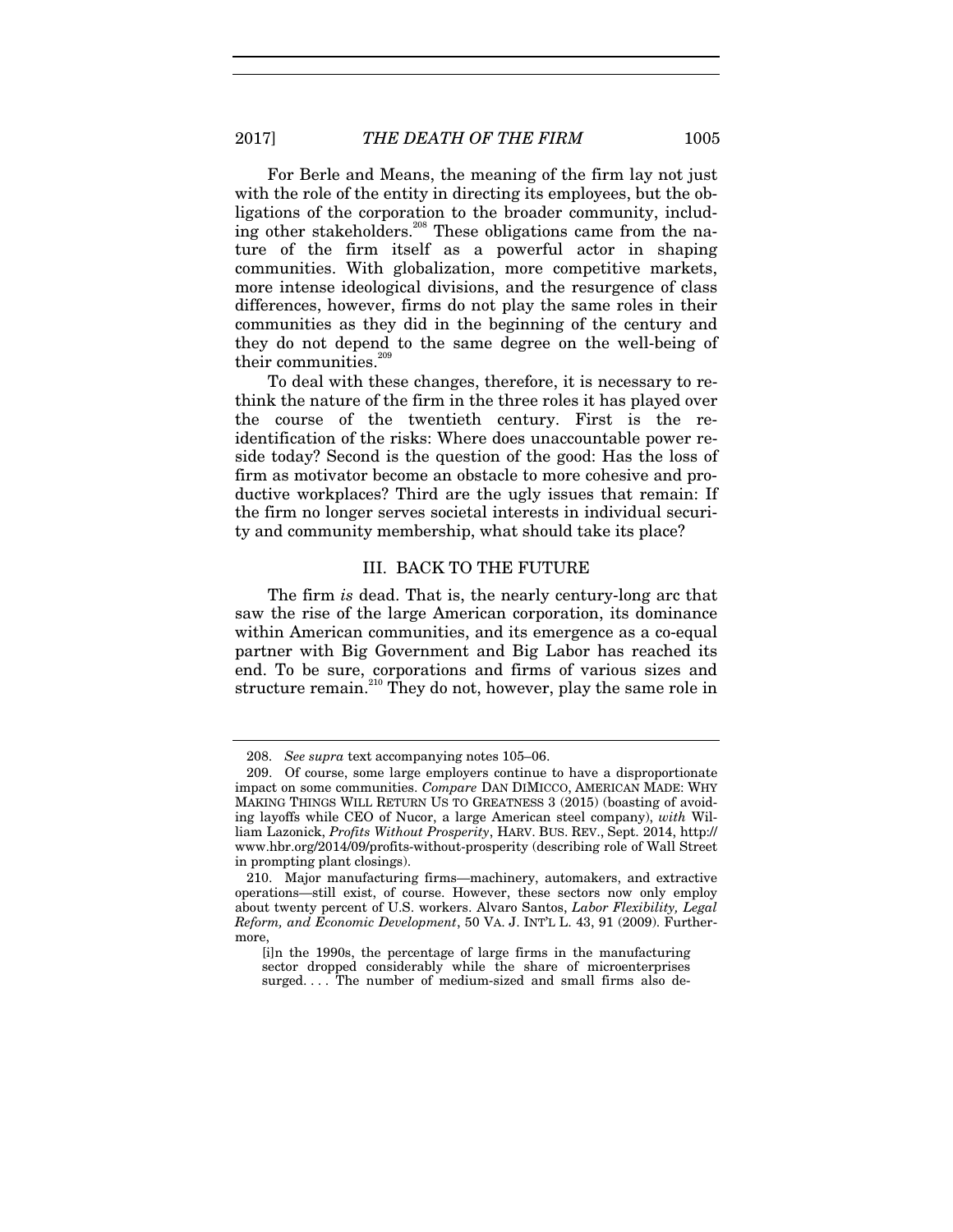For Berle and Means, the meaning of the firm lay not just with the role of the entity in directing its employees, but the obligations of the corporation to the broader community, including other stakeholders.[208] These obligations came from the nature of the firm itself as a powerful actor in shaping communities. With globalization, more competitive markets, more intense ideological divisions, and the resurgence of class differences, however, firms do not play the same roles in their communities as they did in the beginning of the century and they do not depend to the same degree on the well-being of their communities.[209]

To deal with these changes, therefore, it is necessary to rethink the nature of the firm in the three roles it has played over the course of the twentieth century. First is the reidentification of the risks: Where does unaccountable power reside today? Second is the question of the good: Has the loss of firm as motivator become an obstacle to more cohesive and productive workplaces? Third are the ugly issues that remain: If the firm no longer serves societal interests in individual security and community membership, what should take its place?

## III. BACK TO THE FUTURE

The firm *is* dead. That is, the nearly century-long arc that saw the rise of the large American corporation, its dominance within American communities, and its emergence as a co-equal partner with Big Government and Big Labor has reached its end. To be sure, corporations and firms of various sizes and structure remain.[210] They do not, however, play the same role in

---

208. *See supra* text accompanying notes 105–06.

209. Of course, some large employers continue to have a disproportionate impact on some communities. *Compare* DAN DIMICCO, AMERICAN MADE: WHY MAKING THINGS WILL RETURN US TO GREATNESS 3 (2015) (boasting of avoiding layoffs while CEO of Nucor, a large American steel company), *with* William Lazonick, *Profits Without Prosperity*, HARV. BUS. REV., Sept. 2014, http://www.hbr.org/2014/09/profits-without-prosperity (describing role of Wall Street in prompting plant closings).

210. Major manufacturing firms—machinery, automakers, and extractive operations—still exist, of course. However, these sectors now only employ about twenty percent of U.S. workers. Alvaro Santos, *Labor Flexibility, Legal Reform, and Economic Development*, 50 VA. J. INT'L L. 43, 91 (2009). Furthermore,

> [i]n the 1990s, the percentage of large firms in the manufacturing sector dropped considerably while the share of microenterprises surged. . . . The number of medium-sized and small firms also de-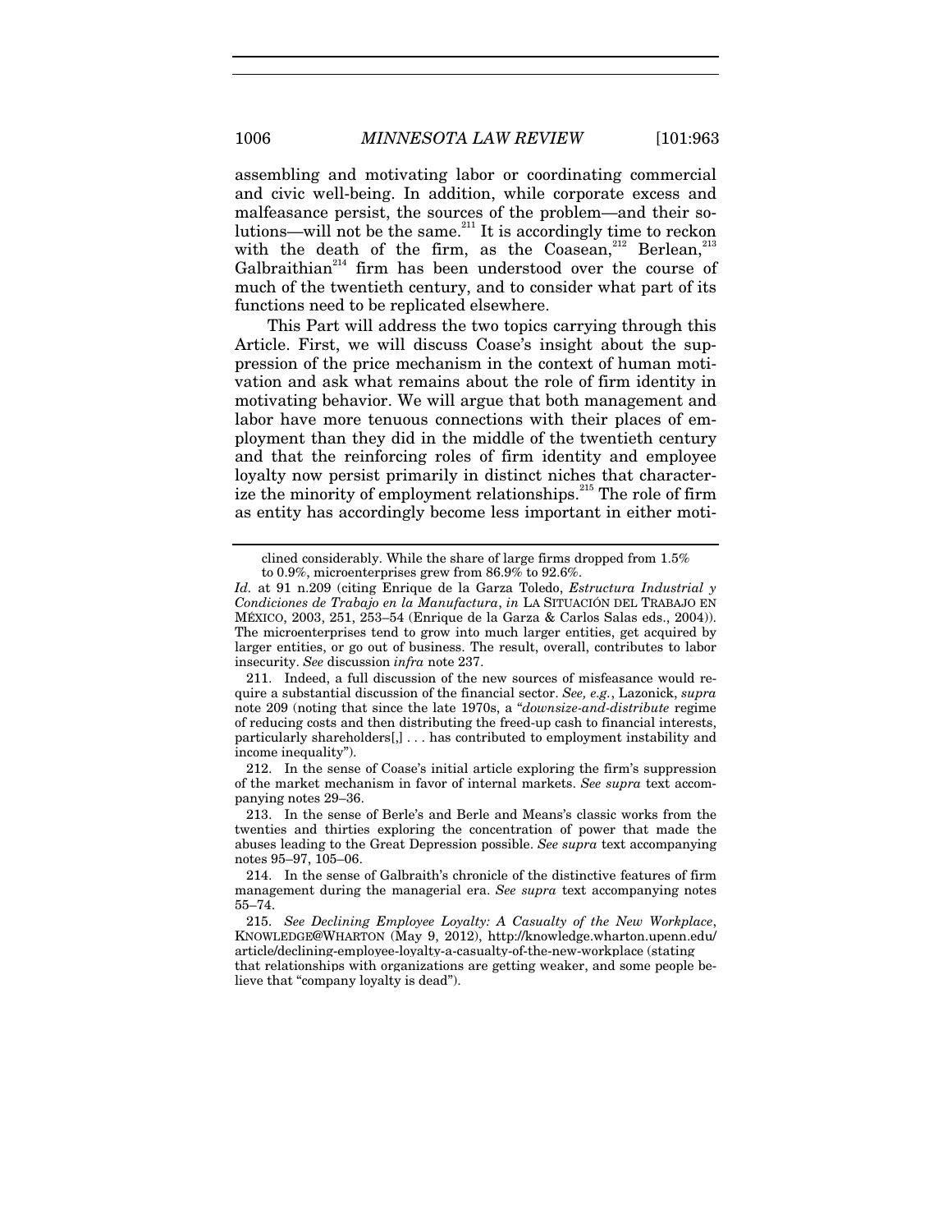assembling and motivating labor or coordinating commercial and civic well-being. In addition, while corporate excess and malfeasance persist, the sources of the problem—and their solutions—will not be the same.[211] It is accordingly time to reckon with the death of the firm, as the Coasean,[212] Berlean,[213] Galbraithian[214] firm has been understood over the course of much of the twentieth century, and to consider what part of its functions need to be replicated elsewhere.

This Part will address the two topics carrying through this Article. First, we will discuss Coase's insight about the suppression of the price mechanism in the context of human motivation and ask what remains about the role of firm identity in motivating behavior. We will argue that both management and labor have more tenuous connections with their places of employment than they did in the middle of the twentieth century and that the reinforcing roles of firm identity and employee loyalty now persist primarily in distinct niches that characterize the minority of employment relationships.[215] The role of firm as entity has accordingly become less important in either moti-

---

clined considerably. While the share of large firms dropped from 1.5% to 0.9%, microenterprises grew from 86.9% to 92.6%.

*Id.* at 91 n.209 (citing Enrique de la Garza Toledo, *Estructura Industrial y Condiciones de Trabajo en la Manufactura*, *in* LA SITUACIÓN DEL TRABAJO EN MÉXICO, 2003, 251, 253–54 (Enrique de la Garza & Carlos Salas eds., 2004)). The microenterprises tend to grow into much larger entities, get acquired by larger entities, or go out of business. The result, overall, contributes to labor insecurity. *See* discussion *infra* note 237.

211. Indeed, a full discussion of the new sources of misfeasance would require a substantial discussion of the financial sector. *See, e.g.*, Lazonick, *supra* note 209 (noting that since the late 1970s, a "*downsize-and-distribute* regime of reducing costs and then distributing the freed-up cash to financial interests, particularly shareholders[,] . . . has contributed to employment instability and income inequality").

212. In the sense of Coase's initial article exploring the firm's suppression of the market mechanism in favor of internal markets. *See supra* text accompanying notes 29–36.

213. In the sense of Berle's and Berle and Means's classic works from the twenties and thirties exploring the concentration of power that made the abuses leading to the Great Depression possible. *See supra* text accompanying notes 95–97, 105–06.

214. In the sense of Galbraith's chronicle of the distinctive features of firm management during the managerial era. *See supra* text accompanying notes 55–74.

215. *See Declining Employee Loyalty: A Casualty of the New Workplace*, KNOWLEDGE@WHARTON (May 9, 2012), http://knowledge.wharton.upenn.edu/article/declining-employee-loyalty-a-casualty-of-the-new-workplace (stating that relationships with organizations are getting weaker, and some people believe that "company loyalty is dead").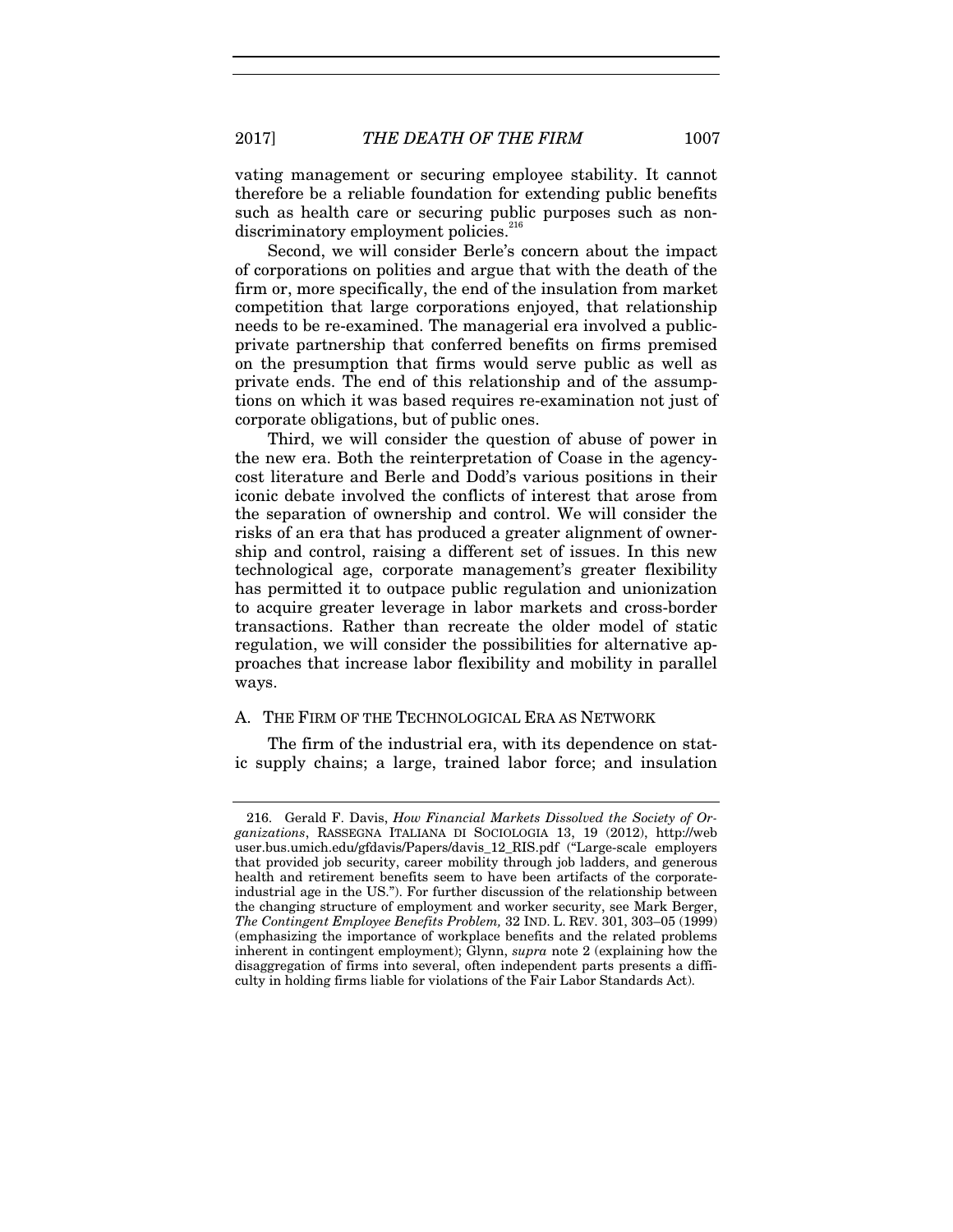vating management or securing employee stability. It cannot therefore be a reliable foundation for extending public benefits such as health care or securing public purposes such as non-discriminatory employment policies.[216]

Second, we will consider Berle's concern about the impact of corporations on polities and argue that with the death of the firm or, more specifically, the end of the insulation from market competition that large corporations enjoyed, that relationship needs to be re-examined. The managerial era involved a public-private partnership that conferred benefits on firms premised on the presumption that firms would serve public as well as private ends. The end of this relationship and of the assumptions on which it was based requires re-examination not just of corporate obligations, but of public ones.

Third, we will consider the question of abuse of power in the new era. Both the reinterpretation of Coase in the agency-cost literature and Berle and Dodd's various positions in their iconic debate involved the conflicts of interest that arose from the separation of ownership and control. We will consider the risks of an era that has produced a greater alignment of ownership and control, raising a different set of issues. In this new technological age, corporate management's greater flexibility has permitted it to outpace public regulation and unionization to acquire greater leverage in labor markets and cross-border transactions. Rather than recreate the older model of static regulation, we will consider the possibilities for alternative approaches that increase labor flexibility and mobility in parallel ways.

### A. THE FIRM OF THE TECHNOLOGICAL ERA AS NETWORK

The firm of the industrial era, with its dependence on static supply chains; a large, trained labor force; and insulation

---

216. Gerald F. Davis, *How Financial Markets Dissolved the Society of Organizations*, RASSEGNA ITALIANA DI SOCIOLOGIA 13, 19 (2012), http://webuser.bus.umich.edu/gfdavis/Papers/davis_12_RIS.pdf ("Large-scale employers that provided job security, career mobility through job ladders, and generous health and retirement benefits seem to have been artifacts of the corporate-industrial age in the US."). For further discussion of the relationship between the changing structure of employment and worker security, see Mark Berger, *The Contingent Employee Benefits Problem,* 32 IND. L. REV. 301, 303–05 (1999) (emphasizing the importance of workplace benefits and the related problems inherent in contingent employment); Glynn, *supra* note 2 (explaining how the disaggregation of firms into several, often independent parts presents a difficulty in holding firms liable for violations of the Fair Labor Standards Act).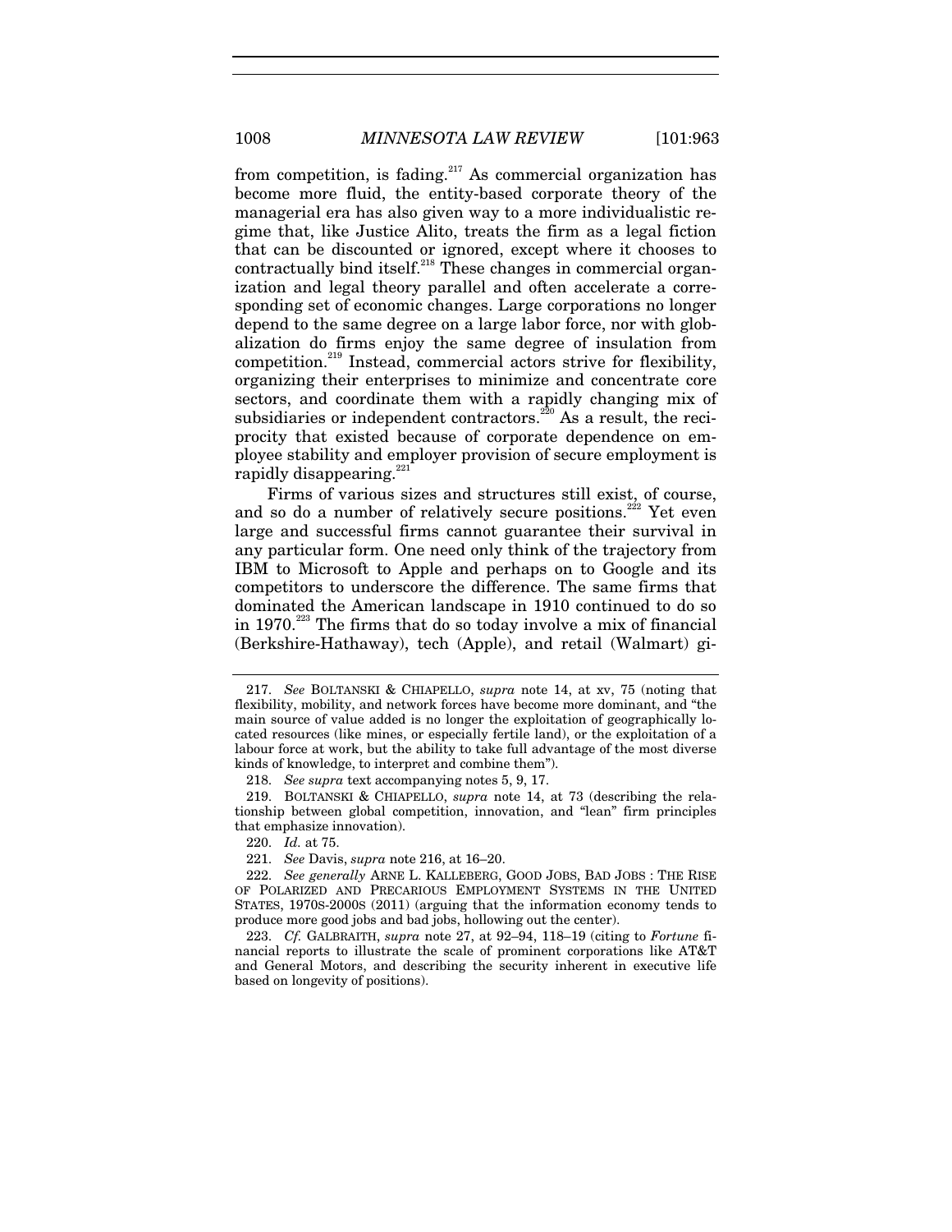from competition, is fading.[217] As commercial organization has become more fluid, the entity-based corporate theory of the managerial era has also given way to a more individualistic regime that, like Justice Alito, treats the firm as a legal fiction that can be discounted or ignored, except where it chooses to contractually bind itself.[218] These changes in commercial organization and legal theory parallel and often accelerate a corresponding set of economic changes. Large corporations no longer depend to the same degree on a large labor force, nor with globalization do firms enjoy the same degree of insulation from competition.[219] Instead, commercial actors strive for flexibility, organizing their enterprises to minimize and concentrate core sectors, and coordinate them with a rapidly changing mix of subsidiaries or independent contractors.[220] As a result, the reciprocity that existed because of corporate dependence on employee stability and employer provision of secure employment is rapidly disappearing.[221]

Firms of various sizes and structures still exist, of course, and so do a number of relatively secure positions.[222] Yet even large and successful firms cannot guarantee their survival in any particular form. One need only think of the trajectory from IBM to Microsoft to Apple and perhaps on to Google and its competitors to underscore the difference. The same firms that dominated the American landscape in 1910 continued to do so in 1970.[223] The firms that do so today involve a mix of financial (Berkshire-Hathaway), tech (Apple), and retail (Walmart) gi-

---

217. *See* BOLTANSKI & CHIAPELLO, *supra* note 14, at xv, 75 (noting that flexibility, mobility, and network forces have become more dominant, and "the main source of value added is no longer the exploitation of geographically located resources (like mines, or especially fertile land), or the exploitation of a labour force at work, but the ability to take full advantage of the most diverse kinds of knowledge, to interpret and combine them").

218. *See supra* text accompanying notes 5, 9, 17.

219. BOLTANSKI & CHIAPELLO, *supra* note 14, at 73 (describing the relationship between global competition, innovation, and "lean" firm principles that emphasize innovation).

220. *Id.* at 75.

221. *See* Davis, *supra* note 216, at 16–20.

222. *See generally* ARNE L. KALLEBERG, GOOD JOBS, BAD JOBS : THE RISE OF POLARIZED AND PRECARIOUS EMPLOYMENT SYSTEMS IN THE UNITED STATES, 1970S-2000S (2011) (arguing that the information economy tends to produce more good jobs and bad jobs, hollowing out the center).

223. *Cf.* GALBRAITH, *supra* note 27, at 92–94, 118–19 (citing to *Fortune* financial reports to illustrate the scale of prominent corporations like AT&T and General Motors, and describing the security inherent in executive life based on longevity of positions).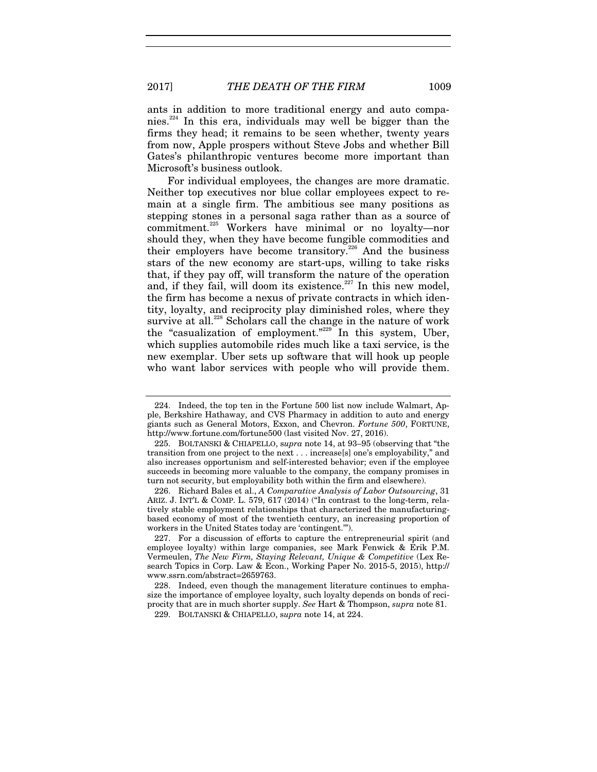ants in addition to more traditional energy and auto companies.[224] In this era, individuals may well be bigger than the firms they head; it remains to be seen whether, twenty years from now, Apple prospers without Steve Jobs and whether Bill Gates's philanthropic ventures become more important than Microsoft's business outlook.

For individual employees, the changes are more dramatic. Neither top executives nor blue collar employees expect to remain at a single firm. The ambitious see many positions as stepping stones in a personal saga rather than as a source of commitment.[225] Workers have minimal or no loyalty—nor should they, when they have become fungible commodities and their employers have become transitory.[226] And the business stars of the new economy are start-ups, willing to take risks that, if they pay off, will transform the nature of the operation and, if they fail, will doom its existence.[227] In this new model, the firm has become a nexus of private contracts in which identity, loyalty, and reciprocity play diminished roles, where they survive at all.[228] Scholars call the change in the nature of work the "casualization of employment."[229] In this system, Uber, which supplies automobile rides much like a taxi service, is the new exemplar. Uber sets up software that will hook up people who want labor services with people who will provide them.

---

224. Indeed, the top ten in the Fortune 500 list now include Walmart, Apple, Berkshire Hathaway, and CVS Pharmacy in addition to auto and energy giants such as General Motors, Exxon, and Chevron. *Fortune 500*, FORTUNE, http://www.fortune.com/fortune500 (last visited Nov. 27, 2016).

225. BOLTANSKI & CHIAPELLO, *supra* note 14, at 93–95 (observing that "the transition from one project to the next . . . increase[s] one's employability," and also increases opportunism and self-interested behavior; even if the employee succeeds in becoming more valuable to the company, the company promises in turn not security, but employability both within the firm and elsewhere).

226. Richard Bales et al., *A Comparative Analysis of Labor Outsourcing*, 31 ARIZ. J. INT'L & COMP. L. 579, 617 (2014) ("In contrast to the long-term, relatively stable employment relationships that characterized the manufacturing-based economy of most of the twentieth century, an increasing proportion of workers in the United States today are 'contingent.'").

227. For a discussion of efforts to capture the entrepreneurial spirit (and employee loyalty) within large companies, see Mark Fenwick & Erik P.M. Vermeulen, *The New Firm, Staying Relevant, Unique & Competitive* (Lex Research Topics in Corp. Law & Econ., Working Paper No. 2015-5, 2015), http://www.ssrn.com/abstract=2659763.

228. Indeed, even though the management literature continues to emphasize the importance of employee loyalty, such loyalty depends on bonds of reciprocity that are in much shorter supply. *See* Hart & Thompson, *supra* note 81.

229. BOLTANSKI & CHIAPELLO, *supra* note 14, at 224.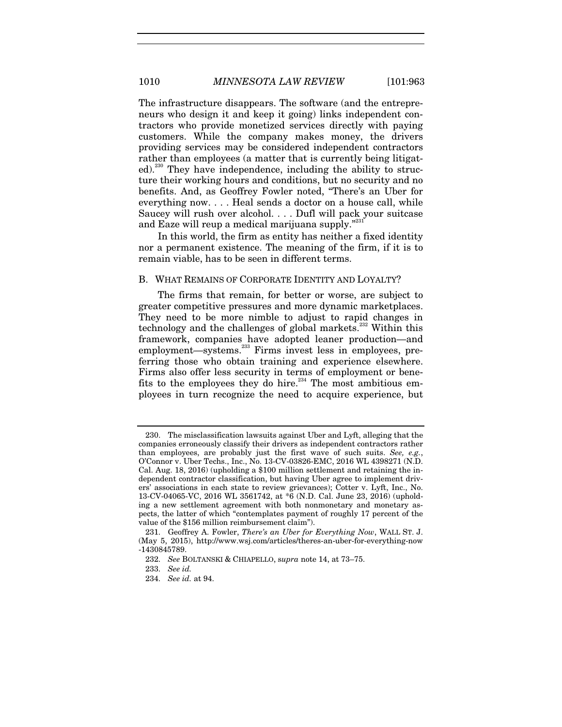The infrastructure disappears. The software (and the entrepreneurs who design it and keep it going) links independent contractors who provide monetized services directly with paying customers. While the company makes money, the drivers providing services may be considered independent contractors rather than employees (a matter that is currently being litigated).[230] They have independence, including the ability to structure their working hours and conditions, but no security and no benefits. And, as Geoffrey Fowler noted, "There's an Uber for everything now. . . . Heal sends a doctor on a house call, while Saucey will rush over alcohol. . . . Dufl will pack your suitcase and Eaze will reup a medical marijuana supply."[231]

In this world, the firm as entity has neither a fixed identity nor a permanent existence. The meaning of the firm, if it is to remain viable, has to be seen in different terms.

### B. WHAT REMAINS OF CORPORATE IDENTITY AND LOYALTY?

The firms that remain, for better or worse, are subject to greater competitive pressures and more dynamic marketplaces. They need to be more nimble to adjust to rapid changes in technology and the challenges of global markets.[232] Within this framework, companies have adopted leaner production—and employment—systems.[233] Firms invest less in employees, preferring those who obtain training and experience elsewhere. Firms also offer less security in terms of employment or benefits to the employees they do hire.[234] The most ambitious employees in turn recognize the need to acquire experience, but

---

230. The misclassification lawsuits against Uber and Lyft, alleging that the companies erroneously classify their drivers as independent contractors rather than employees, are probably just the first wave of such suits. *See, e.g.*, O'Connor v. Uber Techs., Inc., No. 13-CV-03826-EMC, 2016 WL 4398271 (N.D. Cal. Aug. 18, 2016) (upholding a $100 million settlement and retaining the independent contractor classification, but having Uber agree to implement drivers' associations in each state to review grievances); Cotter v. Lyft, Inc., No. 13-CV-04065-VC, 2016 WL 3561742, at *6 (N.D. Cal. June 23, 2016) (upholding a new settlement agreement with both nonmonetary and monetary aspects, the latter of which "contemplates payment of roughly 17 percent of the value of the $156 million reimbursement claim").

231. Geoffrey A. Fowler, *There's an Uber for Everything Now*, WALL ST. J. (May 5, 2015), http://www.wsj.com/articles/theres-an-uber-for-everything-now-1430845789.

232. *See* BOLTANSKI & CHIAPELLO, *supra* note 14, at 73–75.

233. *See id.*

234. *See id.* at 94.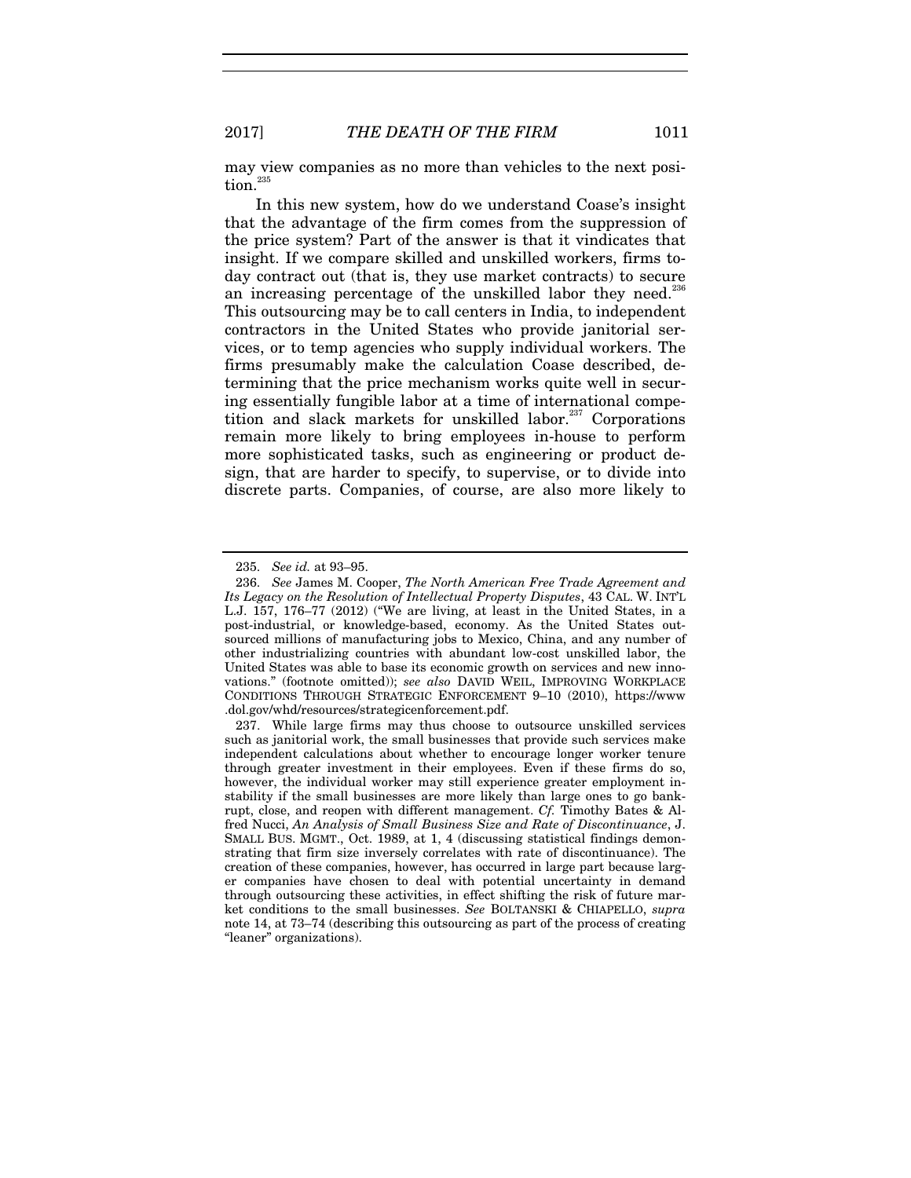may view companies as no more than vehicles to the next position.[235]

In this new system, how do we understand Coase's insight that the advantage of the firm comes from the suppression of the price system? Part of the answer is that it vindicates that insight. If we compare skilled and unskilled workers, firms today contract out (that is, they use market contracts) to secure an increasing percentage of the unskilled labor they need.[236] This outsourcing may be to call centers in India, to independent contractors in the United States who provide janitorial services, or to temp agencies who supply individual workers. The firms presumably make the calculation Coase described, determining that the price mechanism works quite well in securing essentially fungible labor at a time of international competition and slack markets for unskilled labor.[237] Corporations remain more likely to bring employees in-house to perform more sophisticated tasks, such as engineering or product design, that are harder to specify, to supervise, or to divide into discrete parts. Companies, of course, are also more likely to

---

235. *See id.* at 93–95.

236. *See* James M. Cooper, *The North American Free Trade Agreement and Its Legacy on the Resolution of Intellectual Property Disputes*, 43 CAL. W. INT'L L.J. 157, 176–77 (2012) ("We are living, at least in the United States, in a post-industrial, or knowledge-based, economy. As the United States outsourced millions of manufacturing jobs to Mexico, China, and any number of other industrializing countries with abundant low-cost unskilled labor, the United States was able to base its economic growth on services and new innovations." (footnote omitted)); *see also* DAVID WEIL, IMPROVING WORKPLACE CONDITIONS THROUGH STRATEGIC ENFORCEMENT 9–10 (2010), https://www.dol.gov/whd/resources/strategicenforcement.pdf.

237. While large firms may thus choose to outsource unskilled services such as janitorial work, the small businesses that provide such services make independent calculations about whether to encourage longer worker tenure through greater investment in their employees. Even if these firms do so, however, the individual worker may still experience greater employment instability if the small businesses are more likely than large ones to go bankrupt, close, and reopen with different management. *Cf.* Timothy Bates & Alfred Nucci, *An Analysis of Small Business Size and Rate of Discontinuance*, J. SMALL BUS. MGMT., Oct. 1989, at 1, 4 (discussing statistical findings demonstrating that firm size inversely correlates with rate of discontinuance). The creation of these companies, however, has occurred in large part because larger companies have chosen to deal with potential uncertainty in demand through outsourcing these activities, in effect shifting the risk of future market conditions to the small businesses. *See* BOLTANSKI & CHIAPELLO, *supra* note 14, at 73–74 (describing this outsourcing as part of the process of creating "leaner" organizations).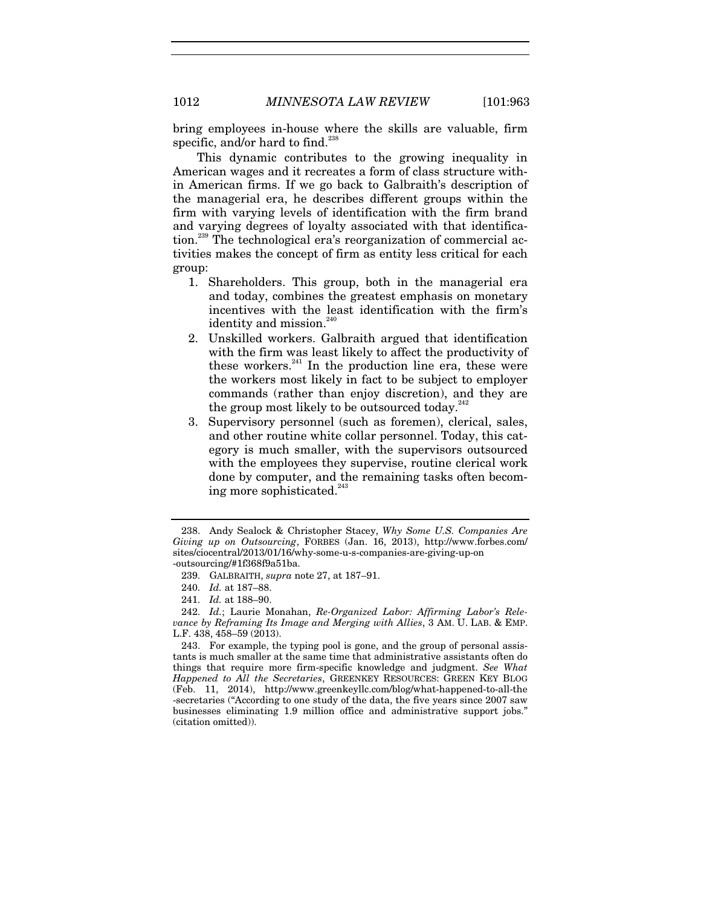bring employees in-house where the skills are valuable, firm specific, and/or hard to find.[238]

This dynamic contributes to the growing inequality in American wages and it recreates a form of class structure within American firms. If we go back to Galbraith's description of the managerial era, he describes different groups within the firm with varying levels of identification with the firm brand and varying degrees of loyalty associated with that identification.[239] The technological era's reorganization of commercial activities makes the concept of firm as entity less critical for each group:

1. Shareholders. This group, both in the managerial era and today, combines the greatest emphasis on monetary incentives with the least identification with the firm's identity and mission.[240]
2. Unskilled workers. Galbraith argued that identification with the firm was least likely to affect the productivity of these workers.[241] In the production line era, these were the workers most likely in fact to be subject to employer commands (rather than enjoy discretion), and they are the group most likely to be outsourced today.[242]
3. Supervisory personnel (such as foremen), clerical, sales, and other routine white collar personnel. Today, this category is much smaller, with the supervisors outsourced with the employees they supervise, routine clerical work done by computer, and the remaining tasks often becoming more sophisticated.[243]

---

238. Andy Sealock & Christopher Stacey, *Why Some U.S. Companies Are Giving up on Outsourcing*, FORBES (Jan. 16, 2013), http://www.forbes.com/sites/ciocentral/2013/01/16/why-some-u-s-companies-are-giving-up-on-outsourcing/#1f368f9a51ba.

239. GALBRAITH, *supra* note 27, at 187–91.

240. *Id.* at 187–88.

241. *Id.* at 188–90.

242. *Id.*; Laurie Monahan, *Re-Organized Labor: Affirming Labor's Relevance by Reframing Its Image and Merging with Allies*, 3 AM. U. LAB. & EMP. L.F. 438, 458–59 (2013).

243. For example, the typing pool is gone, and the group of personal assistants is much smaller at the same time that administrative assistants often do things that require more firm-specific knowledge and judgment. *See What Happened to All the Secretaries*, GREENKEY RESOURCES: GREEN KEY BLOG (Feb. 11, 2014), http://www.greenkeyllc.com/blog/what-happened-to-all-the-secretaries ("According to one study of the data, the five years since 2007 saw businesses eliminating 1.9 million office and administrative support jobs." (citation omitted)).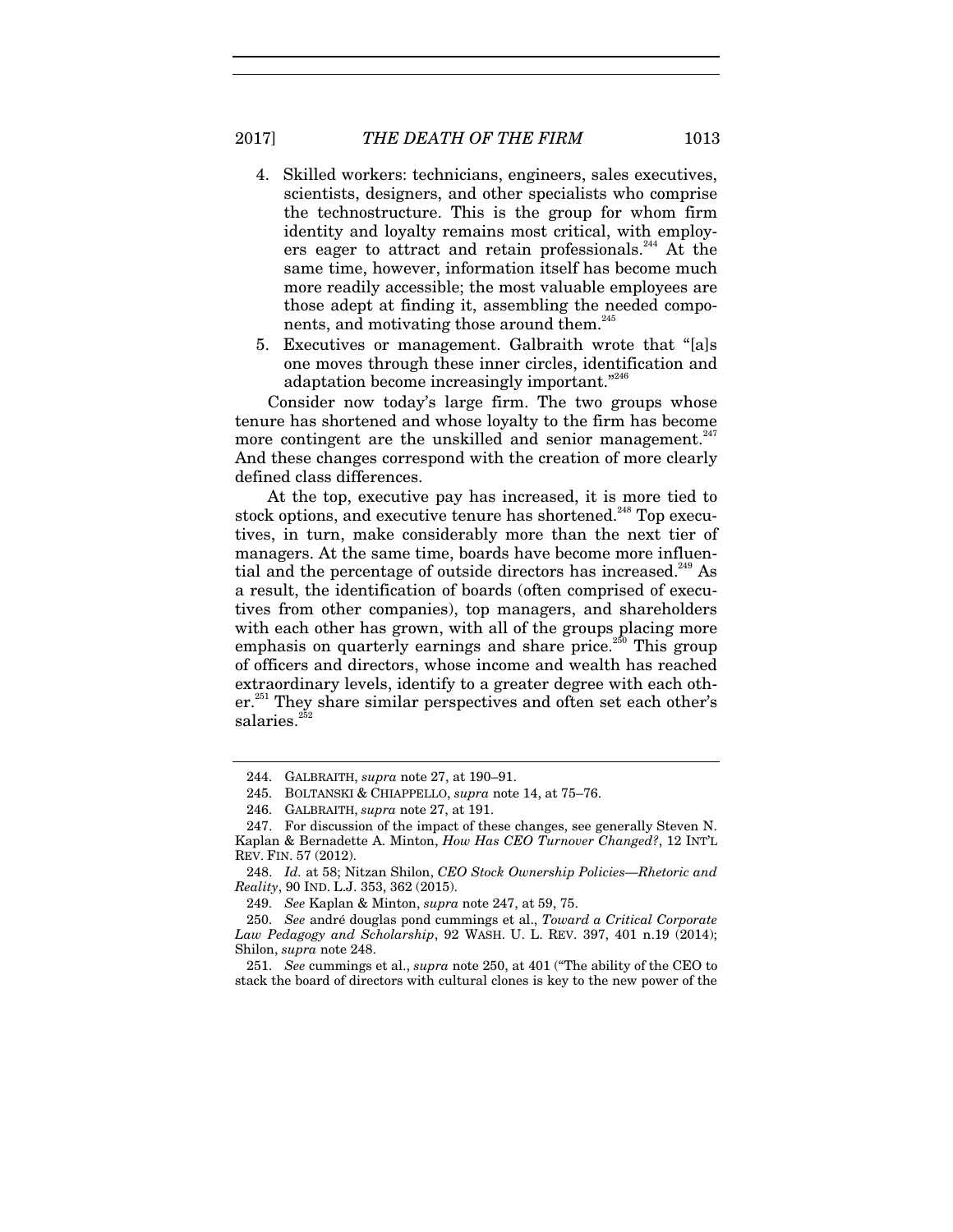4. Skilled workers: technicians, engineers, sales executives, scientists, designers, and other specialists who comprise the technostructure. This is the group for whom firm identity and loyalty remains most critical, with employers eager to attract and retain professionals.[244] At the same time, however, information itself has become much more readily accessible; the most valuable employees are those adept at finding it, assembling the needed components, and motivating those around them.[245]
5. Executives or management. Galbraith wrote that "[a]s one moves through these inner circles, identification and adaptation become increasingly important."[246]

Consider now today's large firm. The two groups whose tenure has shortened and whose loyalty to the firm has become more contingent are the unskilled and senior management.[247] And these changes correspond with the creation of more clearly defined class differences.

At the top, executive pay has increased, it is more tied to stock options, and executive tenure has shortened.[248] Top executives, in turn, make considerably more than the next tier of managers. At the same time, boards have become more influential and the percentage of outside directors has increased.[249] As a result, the identification of boards (often comprised of executives from other companies), top managers, and shareholders with each other has grown, with all of the groups placing more emphasis on quarterly earnings and share price.[250] This group of officers and directors, whose income and wealth has reached extraordinary levels, identify to a greater degree with each other.[251] They share similar perspectives and often set each other's salaries.[252]

---

244. GALBRAITH, *supra* note 27, at 190–91.

245. BOLTANSKI & CHIAPPELLO, *supra* note 14, at 75–76.

246. GALBRAITH, *supra* note 27, at 191.

247. For discussion of the impact of these changes, see generally Steven N. Kaplan & Bernadette A. Minton, *How Has CEO Turnover Changed?*, 12 INT'L REV. FIN. 57 (2012).

248. *Id.* at 58; Nitzan Shilon, *CEO Stock Ownership Policies—Rhetoric and Reality*, 90 IND. L.J. 353, 362 (2015).

249. *See* Kaplan & Minton, *supra* note 247, at 59, 75.

250. *See* andré douglas pond cummings et al., *Toward a Critical Corporate Law Pedagogy and Scholarship*, 92 WASH. U. L. REV. 397, 401 n.19 (2014); Shilon, *supra* note 248.

251. *See* cummings et al., *supra* note 250, at 401 ("The ability of the CEO to stack the board of directors with cultural clones is key to the new power of the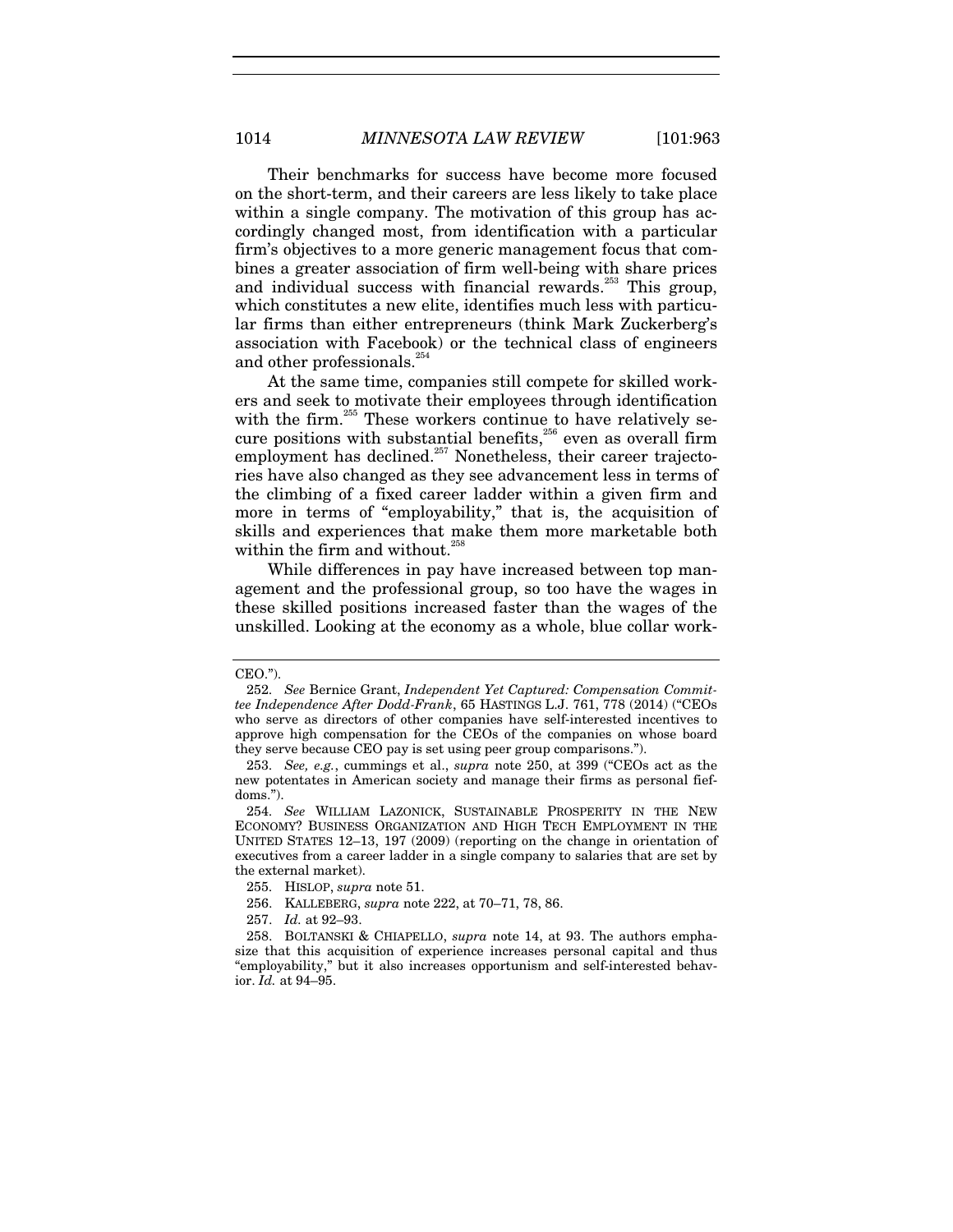Their benchmarks for success have become more focused on the short-term, and their careers are less likely to take place within a single company. The motivation of this group has accordingly changed most, from identification with a particular firm's objectives to a more generic management focus that combines a greater association of firm well-being with share prices and individual success with financial rewards.[253] This group, which constitutes a new elite, identifies much less with particular firms than either entrepreneurs (think Mark Zuckerberg's association with Facebook) or the technical class of engineers and other professionals.[254]

At the same time, companies still compete for skilled workers and seek to motivate their employees through identification with the firm.[255] These workers continue to have relatively secure positions with substantial benefits,[256] even as overall firm employment has declined.[257] Nonetheless, their career trajectories have also changed as they see advancement less in terms of the climbing of a fixed career ladder within a given firm and more in terms of "employability," that is, the acquisition of skills and experiences that make them more marketable both within the firm and without.[258]

While differences in pay have increased between top management and the professional group, so too have the wages in these skilled positions increased faster than the wages of the unskilled. Looking at the economy as a whole, blue collar work-

---

CEO.").

252. *See* Bernice Grant, *Independent Yet Captured: Compensation Committee Independence After Dodd-Frank*, 65 HASTINGS L.J. 761, 778 (2014) ("CEOs who serve as directors of other companies have self-interested incentives to approve high compensation for the CEOs of the companies on whose board they serve because CEO pay is set using peer group comparisons.").

253. *See, e.g.*, cummings et al., *supra* note 250, at 399 ("CEOs act as the new potentates in American society and manage their firms as personal fiefdoms.").

254. *See* WILLIAM LAZONICK, SUSTAINABLE PROSPERITY IN THE NEW ECONOMY? BUSINESS ORGANIZATION AND HIGH TECH EMPLOYMENT IN THE UNITED STATES 12–13, 197 (2009) (reporting on the change in orientation of executives from a career ladder in a single company to salaries that are set by the external market).

255. HISLOP, *supra* note 51.

256. KALLEBERG, *supra* note 222, at 70–71, 78, 86.

257. *Id.* at 92–93.

258. BOLTANSKI & CHIAPELLO, *supra* note 14, at 93. The authors emphasize that this acquisition of experience increases personal capital and thus "employability," but it also increases opportunism and self-interested behavior. *Id.* at 94–95.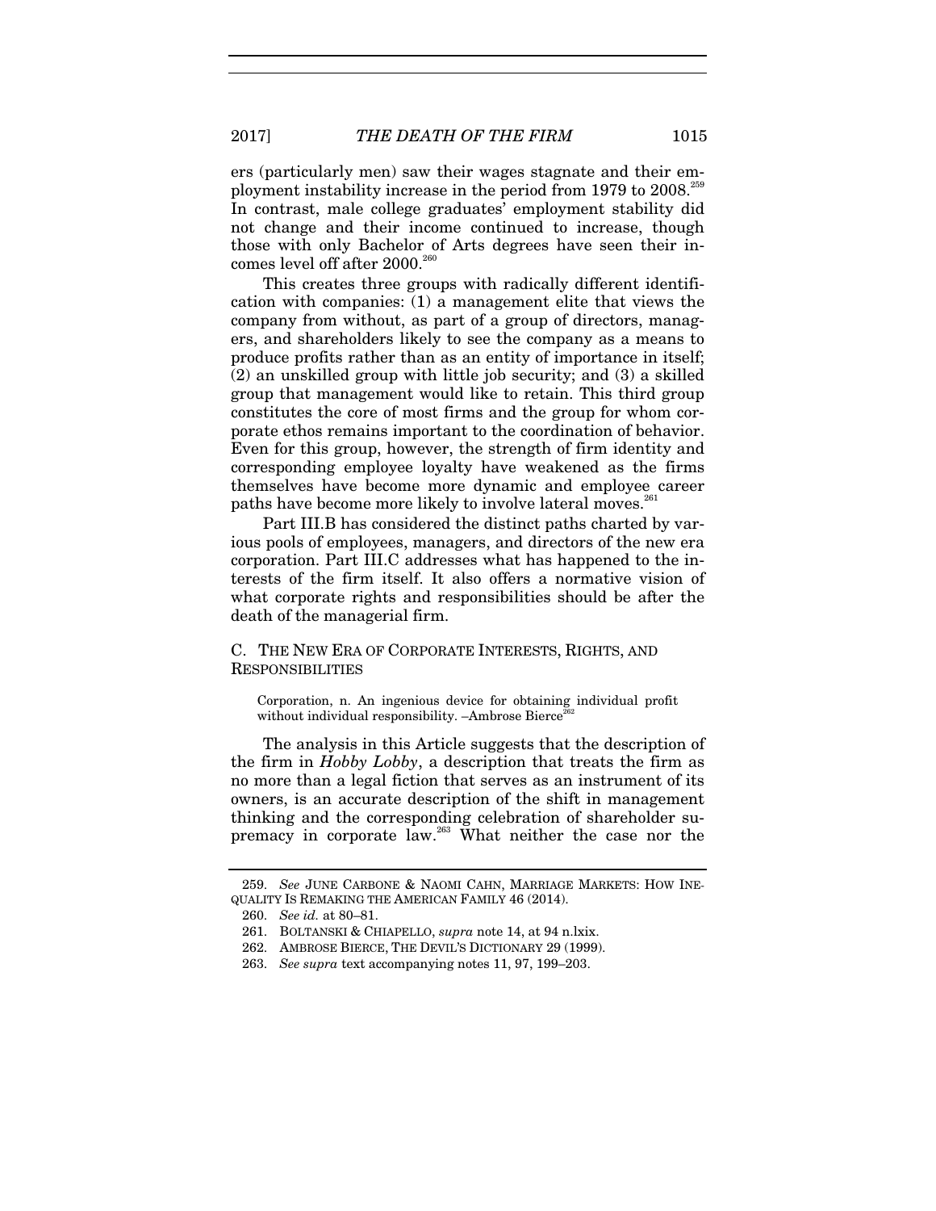ers (particularly men) saw their wages stagnate and their employment instability increase in the period from 1979 to 2008.[259] In contrast, male college graduates' employment stability did not change and their income continued to increase, though those with only Bachelor of Arts degrees have seen their incomes level off after 2000.[260]

This creates three groups with radically different identification with companies: (1) a management elite that views the company from without, as part of a group of directors, managers, and shareholders likely to see the company as a means to produce profits rather than as an entity of importance in itself; (2) an unskilled group with little job security; and (3) a skilled group that management would like to retain. This third group constitutes the core of most firms and the group for whom corporate ethos remains important to the coordination of behavior. Even for this group, however, the strength of firm identity and corresponding employee loyalty have weakened as the firms themselves have become more dynamic and employee career paths have become more likely to involve lateral moves.[261]

Part III.B has considered the distinct paths charted by various pools of employees, managers, and directors of the new era corporation. Part III.C addresses what has happened to the interests of the firm itself. It also offers a normative vision of what corporate rights and responsibilities should be after the death of the managerial firm.

### C. The New Era of Corporate Interests, Rights, and Responsibilities

> Corporation, n. An ingenious device for obtaining individual profit without individual responsibility. –Ambrose Bierce[262]

The analysis in this Article suggests that the description of the firm in *Hobby Lobby*, a description that treats the firm as no more than a legal fiction that serves as an instrument of its owners, is an accurate description of the shift in management thinking and the corresponding celebration of shareholder supremacy in corporate law.[263] What neither the case nor the

---

259. *See* June Carbone & Naomi Cahn, Marriage Markets: How Inequality Is Remaking the American Family 46 (2014).

260. *See id.* at 80–81.

261. Boltanski & Chiapello, *supra* note 14, at 94 n.lxix.

262. Ambrose Bierce, The Devil's Dictionary 29 (1999).

263. *See supra* text accompanying notes 11, 97, 199–203.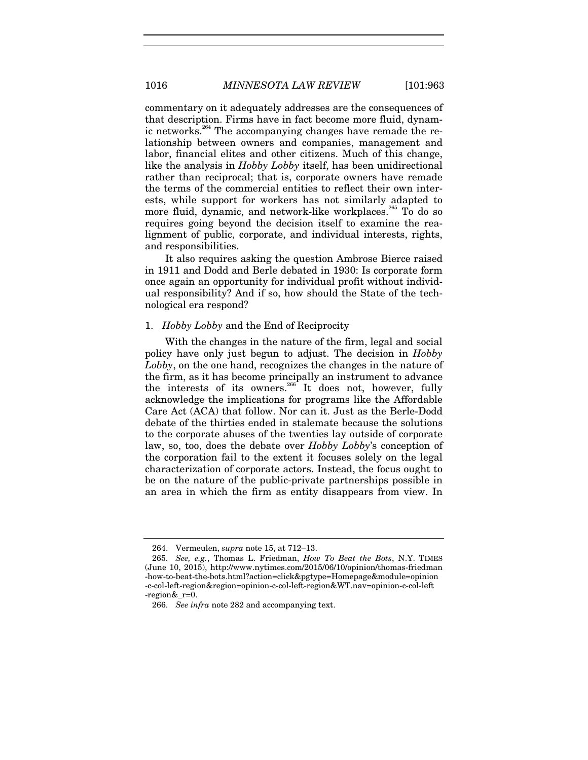commentary on it adequately addresses are the consequences of that description. Firms have in fact become more fluid, dynamic networks.[264] The accompanying changes have remade the relationship between owners and companies, management and labor, financial elites and other citizens. Much of this change, like the analysis in *Hobby Lobby* itself, has been unidirectional rather than reciprocal; that is, corporate owners have remade the terms of the commercial entities to reflect their own interests, while support for workers has not similarly adapted to more fluid, dynamic, and network-like workplaces.[265] To do so requires going beyond the decision itself to examine the realignment of public, corporate, and individual interests, rights, and responsibilities.

It also requires asking the question Ambrose Bierce raised in 1911 and Dodd and Berle debated in 1930: Is corporate form once again an opportunity for individual profit without individual responsibility? And if so, how should the State of the technological era respond?

### 1. *Hobby Lobby* and the End of Reciprocity

With the changes in the nature of the firm, legal and social policy have only just begun to adjust. The decision in *Hobby Lobby*, on the one hand, recognizes the changes in the nature of the firm, as it has become principally an instrument to advance the interests of its owners.[266] It does not, however, fully acknowledge the implications for programs like the Affordable Care Act (ACA) that follow. Nor can it. Just as the Berle-Dodd debate of the thirties ended in stalemate because the solutions to the corporate abuses of the twenties lay outside of corporate law, so, too, does the debate over *Hobby Lobby*'s conception of the corporation fail to the extent it focuses solely on the legal characterization of corporate actors. Instead, the focus ought to be on the nature of the public-private partnerships possible in an area in which the firm as entity disappears from view. In

---

264. Vermeulen, *supra* note 15, at 712–13.

265. *See, e.g.*, Thomas L. Friedman, *How To Beat the Bots*, N.Y. TIMES (June 10, 2015), http://www.nytimes.com/2015/06/10/opinion/thomas-friedman-how-to-beat-the-bots.html?action=click&pgtype=Homepage&module=opinion-c-col-left-region&region=opinion-c-col-left-region&WT.nav=opinion-c-col-left-region&_r=0.

266. *See infra* note 282 and accompanying text.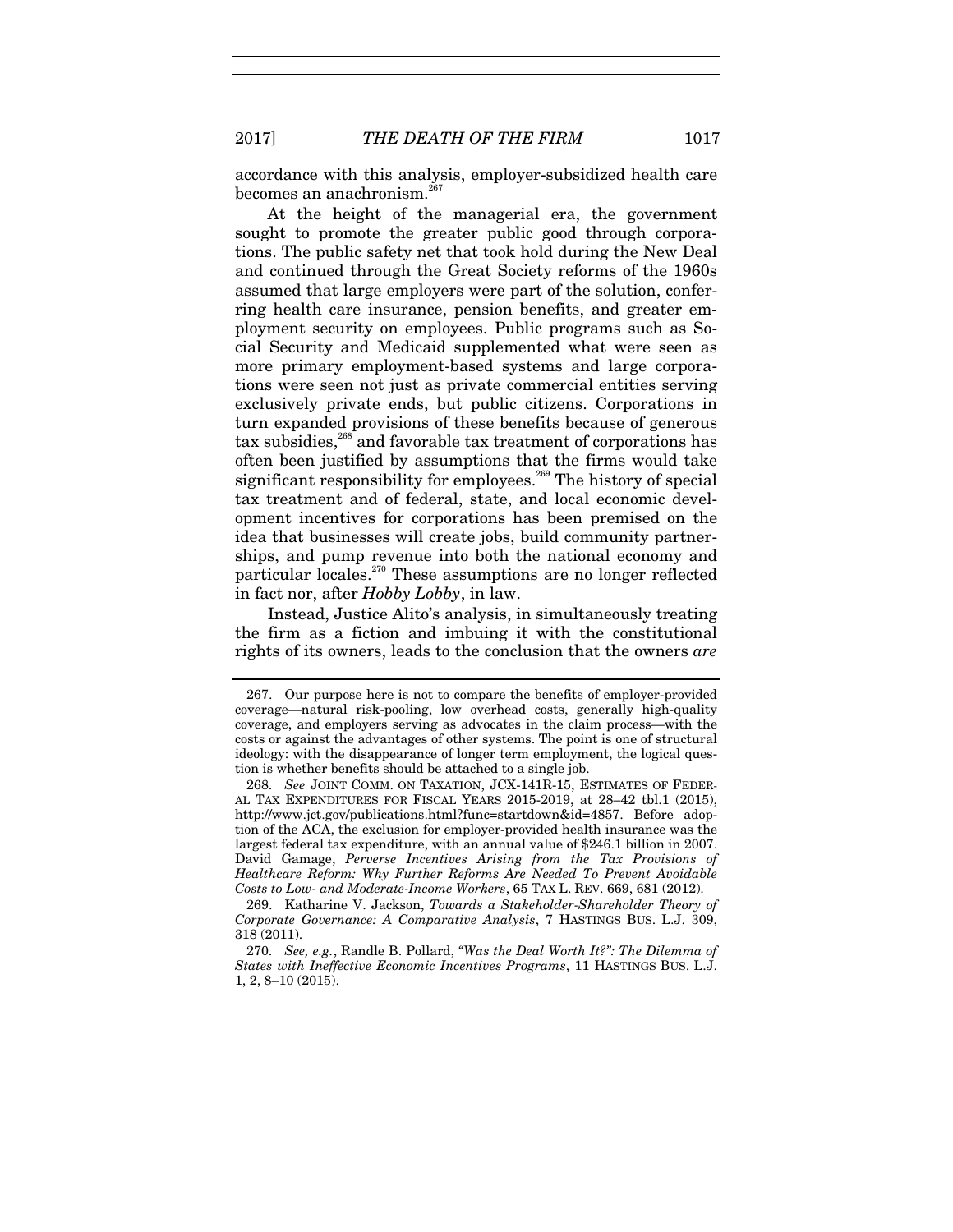accordance with this analysis, employer-subsidized health care becomes an anachronism.[267]

At the height of the managerial era, the government sought to promote the greater public good through corporations. The public safety net that took hold during the New Deal and continued through the Great Society reforms of the 1960s assumed that large employers were part of the solution, conferring health care insurance, pension benefits, and greater employment security on employees. Public programs such as Social Security and Medicaid supplemented what were seen as more primary employment-based systems and large corporations were seen not just as private commercial entities serving exclusively private ends, but public citizens. Corporations in turn expanded provisions of these benefits because of generous tax subsidies,[268] and favorable tax treatment of corporations has often been justified by assumptions that the firms would take significant responsibility for employees.[269] The history of special tax treatment and of federal, state, and local economic development incentives for corporations has been premised on the idea that businesses will create jobs, build community partnerships, and pump revenue into both the national economy and particular locales.[270] These assumptions are no longer reflected in fact nor, after *Hobby Lobby*, in law.

Instead, Justice Alito's analysis, in simultaneously treating the firm as a fiction and imbuing it with the constitutional rights of its owners, leads to the conclusion that the owners *are*

---

267. Our purpose here is not to compare the benefits of employer-provided coverage—natural risk-pooling, low overhead costs, generally high-quality coverage, and employers serving as advocates in the claim process—with the costs or against the advantages of other systems. The point is one of structural ideology: with the disappearance of longer term employment, the logical question is whether benefits should be attached to a single job.

268. *See* JOINT COMM. ON TAXATION, JCX-141R-15, ESTIMATES OF FEDERAL TAX EXPENDITURES FOR FISCAL YEARS 2015-2019, at 28–42 tbl.1 (2015), http://www.jct.gov/publications.html?func=startdown&id=4857. Before adoption of the ACA, the exclusion for employer-provided health insurance was the largest federal tax expenditure, with an annual value of $246.1 billion in 2007. David Gamage, *Perverse Incentives Arising from the Tax Provisions of Healthcare Reform: Why Further Reforms Are Needed To Prevent Avoidable Costs to Low- and Moderate-Income Workers*, 65 TAX L. REV. 669, 681 (2012).

269. Katharine V. Jackson, *Towards a Stakeholder-Shareholder Theory of Corporate Governance: A Comparative Analysis*, 7 HASTINGS BUS. L.J. 309, 318 (2011).

270. *See, e.g.*, Randle B. Pollard, *"Was the Deal Worth It?": The Dilemma of States with Ineffective Economic Incentives Programs*, 11 HASTINGS BUS. L.J. 1, 2, 8–10 (2015).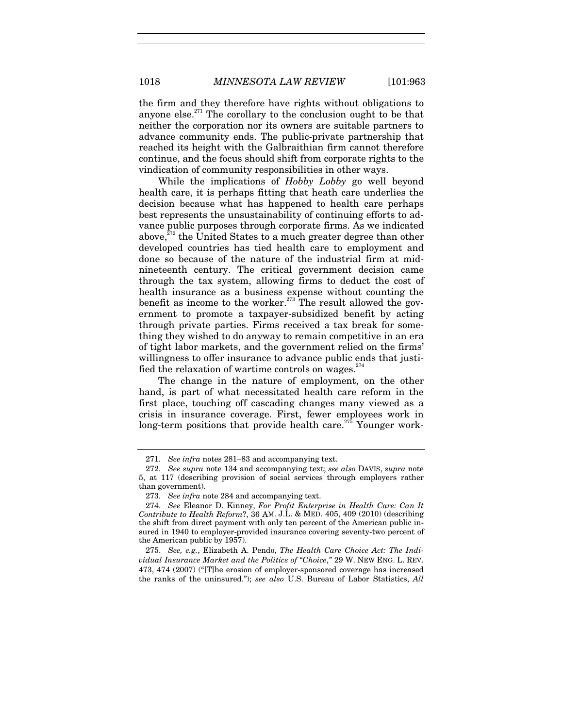the firm and they therefore have rights without obligations to anyone else.[271] The corollary to the conclusion ought to be that neither the corporation nor its owners are suitable partners to advance community ends. The public-private partnership that reached its height with the Galbraithian firm cannot therefore continue, and the focus should shift from corporate rights to the vindication of community responsibilities in other ways.

While the implications of *Hobby Lobby* go well beyond health care, it is perhaps fitting that heath care underlies the decision because what has happened to health care perhaps best represents the unsustainability of continuing efforts to advance public purposes through corporate firms. As we indicated above,[272] the United States to a much greater degree than other developed countries has tied health care to employment and done so because of the nature of the industrial firm at mid-nineteenth century. The critical government decision came through the tax system, allowing firms to deduct the cost of health insurance as a business expense without counting the benefit as income to the worker.[273] The result allowed the government to promote a taxpayer-subsidized benefit by acting through private parties. Firms received a tax break for something they wished to do anyway to remain competitive in an era of tight labor markets, and the government relied on the firms' willingness to offer insurance to advance public ends that justified the relaxation of wartime controls on wages.[274]

The change in the nature of employment, on the other hand, is part of what necessitated health care reform in the first place, touching off cascading changes many viewed as a crisis in insurance coverage. First, fewer employees work in long-term positions that provide health care.[275] Younger work-

---

271. *See infra* notes 281–83 and accompanying text.

272. *See supra* note 134 and accompanying text; *see also* DAVIS, *supra* note 5, at 117 (describing provision of social services through employers rather than government).

273. *See infra* note 284 and accompanying text.

274. *See* Eleanor D. Kinney, *For Profit Enterprise in Health Care: Can It Contribute to Health Reform?*, 36 AM. J.L. & MED. 405, 409 (2010) (describing the shift from direct payment with only ten percent of the American public insured in 1940 to employer-provided insurance covering seventy-two percent of the American public by 1957).

275. *See, e.g.*, Elizabeth A. Pendo, *The Health Care Choice Act: The Individual Insurance Market and the Politics of "Choice*,*"* 29 W. NEW ENG. L. REV. 473, 474 (2007) ("[T]he erosion of employer-sponsored coverage has increased the ranks of the uninsured."); *see also* U.S. Bureau of Labor Statistics, *All*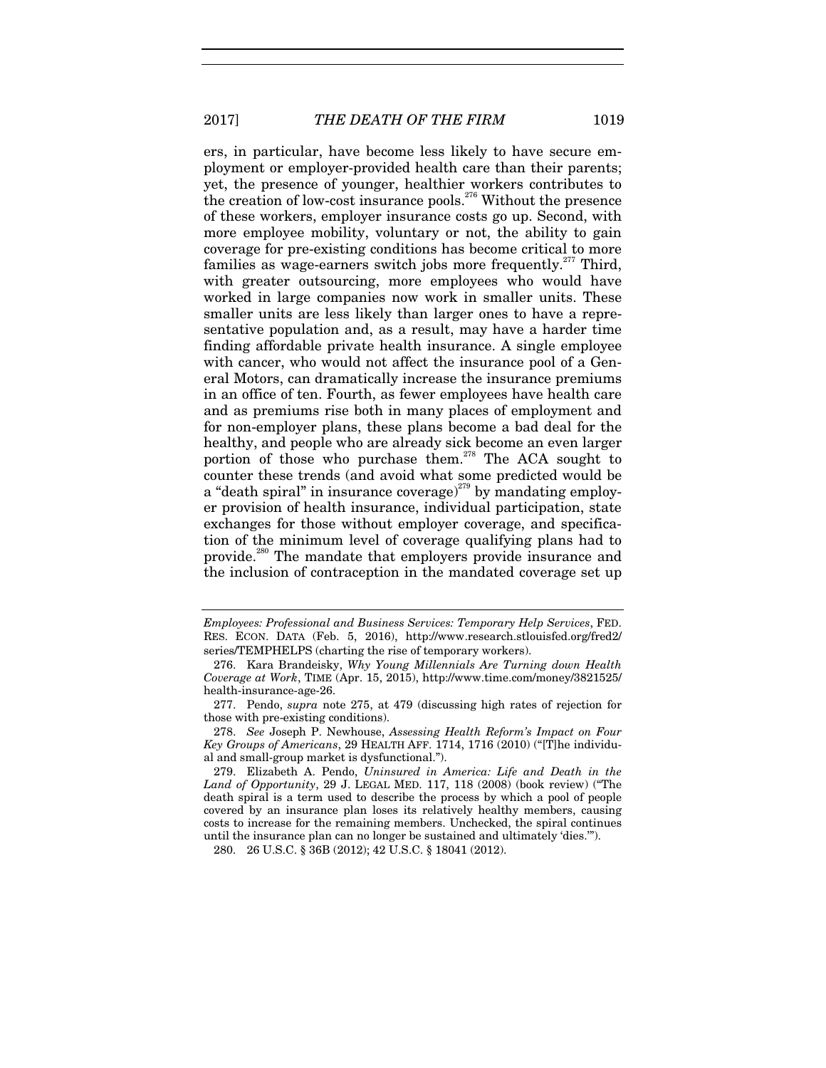ers, in particular, have become less likely to have secure employment or employer-provided health care than their parents; yet, the presence of younger, healthier workers contributes to the creation of low-cost insurance pools.[276] Without the presence of these workers, employer insurance costs go up. Second, with more employee mobility, voluntary or not, the ability to gain coverage for pre-existing conditions has become critical to more families as wage-earners switch jobs more frequently.[277] Third, with greater outsourcing, more employees who would have worked in large companies now work in smaller units. These smaller units are less likely than larger ones to have a representative population and, as a result, may have a harder time finding affordable private health insurance. A single employee with cancer, who would not affect the insurance pool of a General Motors, can dramatically increase the insurance premiums in an office of ten. Fourth, as fewer employees have health care and as premiums rise both in many places of employment and for non-employer plans, these plans become a bad deal for the healthy, and people who are already sick become an even larger portion of those who purchase them.[278] The ACA sought to counter these trends (and avoid what some predicted would be a "death spiral" in insurance coverage)[279] by mandating employer provision of health insurance, individual participation, state exchanges for those without employer coverage, and specification of the minimum level of coverage qualifying plans had to provide.[280] The mandate that employers provide insurance and the inclusion of contraception in the mandated coverage set up

---

*Employees: Professional and Business Services: Temporary Help Services*, FED. RES. ECON. DATA (Feb. 5, 2016), http://www.research.stlouisfed.org/fred2/series/TEMPHELPS (charting the rise of temporary workers).

276. Kara Brandeisky, *Why Young Millennials Are Turning down Health Coverage at Work*, TIME (Apr. 15, 2015), http://www.time.com/money/3821525/health-insurance-age-26.

277. Pendo, *supra* note 275, at 479 (discussing high rates of rejection for those with pre-existing conditions).

278. *See* Joseph P. Newhouse, *Assessing Health Reform's Impact on Four Key Groups of Americans*, 29 HEALTH AFF. 1714, 1716 (2010) ("[T]he individual and small-group market is dysfunctional.").

279. Elizabeth A. Pendo, *Uninsured in America: Life and Death in the Land of Opportunity*, 29 J. LEGAL MED. 117, 118 (2008) (book review) ("The death spiral is a term used to describe the process by which a pool of people covered by an insurance plan loses its relatively healthy members, causing costs to increase for the remaining members. Unchecked, the spiral continues until the insurance plan can no longer be sustained and ultimately 'dies.'").

280. 26 U.S.C. § 36B (2012); 42 U.S.C. § 18041 (2012).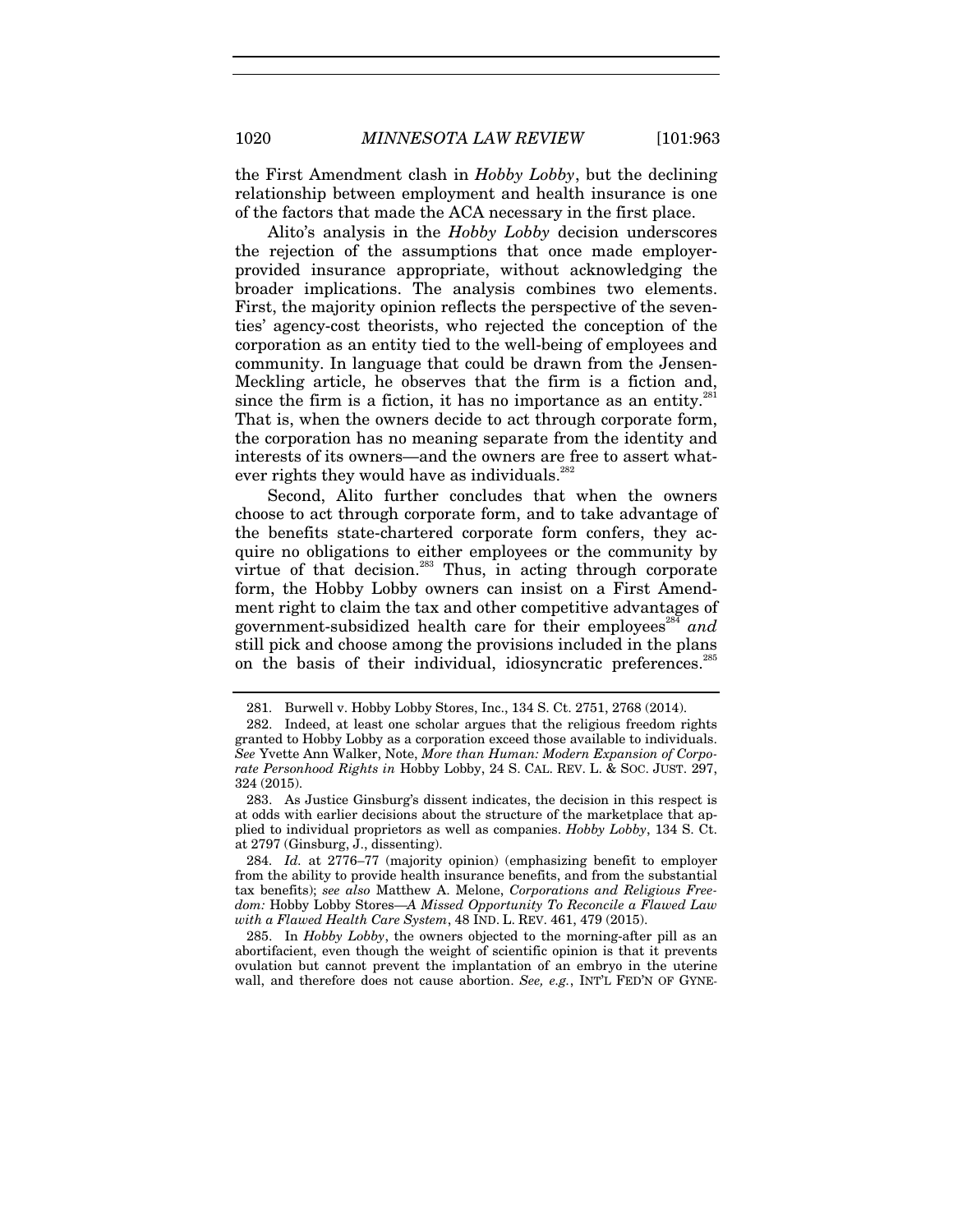the First Amendment clash in *Hobby Lobby*, but the declining relationship between employment and health insurance is one of the factors that made the ACA necessary in the first place.

Alito's analysis in the *Hobby Lobby* decision underscores the rejection of the assumptions that once made employer-provided insurance appropriate, without acknowledging the broader implications. The analysis combines two elements. First, the majority opinion reflects the perspective of the seventies' agency-cost theorists, who rejected the conception of the corporation as an entity tied to the well-being of employees and community. In language that could be drawn from the Jensen-Meckling article, he observes that the firm is a fiction and, since the firm is a fiction, it has no importance as an entity.[281] That is, when the owners decide to act through corporate form, the corporation has no meaning separate from the identity and interests of its owners—and the owners are free to assert whatever rights they would have as individuals.[282]

Second, Alito further concludes that when the owners choose to act through corporate form, and to take advantage of the benefits state-chartered corporate form confers, they acquire no obligations to either employees or the community by virtue of that decision.[283] Thus, in acting through corporate form, the Hobby Lobby owners can insist on a First Amendment right to claim the tax and other competitive advantages of government-subsidized health care for their employees[284] *and* still pick and choose among the provisions included in the plans on the basis of their individual, idiosyncratic preferences.[285]

---

281. Burwell v. Hobby Lobby Stores, Inc., 134 S. Ct. 2751, 2768 (2014).

282. Indeed, at least one scholar argues that the religious freedom rights granted to Hobby Lobby as a corporation exceed those available to individuals. *See* Yvette Ann Walker, Note, *More than Human: Modern Expansion of Corporate Personhood Rights in* Hobby Lobby, 24 S. CAL. REV. L. & SOC. JUST. 297, 324 (2015).

283. As Justice Ginsburg's dissent indicates, the decision in this respect is at odds with earlier decisions about the structure of the marketplace that applied to individual proprietors as well as companies. *Hobby Lobby*, 134 S. Ct. at 2797 (Ginsburg, J., dissenting).

284. *Id.* at 2776–77 (majority opinion) (emphasizing benefit to employer from the ability to provide health insurance benefits, and from the substantial tax benefits); *see also* Matthew A. Melone, *Corporations and Religious Freedom:* Hobby Lobby Stores—*A Missed Opportunity To Reconcile a Flawed Law with a Flawed Health Care System*, 48 IND. L. REV. 461, 479 (2015).

285. In *Hobby Lobby*, the owners objected to the morning-after pill as an abortifacient, even though the weight of scientific opinion is that it prevents ovulation but cannot prevent the implantation of an embryo in the uterine wall, and therefore does not cause abortion. *See, e.g.*, INT'L FED'N OF GYNE-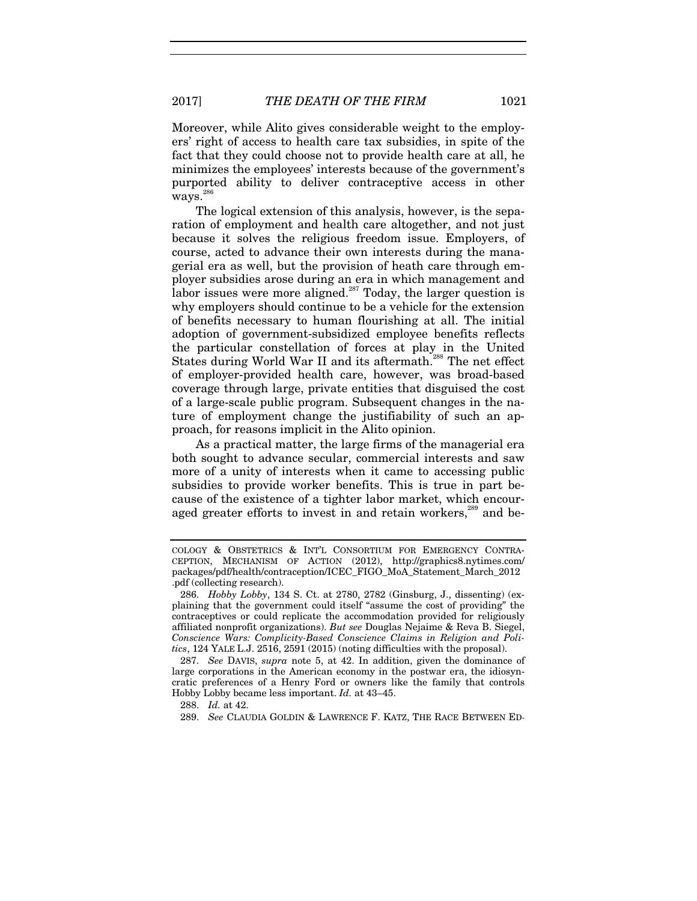Moreover, while Alito gives considerable weight to the employers' right of access to health care tax subsidies, in spite of the fact that they could choose not to provide health care at all, he minimizes the employees' interests because of the government's purported ability to deliver contraceptive access in other ways.[286]

The logical extension of this analysis, however, is the separation of employment and health care altogether, and not just because it solves the religious freedom issue. Employers, of course, acted to advance their own interests during the managerial era as well, but the provision of heath care through employer subsidies arose during an era in which management and labor issues were more aligned.[287] Today, the larger question is why employers should continue to be a vehicle for the extension of benefits necessary to human flourishing at all. The initial adoption of government-subsidized employee benefits reflects the particular constellation of forces at play in the United States during World War II and its aftermath.[288] The net effect of employer-provided health care, however, was broad-based coverage through large, private entities that disguised the cost of a large-scale public program. Subsequent changes in the nature of employment change the justifiability of such an approach, for reasons implicit in the Alito opinion.

As a practical matter, the large firms of the managerial era both sought to advance secular, commercial interests and saw more of a unity of interests when it came to accessing public subsidies to provide worker benefits. This is true in part because of the existence of a tighter labor market, which encouraged greater efforts to invest in and retain workers,[289] and be-

---

COLOGY & OBSTETRICS & INT'L CONSORTIUM FOR EMERGENCY CONTRACEPTION, MECHANISM OF ACTION (2012), http://graphics8.nytimes.com/packages/pdf/health/contraception/ICEC_FIGO_MoA_Statement_March_2012.pdf (collecting research).

286. *Hobby Lobby*, 134 S. Ct. at 2780, 2782 (Ginsburg, J., dissenting) (explaining that the government could itself "assume the cost of providing" the contraceptives or could replicate the accommodation provided for religiously affiliated nonprofit organizations). *But see* Douglas Nejaime & Reva B. Siegel, *Conscience Wars: Complicity-Based Conscience Claims in Religion and Politics*, 124 YALE L.J. 2516, 2591 (2015) (noting difficulties with the proposal).

287. *See* DAVIS, *supra* note 5, at 42. In addition, given the dominance of large corporations in the American economy in the postwar era, the idiosyncratic preferences of a Henry Ford or owners like the family that controls Hobby Lobby became less important. *Id.* at 43–45.

288. *Id.* at 42.

289. *See* CLAUDIA GOLDIN & LAWRENCE F. KATZ, THE RACE BETWEEN ED-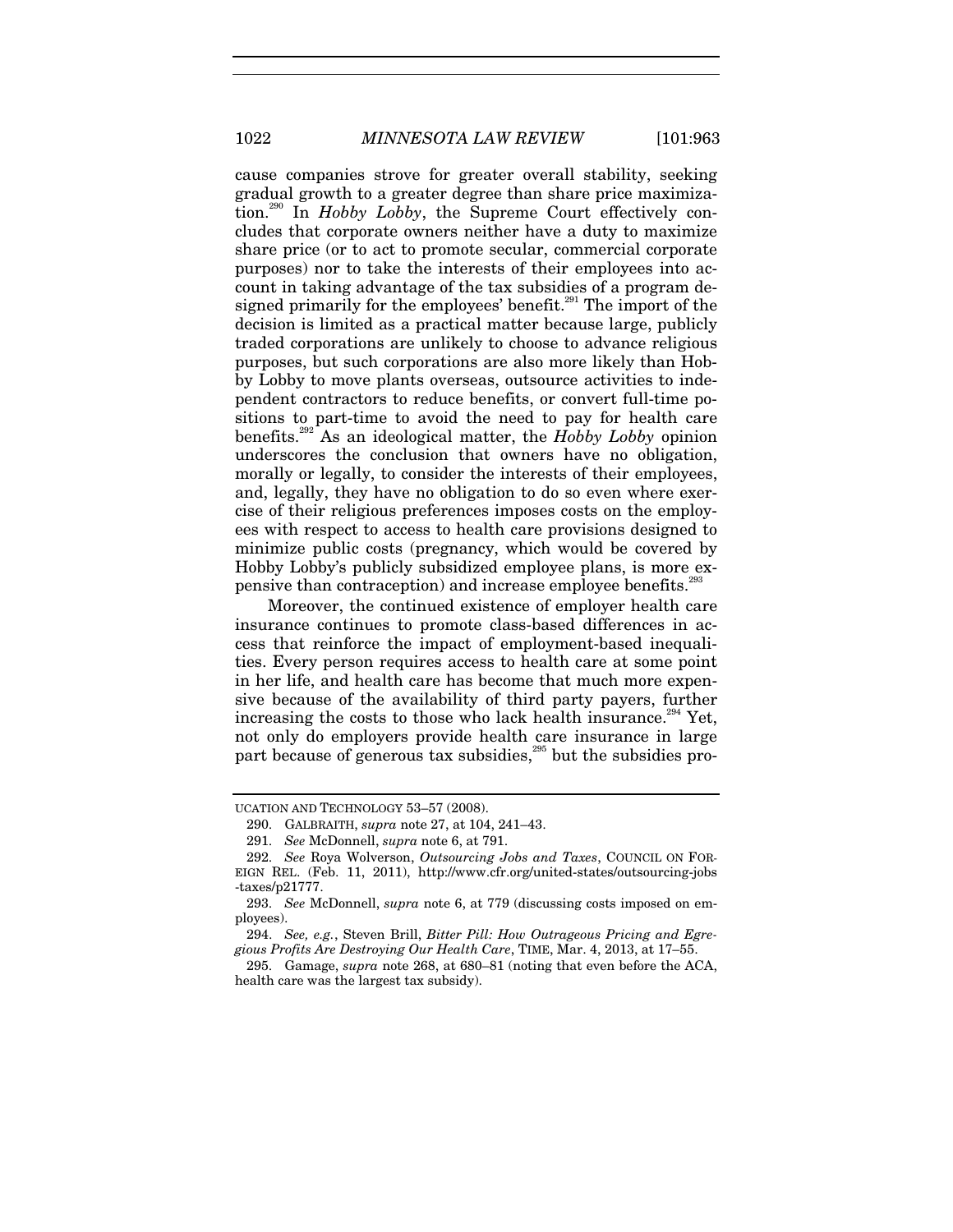cause companies strove for greater overall stability, seeking gradual growth to a greater degree than share price maximization.[290] In *Hobby Lobby*, the Supreme Court effectively concludes that corporate owners neither have a duty to maximize share price (or to act to promote secular, commercial corporate purposes) nor to take the interests of their employees into account in taking advantage of the tax subsidies of a program designed primarily for the employees' benefit.[291] The import of the decision is limited as a practical matter because large, publicly traded corporations are unlikely to choose to advance religious purposes, but such corporations are also more likely than Hobby Lobby to move plants overseas, outsource activities to independent contractors to reduce benefits, or convert full-time positions to part-time to avoid the need to pay for health care benefits.[292] As an ideological matter, the *Hobby Lobby* opinion underscores the conclusion that owners have no obligation, morally or legally, to consider the interests of their employees, and, legally, they have no obligation to do so even where exercise of their religious preferences imposes costs on the employees with respect to access to health care provisions designed to minimize public costs (pregnancy, which would be covered by Hobby Lobby's publicly subsidized employee plans, is more expensive than contraception) and increase employee benefits.[293]

Moreover, the continued existence of employer health care insurance continues to promote class-based differences in access that reinforce the impact of employment-based inequalities. Every person requires access to health care at some point in her life, and health care has become that much more expensive because of the availability of third party payers, further increasing the costs to those who lack health insurance.[294] Yet, not only do employers provide health care insurance in large part because of generous tax subsidies,[295] but the subsidies pro-

---

UCATION AND TECHNOLOGY 53–57 (2008).

290. GALBRAITH, *supra* note 27, at 104, 241–43.

291. *See* McDonnell, *supra* note 6, at 791.

292. *See* Roya Wolverson, *Outsourcing Jobs and Taxes*, COUNCIL ON FOREIGN REL. (Feb. 11, 2011), http://www.cfr.org/united-states/outsourcing-jobs-taxes/p21777.

293. *See* McDonnell, *supra* note 6, at 779 (discussing costs imposed on employees).

294. *See, e.g.*, Steven Brill, *Bitter Pill: How Outrageous Pricing and Egregious Profits Are Destroying Our Health Care*, TIME, Mar. 4, 2013, at 17–55.

295. Gamage, *supra* note 268, at 680–81 (noting that even before the ACA, health care was the largest tax subsidy).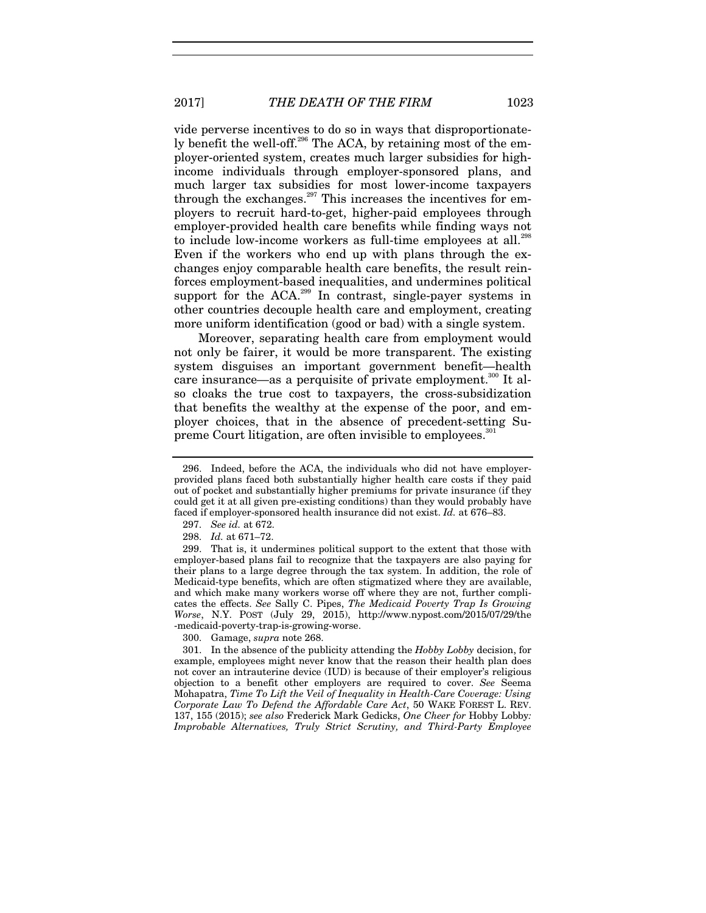vide perverse incentives to do so in ways that disproportionately benefit the well-off.[296] The ACA, by retaining most of the employer-oriented system, creates much larger subsidies for high-income individuals through employer-sponsored plans, and much larger tax subsidies for most lower-income taxpayers through the exchanges.[297] This increases the incentives for employers to recruit hard-to-get, higher-paid employees through employer-provided health care benefits while finding ways not to include low-income workers as full-time employees at all.[298] Even if the workers who end up with plans through the exchanges enjoy comparable health care benefits, the result reinforces employment-based inequalities, and undermines political support for the ACA.[299] In contrast, single-payer systems in other countries decouple health care and employment, creating more uniform identification (good or bad) with a single system.

Moreover, separating health care from employment would not only be fairer, it would be more transparent. The existing system disguises an important government benefit—health care insurance—as a perquisite of private employment.[300] It also cloaks the true cost to taxpayers, the cross-subsidization that benefits the wealthy at the expense of the poor, and employer choices, that in the absence of precedent-setting Supreme Court litigation, are often invisible to employees.[301]

---

296. Indeed, before the ACA, the individuals who did not have employer-provided plans faced both substantially higher health care costs if they paid out of pocket and substantially higher premiums for private insurance (if they could get it at all given pre-existing conditions) than they would probably have faced if employer-sponsored health insurance did not exist. *Id.* at 676–83.

297. *See id.* at 672.

298. *Id.* at 671–72.

299. That is, it undermines political support to the extent that those with employer-based plans fail to recognize that the taxpayers are also paying for their plans to a large degree through the tax system. In addition, the role of Medicaid-type benefits, which are often stigmatized where they are available, and which make many workers worse off where they are not, further complicates the effects. *See* Sally C. Pipes, *The Medicaid Poverty Trap Is Growing Worse*, N.Y. POST (July 29, 2015), http://www.nypost.com/2015/07/29/the-medicaid-poverty-trap-is-growing-worse.

300. Gamage, *supra* note 268.

301. In the absence of the publicity attending the *Hobby Lobby* decision, for example, employees might never know that the reason their health plan does not cover an intrauterine device (IUD) is because of their employer's religious objection to a benefit other employers are required to cover. *See* Seema Mohapatra, *Time To Lift the Veil of Inequality in Health-Care Coverage: Using Corporate Law To Defend the Affordable Care Act*, 50 WAKE FOREST L. REV. 137, 155 (2015); *see also* Frederick Mark Gedicks, *One Cheer for* Hobby Lobby*: Improbable Alternatives, Truly Strict Scrutiny, and Third-Party Employee*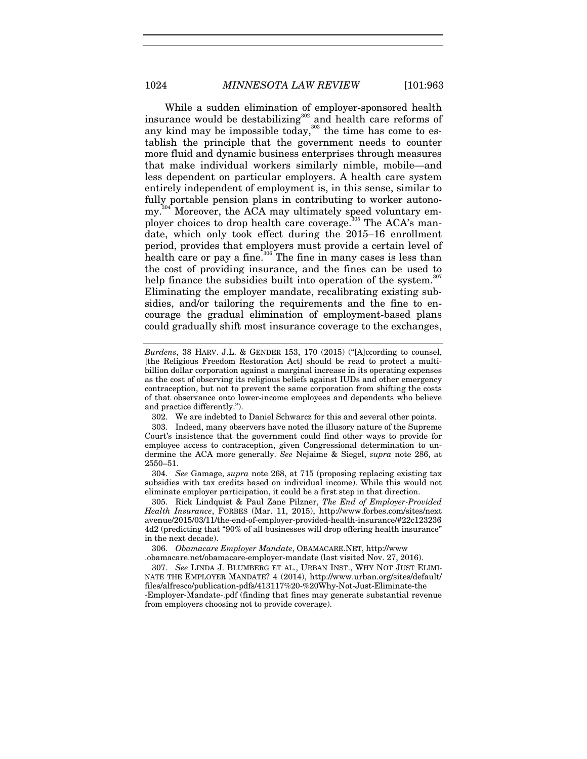While a sudden elimination of employer-sponsored health insurance would be destabilizing[302] and health care reforms of any kind may be impossible today,[303] the time has come to establish the principle that the government needs to counter more fluid and dynamic business enterprises through measures that make individual workers similarly nimble, mobile—and less dependent on particular employers. A health care system entirely independent of employment is, in this sense, similar to fully portable pension plans in contributing to worker autonomy.[304] Moreover, the ACA may ultimately speed voluntary employer choices to drop health care coverage.[305] The ACA's mandate, which only took effect during the 2015–16 enrollment period, provides that employers must provide a certain level of health care or pay a fine.[306] The fine in many cases is less than the cost of providing insurance, and the fines can be used to help finance the subsidies built into operation of the system.[307] Eliminating the employer mandate, recalibrating existing subsidies, and/or tailoring the requirements and the fine to encourage the gradual elimination of employment-based plans could gradually shift most insurance coverage to the exchanges,

---

*Burdens*, 38 HARV. J.L. & GENDER 153, 170 (2015) ("[A]ccording to counsel, [the Religious Freedom Restoration Act] should be read to protect a multi-billion dollar corporation against a marginal increase in its operating expenses as the cost of observing its religious beliefs against IUDs and other emergency contraception, but not to prevent the same corporation from shifting the costs of that observance onto lower-income employees and dependents who believe and practice differently.").

302. We are indebted to Daniel Schwarcz for this and several other points.

303. Indeed, many observers have noted the illusory nature of the Supreme Court's insistence that the government could find other ways to provide for employee access to contraception, given Congressional determination to undermine the ACA more generally. *See* Nejaime & Siegel, *supra* note 286, at 2550–51.

304. *See* Gamage, *supra* note 268, at 715 (proposing replacing existing tax subsidies with tax credits based on individual income). While this would not eliminate employer participation, it could be a first step in that direction.

305. Rick Lindquist & Paul Zane Pilzner, *The End of Employer-Provided Health Insurance*, FORBES (Mar. 11, 2015), http://www.forbes.com/sites/nextavenue/2015/03/11/the-end-of-employer-provided-health-insurance/#22c1232364d2 (predicting that "90% of all businesses will drop offering health insurance" in the next decade).

306. *Obamacare Employer Mandate*, OBAMACARE.NET, http://www.obamacare.net/obamacare-employer-mandate (last visited Nov. 27, 2016).

307. *See* LINDA J. BLUMBERG ET AL., URBAN INST., WHY NOT JUST ELIMINATE THE EMPLOYER MANDATE? 4 (2014), http://www.urban.org/sites/default/files/alfresco/publication-pdfs/413117%20-%20Why-Not-Just-Eliminate-the-Employer-Mandate-.pdf (finding that fines may generate substantial revenue from employers choosing not to provide coverage).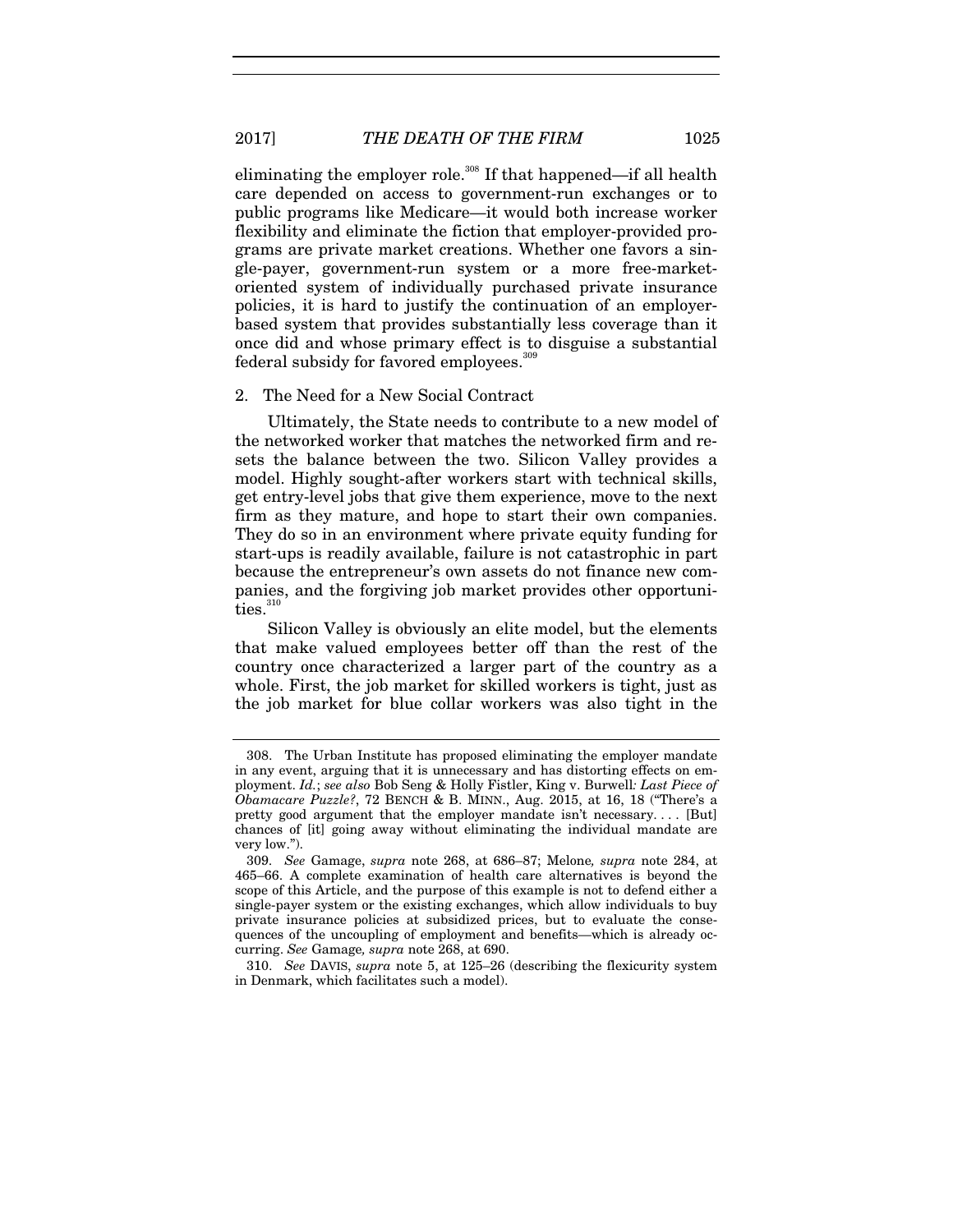eliminating the employer role.[308] If that happened—if all health care depended on access to government-run exchanges or to public programs like Medicare—it would both increase worker flexibility and eliminate the fiction that employer-provided programs are private market creations. Whether one favors a single-payer, government-run system or a more free-market-oriented system of individually purchased private insurance policies, it is hard to justify the continuation of an employer-based system that provides substantially less coverage than it once did and whose primary effect is to disguise a substantial federal subsidy for favored employees.[309]

### 2. The Need for a New Social Contract

Ultimately, the State needs to contribute to a new model of the networked worker that matches the networked firm and resets the balance between the two. Silicon Valley provides a model. Highly sought-after workers start with technical skills, get entry-level jobs that give them experience, move to the next firm as they mature, and hope to start their own companies. They do so in an environment where private equity funding for start-ups is readily available, failure is not catastrophic in part because the entrepreneur's own assets do not finance new companies, and the forgiving job market provides other opportunities.[310]

Silicon Valley is obviously an elite model, but the elements that make valued employees better off than the rest of the country once characterized a larger part of the country as a whole. First, the job market for skilled workers is tight, just as the job market for blue collar workers was also tight in the

---

308. The Urban Institute has proposed eliminating the employer mandate in any event, arguing that it is unnecessary and has distorting effects on employment. *Id.*; *see also* Bob Seng & Holly Fistler, King v. Burwell*: Last Piece of Obamacare Puzzle?*, 72 BENCH & B. MINN., Aug. 2015, at 16, 18 ("There's a pretty good argument that the employer mandate isn't necessary. . . . [But] chances of [it] going away without eliminating the individual mandate are very low.").

309. *See* Gamage, *supra* note 268, at 686–87; Melone*, supra* note 284, at 465–66. A complete examination of health care alternatives is beyond the scope of this Article, and the purpose of this example is not to defend either a single-payer system or the existing exchanges, which allow individuals to buy private insurance policies at subsidized prices, but to evaluate the consequences of the uncoupling of employment and benefits—which is already occurring. *See* Gamage*, supra* note 268, at 690.

310. *See* DAVIS, *supra* note 5, at 125–26 (describing the flexicurity system in Denmark, which facilitates such a model).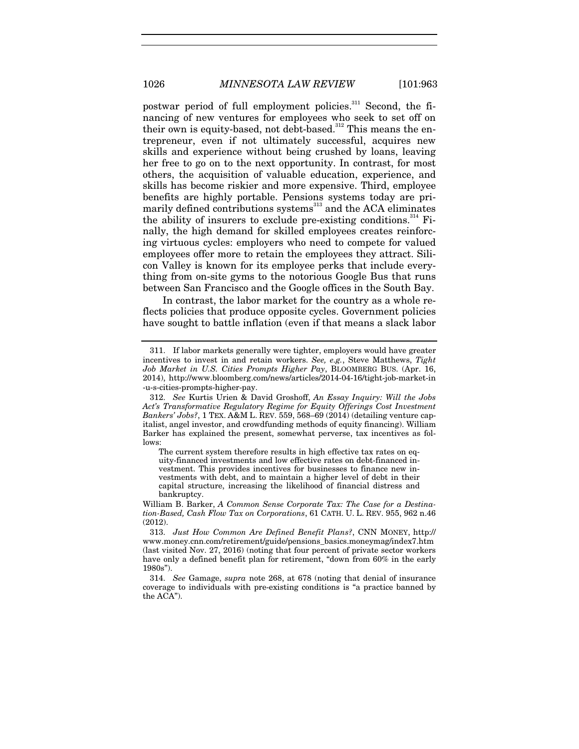postwar period of full employment policies.[311] Second, the financing of new ventures for employees who seek to set off on their own is equity-based, not debt-based.[312] This means the entrepreneur, even if not ultimately successful, acquires new skills and experience without being crushed by loans, leaving her free to go on to the next opportunity. In contrast, for most others, the acquisition of valuable education, experience, and skills has become riskier and more expensive. Third, employee benefits are highly portable. Pensions systems today are primarily defined contributions systems[313] and the ACA eliminates the ability of insurers to exclude pre-existing conditions.[314] Finally, the high demand for skilled employees creates reinforcing virtuous cycles: employers who need to compete for valued employees offer more to retain the employees they attract. Silicon Valley is known for its employee perks that include everything from on-site gyms to the notorious Google Bus that runs between San Francisco and the Google offices in the South Bay.

In contrast, the labor market for the country as a whole reflects policies that produce opposite cycles. Government policies have sought to battle inflation (even if that means a slack labor

---

311. If labor markets generally were tighter, employers would have greater incentives to invest in and retain workers. *See, e.g.*, Steve Matthews, *Tight Job Market in U.S. Cities Prompts Higher Pay*, BLOOMBERG BUS. (Apr. 16, 2014), http://www.bloomberg.com/news/articles/2014-04-16/tight-job-market-in-u-s-cities-prompts-higher-pay.

312. *See* Kurtis Urien & David Groshoff, *An Essay Inquiry: Will the Jobs Act's Transformative Regulatory Regime for Equity Offerings Cost Investment Bankers' Jobs?*, 1 TEX. A&M L. REV. 559, 568–69 (2014) (detailing venture capitalist, angel investor, and crowdfunding methods of equity financing). William Barker has explained the present, somewhat perverse, tax incentives as follows:

> The current system therefore results in high effective tax rates on equity-financed investments and low effective rates on debt-financed investment. This provides incentives for businesses to finance new investments with debt, and to maintain a higher level of debt in their capital structure, increasing the likelihood of financial distress and bankruptcy.

William B. Barker, *A Common Sense Corporate Tax: The Case for a Destination-Based, Cash Flow Tax on Corporations*, 61 CATH. U. L. REV. 955, 962 n.46 (2012).

313. *Just How Common Are Defined Benefit Plans?*, CNN MONEY, http://www.money.cnn.com/retirement/guide/pensions_basics.moneymag/index7.htm (last visited Nov. 27, 2016) (noting that four percent of private sector workers have only a defined benefit plan for retirement, "down from 60% in the early 1980s").

314. *See* Gamage, *supra* note 268, at 678 (noting that denial of insurance coverage to individuals with pre-existing conditions is "a practice banned by the ACA").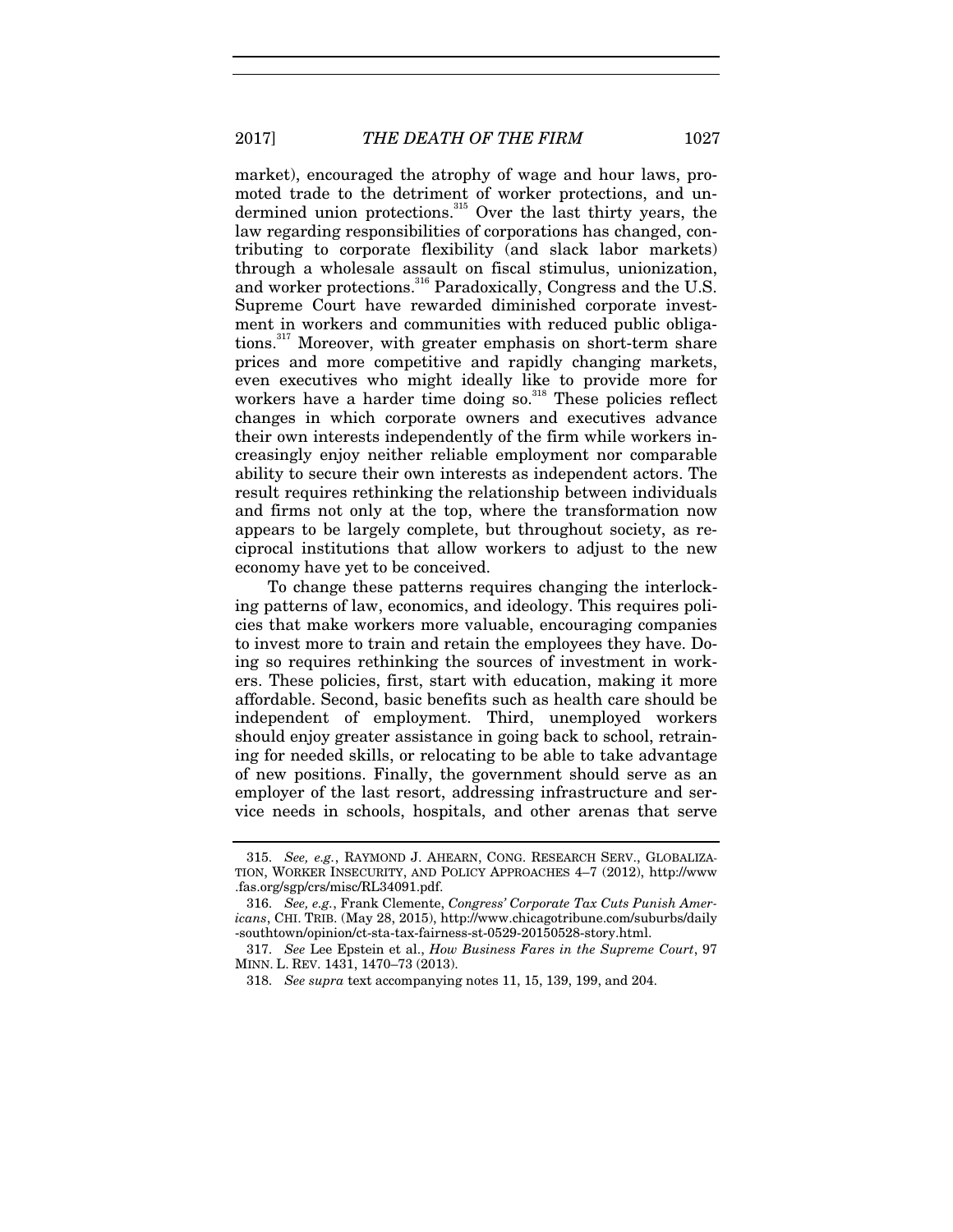market), encouraged the atrophy of wage and hour laws, promoted trade to the detriment of worker protections, and undermined union protections.[315] Over the last thirty years, the law regarding responsibilities of corporations has changed, contributing to corporate flexibility (and slack labor markets) through a wholesale assault on fiscal stimulus, unionization, and worker protections.[316] Paradoxically, Congress and the U.S. Supreme Court have rewarded diminished corporate investment in workers and communities with reduced public obligations.[317] Moreover, with greater emphasis on short-term share prices and more competitive and rapidly changing markets, even executives who might ideally like to provide more for workers have a harder time doing so.[318] These policies reflect changes in which corporate owners and executives advance their own interests independently of the firm while workers increasingly enjoy neither reliable employment nor comparable ability to secure their own interests as independent actors. The result requires rethinking the relationship between individuals and firms not only at the top, where the transformation now appears to be largely complete, but throughout society, as reciprocal institutions that allow workers to adjust to the new economy have yet to be conceived.

To change these patterns requires changing the interlocking patterns of law, economics, and ideology. This requires policies that make workers more valuable, encouraging companies to invest more to train and retain the employees they have. Doing so requires rethinking the sources of investment in workers. These policies, first, start with education, making it more affordable. Second, basic benefits such as health care should be independent of employment. Third, unemployed workers should enjoy greater assistance in going back to school, retraining for needed skills, or relocating to be able to take advantage of new positions. Finally, the government should serve as an employer of the last resort, addressing infrastructure and service needs in schools, hospitals, and other arenas that serve

315. *See, e.g.*, RAYMOND J. AHEARN, CONG. RESEARCH SERV., GLOBALIZATION, WORKER INSECURITY, AND POLICY APPROACHES 4–7 (2012), http://www.fas.org/sgp/crs/misc/RL34091.pdf.

316. *See, e.g.*, Frank Clemente, *Congress' Corporate Tax Cuts Punish Americans*, CHI. TRIB. (May 28, 2015), http://www.chicagotribune.com/suburbs/daily-southtown/opinion/ct-sta-tax-fairness-st-0529-20150528-story.html.

317. *See* Lee Epstein et al., *How Business Fares in the Supreme Court*, 97 MINN. L. REV. 1431, 1470–73 (2013).

318. *See supra* text accompanying notes 11, 15, 139, 199, and 204.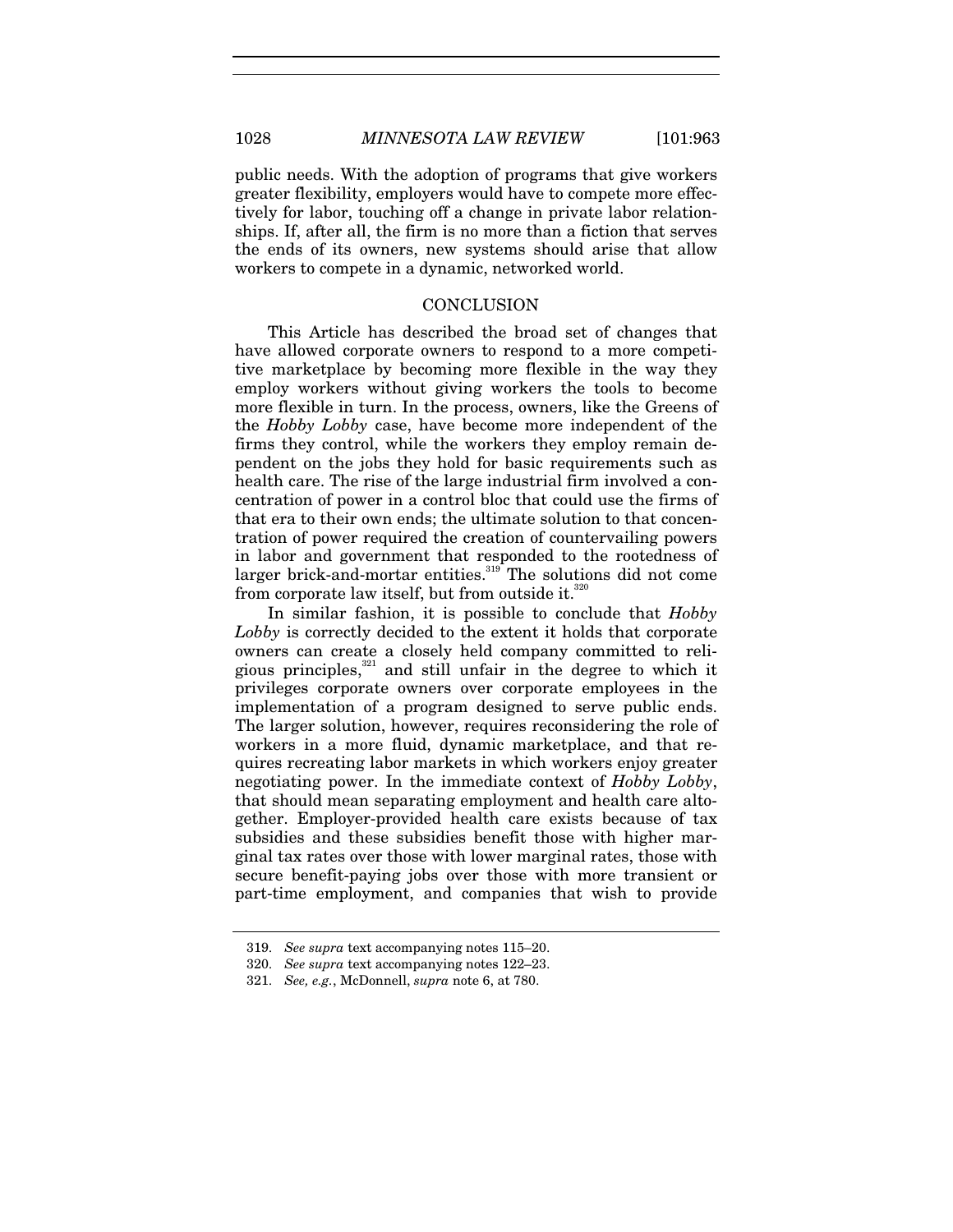public needs. With the adoption of programs that give workers greater flexibility, employers would have to compete more effectively for labor, touching off a change in private labor relationships. If, after all, the firm is no more than a fiction that serves the ends of its owners, new systems should arise that allow workers to compete in a dynamic, networked world.

## CONCLUSION

This Article has described the broad set of changes that have allowed corporate owners to respond to a more competitive marketplace by becoming more flexible in the way they employ workers without giving workers the tools to become more flexible in turn. In the process, owners, like the Greens of the *Hobby Lobby* case, have become more independent of the firms they control, while the workers they employ remain dependent on the jobs they hold for basic requirements such as health care. The rise of the large industrial firm involved a concentration of power in a control bloc that could use the firms of that era to their own ends; the ultimate solution to that concentration of power required the creation of countervailing powers in labor and government that responded to the rootedness of larger brick-and-mortar entities.[319] The solutions did not come from corporate law itself, but from outside it.[320]

In similar fashion, it is possible to conclude that *Hobby Lobby* is correctly decided to the extent it holds that corporate owners can create a closely held company committed to religious principles,[321] and still unfair in the degree to which it privileges corporate owners over corporate employees in the implementation of a program designed to serve public ends. The larger solution, however, requires reconsidering the role of workers in a more fluid, dynamic marketplace, and that requires recreating labor markets in which workers enjoy greater negotiating power. In the immediate context of *Hobby Lobby*, that should mean separating employment and health care altogether. Employer-provided health care exists because of tax subsidies and these subsidies benefit those with higher marginal tax rates over those with lower marginal rates, those with secure benefit-paying jobs over those with more transient or part-time employment, and companies that wish to provide

319. *See supra* text accompanying notes 115–20.

320. *See supra* text accompanying notes 122–23.

321. *See, e.g.*, McDonnell, *supra* note 6, at 780.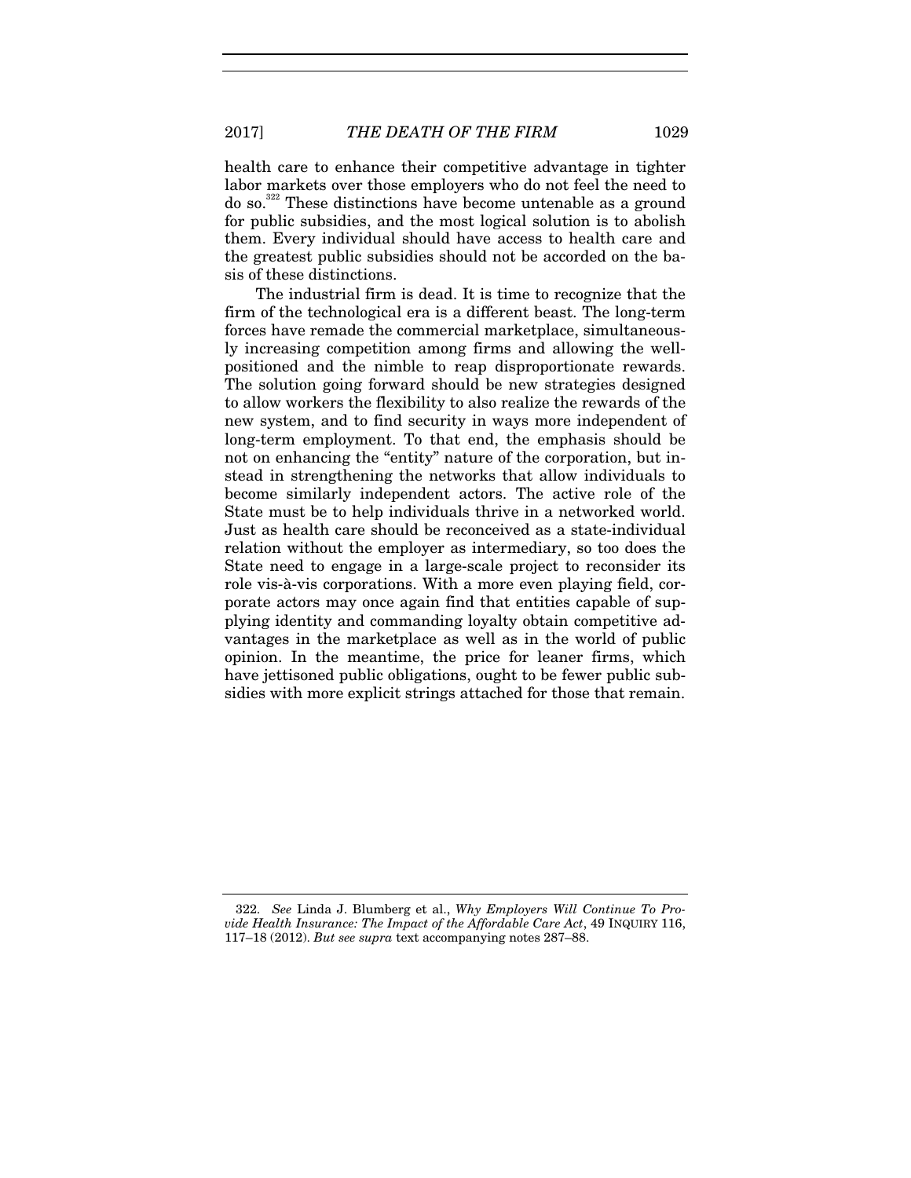health care to enhance their competitive advantage in tighter labor markets over those employers who do not feel the need to do so.[322] These distinctions have become untenable as a ground for public subsidies, and the most logical solution is to abolish them. Every individual should have access to health care and the greatest public subsidies should not be accorded on the basis of these distinctions.

The industrial firm is dead. It is time to recognize that the firm of the technological era is a different beast. The long-term forces have remade the commercial marketplace, simultaneously increasing competition among firms and allowing the well-positioned and the nimble to reap disproportionate rewards. The solution going forward should be new strategies designed to allow workers the flexibility to also realize the rewards of the new system, and to find security in ways more independent of long-term employment. To that end, the emphasis should be not on enhancing the "entity" nature of the corporation, but instead in strengthening the networks that allow individuals to become similarly independent actors. The active role of the State must be to help individuals thrive in a networked world. Just as health care should be reconceived as a state-individual relation without the employer as intermediary, so too does the State need to engage in a large-scale project to reconsider its role vis-à-vis corporations. With a more even playing field, corporate actors may once again find that entities capable of supplying identity and commanding loyalty obtain competitive advantages in the marketplace as well as in the world of public opinion. In the meantime, the price for leaner firms, which have jettisoned public obligations, ought to be fewer public subsidies with more explicit strings attached for those that remain.

---

322. *See* Linda J. Blumberg et al., *Why Employers Will Continue To Provide Health Insurance: The Impact of the Affordable Care Act*, 49 INQUIRY 116, 117–18 (2012). *But see supra* text accompanying notes 287–88.